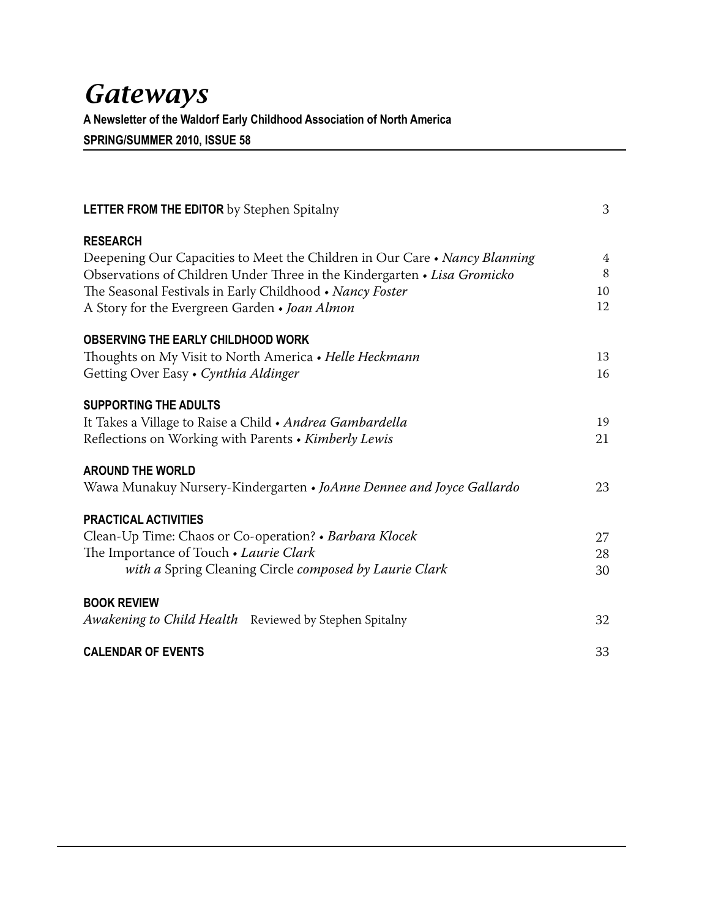# *Gateways*

**A Newsletter of the Waldorf Early Childhood Association of North America**

**SPRING/SUMMER 2010, ISSUE 58**

**LETTER FROM THE EDITOR** by Stephen Spitalny 3

**RESEARCH**

Deepening Our Capacities to Meet the Children in Our Care • *Nancy Blanning* 4

Observations of Children Under Three in the Kindergarten • *Lisa Gromicko* 8

The Seasonal Festivals in Early Childhood • *Nancy Foster* 10

A Story for the Evergreen Garden • *Joan Almon* 12

**OBSERVING THE EARLY CHILDHOOD WORK**

Thoughts on My Visit to North America • *Helle Heckmann* 13

Getting Over Easy • *Cynthia Aldinger* 16

**SUPPORTING THE ADULTS**

It Takes a Village to Raise a Child • *Andrea Gambardella* 19

Reflections on Working with Parents • *Kimberly Lewis* 21

**AROUND THE WORLD**

Wawa Munakuy Nursery-Kindergarten • *JoAnne Dennee and Joyce Gallardo* 23

**PRACTICAL ACTIVITIES**

Clean-Up Time: Chaos or Co-operation? • *Barbara Klocek* 27

The Importance of Touch • *Laurie Clark* 28

*with a* Spring Cleaning Circle *composed by Laurie Clark* 30

**BOOK REVIEW**

*Awakening to Child Health* Reviewed by Stephen Spitalny 32

**CALENDAR OF EVENTS** 33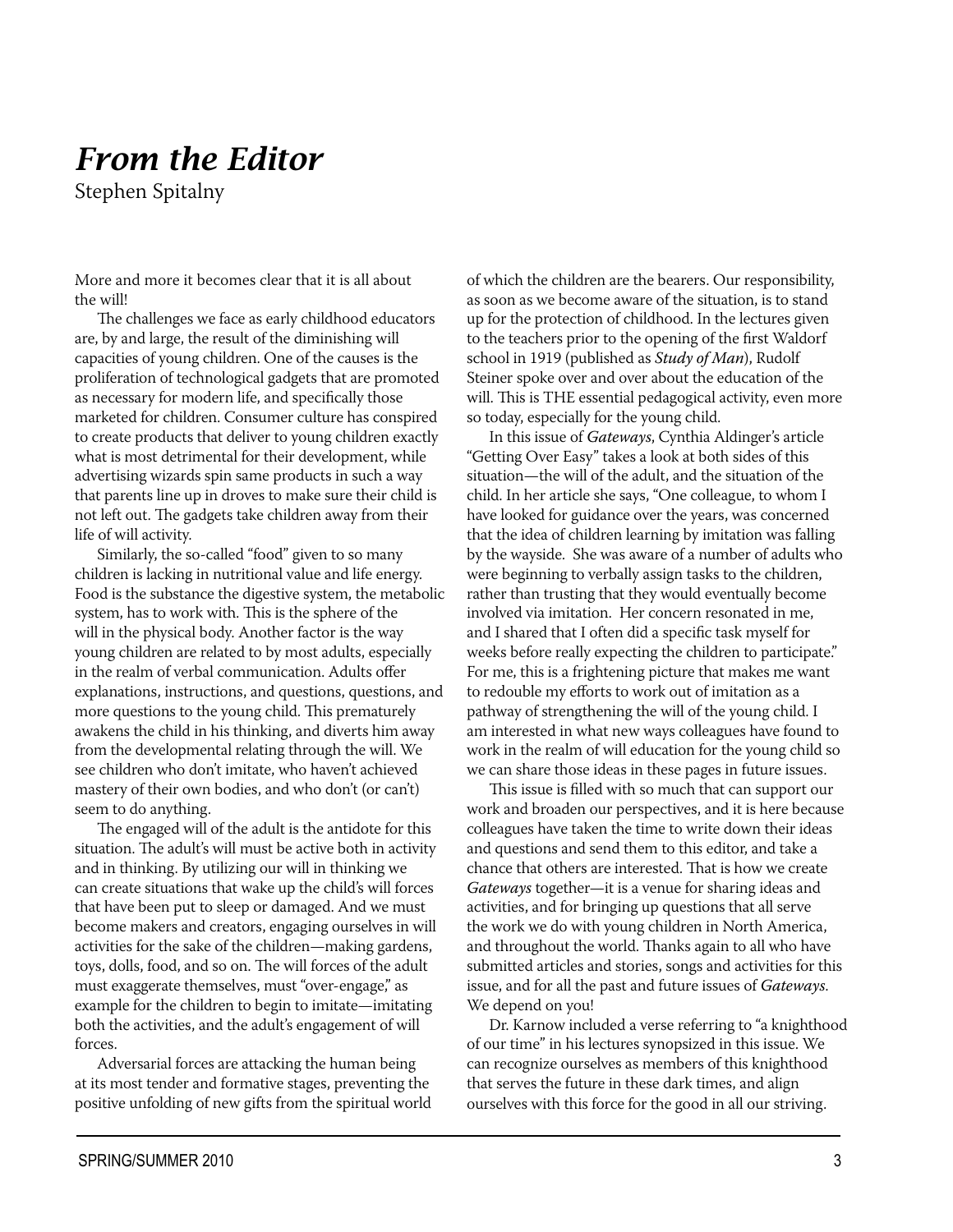# *From the Editor*

Stephen Spitalny

More and more it becomes clear that it is all about the will!

The challenges we face as early childhood educators are, by and large, the result of the diminishing will capacities of young children. One of the causes is the proliferation of technological gadgets that are promoted as necessary for modern life, and specifically those marketed for children. Consumer culture has conspired to create products that deliver to young children exactly what is most detrimental for their development, while advertising wizards spin same products in such a way that parents line up in droves to make sure their child is not left out. The gadgets take children away from their life of will activity.

Similarly, the so-called "food" given to so many children is lacking in nutritional value and life energy. Food is the substance the digestive system, the metabolic system, has to work with. This is the sphere of the will in the physical body. Another factor is the way young children are related to by most adults, especially in the realm of verbal communication. Adults offer explanations, instructions, and questions, questions, and more questions to the young child. This prematurely awakens the child in his thinking, and diverts him away from the developmental relating through the will. We see children who don't imitate, who haven't achieved mastery of their own bodies, and who don't (or can't) seem to do anything.

The engaged will of the adult is the antidote for this situation. The adult's will must be active both in activity and in thinking. By utilizing our will in thinking we can create situations that wake up the child's will forces that have been put to sleep or damaged. And we must become makers and creators, engaging ourselves in will activities for the sake of the children—making gardens, toys, dolls, food, and so on. The will forces of the adult must exaggerate themselves, must "over-engage," as example for the children to begin to imitate—imitating both the activities, and the adult's engagement of will forces.

Adversarial forces are attacking the human being at its most tender and formative stages, preventing the positive unfolding of new gifts from the spiritual world of which the children are the bearers. Our responsibility, as soon as we become aware of the situation, is to stand up for the protection of childhood. In the lectures given to the teachers prior to the opening of the first Waldorf school in 1919 (published as ***Study of Man***), Rudolf Steiner spoke over and over about the education of the will. This is THE essential pedagogical activity, even more so today, especially for the young child.

In this issue of ***Gateways***, Cynthia Aldinger's article "Getting Over Easy" takes a look at both sides of this situation—the will of the adult, and the situation of the child. In her article she says, "One colleague, to whom I have looked for guidance over the years, was concerned that the idea of children learning by imitation was falling by the wayside. She was aware of a number of adults who were beginning to verbally assign tasks to the children, rather than trusting that they would eventually become involved via imitation. Her concern resonated in me, and I shared that I often did a specific task myself for weeks before really expecting the children to participate." For me, this is a frightening picture that makes me want to redouble my efforts to work out of imitation as a pathway of strengthening the will of the young child. I am interested in what new ways colleagues have found to work in the realm of will education for the young child so we can share those ideas in these pages in future issues.

This issue is filled with so much that can support our work and broaden our perspectives, and it is here because colleagues have taken the time to write down their ideas and questions and send them to this editor, and take a chance that others are interested. That is how we create *Gateways* together—it is a venue for sharing ideas and activities, and for bringing up questions that all serve the work we do with young children in North America, and throughout the world. Thanks again to all who have submitted articles and stories, songs and activities for this issue, and for all the past and future issues of *Gateways*. We depend on you!

Dr. Karnow included a verse referring to "a knighthood of our time" in his lectures synopsized in this issue. We can recognize ourselves as members of this knighthood that serves the future in these dark times, and align ourselves with this force for the good in all our striving.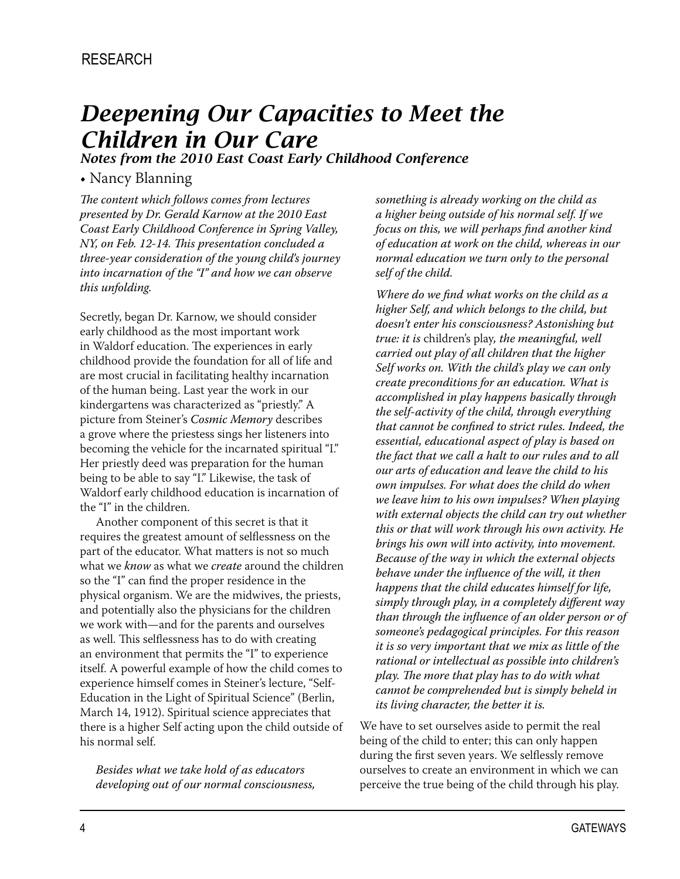RESEARCH

# *Deepening Our Capacities to Meet the Children in Our Care*

### *Notes from the 2010 East Coast Early Childhood Conference*

• Nancy Blanning

*The content which follows comes from lectures presented by Dr. Gerald Karnow at the 2010 East Coast Early Childhood Conference in Spring Valley, NY, on Feb. 12-14. This presentation concluded a three-year consideration of the young child's journey into incarnation of the "I" and how we can observe this unfolding.*

Secretly, began Dr. Karnow, we should consider early childhood as the most important work in Waldorf education. The experiences in early childhood provide the foundation for all of life and are most crucial in facilitating healthy incarnation of the human being. Last year the work in our kindergartens was characterized as "priestly." A picture from Steiner's *Cosmic Memory* describes a grove where the priestess sings her listeners into becoming the vehicle for the incarnated spiritual "I." Her priestly deed was preparation for the human being to be able to say "I." Likewise, the task of Waldorf early childhood education is incarnation of the "I" in the children.

Another component of this secret is that it requires the greatest amount of selflessness on the part of the educator. What matters is not so much what we *know* as what we *create* around the children so the "I" can find the proper residence in the physical organism. We are the midwives, the priests, and potentially also the physicians for the children we work with—and for the parents and ourselves as well. This selflessness has to do with creating an environment that permits the "I" to experience itself. A powerful example of how the child comes to experience himself comes in Steiner's lecture, "Self-Education in the Light of Spiritual Science" (Berlin, March 14, 1912). Spiritual science appreciates that there is a higher Self acting upon the child outside of his normal self.

> *Besides what we take hold of as educators developing out of our normal consciousness, something is already working on the child as a higher being outside of his normal self. If we focus on this, we will perhaps find another kind of education at work on the child, whereas in our normal education we turn only to the personal self of the child.*
>
> *Where do we find what works on the child as a higher Self, and which belongs to the child, but doesn't enter his consciousness? Astonishing but true: it is* children's play*, the meaningful, well carried out play of all children that the higher Self works on. With the child's play we can only create preconditions for an education. What is accomplished in play happens basically through the self-activity of the child, through everything that cannot be confined to strict rules. Indeed, the essential, educational aspect of play is based on the fact that we call a halt to our rules and to all our arts of education and leave the child to his own impulses. For what does the child do when we leave him to his own impulses? When playing with external objects the child can try out whether this or that will work through his own activity. He brings his own will into activity, into movement. Because of the way in which the external objects behave under the influence of the will, it then happens that the child educates himself for life, simply through play, in a completely different way than through the influence of an older person or of someone's pedagogical principles. For this reason it is so very important that we mix as little of the rational or intellectual as possible into children's play. The more that play has to do with what cannot be comprehended but is simply beheld in its living character, the better it is.*

We have to set ourselves aside to permit the real being of the child to enter; this can only happen during the first seven years. We selflessly remove ourselves to create an environment in which we can perceive the true being of the child through his play.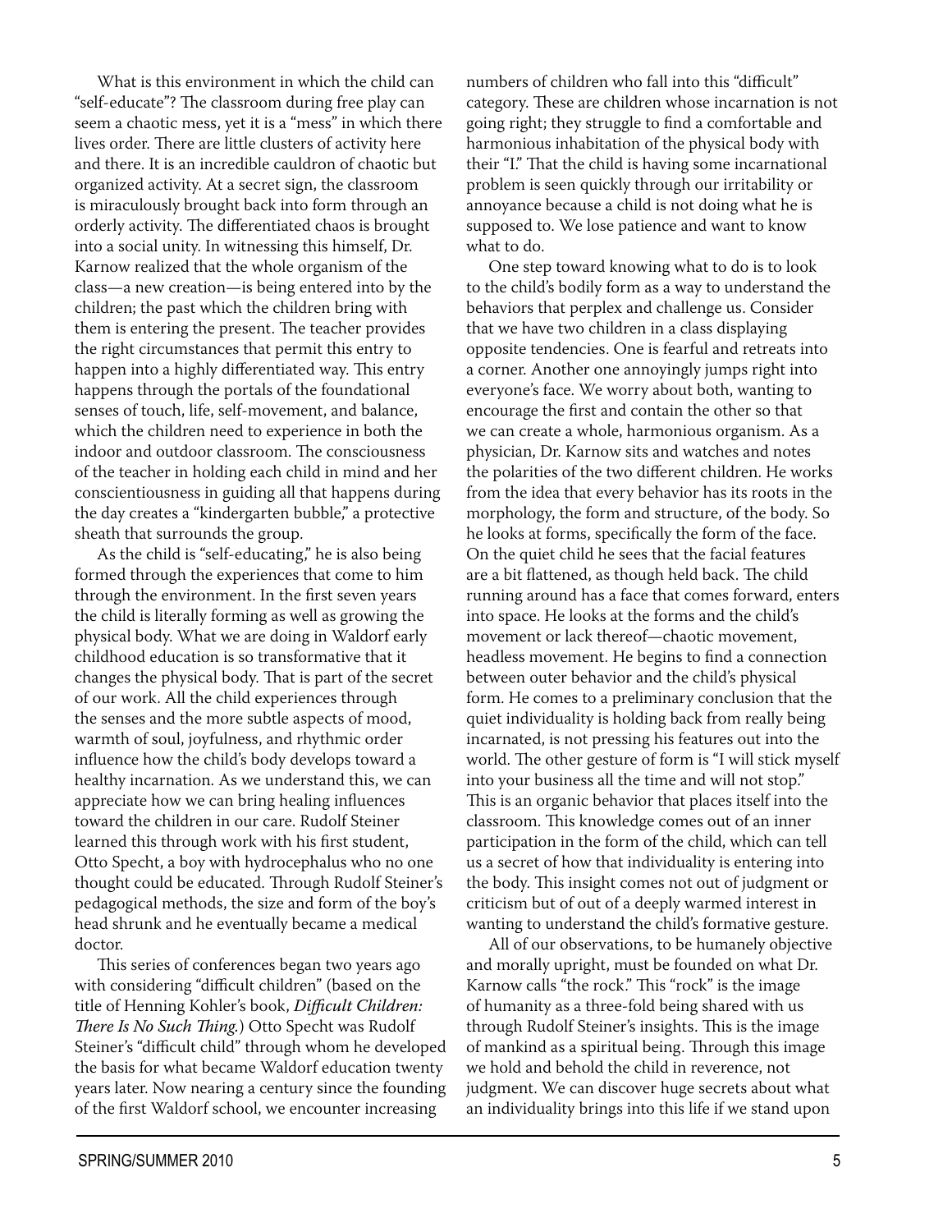What is this environment in which the child can "self-educate"? The classroom during free play can seem a chaotic mess, yet it is a "mess" in which there lives order. There are little clusters of activity here and there. It is an incredible cauldron of chaotic but organized activity. At a secret sign, the classroom is miraculously brought back into form through an orderly activity. The differentiated chaos is brought into a social unity. In witnessing this himself, Dr. Karnow realized that the whole organism of the class—a new creation—is being entered into by the children; the past which the children bring with them is entering the present. The teacher provides the right circumstances that permit this entry to happen into a highly differentiated way. This entry happens through the portals of the foundational senses of touch, life, self-movement, and balance, which the children need to experience in both the indoor and outdoor classroom. The consciousness of the teacher in holding each child in mind and her conscientiousness in guiding all that happens during the day creates a "kindergarten bubble," a protective sheath that surrounds the group.

As the child is "self-educating," he is also being formed through the experiences that come to him through the environment. In the first seven years the child is literally forming as well as growing the physical body. What we are doing in Waldorf early childhood education is so transformative that it changes the physical body. That is part of the secret of our work. All the child experiences through the senses and the more subtle aspects of mood, warmth of soul, joyfulness, and rhythmic order influence how the child's body develops toward a healthy incarnation. As we understand this, we can appreciate how we can bring healing influences toward the children in our care. Rudolf Steiner learned this through work with his first student, Otto Specht, a boy with hydrocephalus who no one thought could be educated. Through Rudolf Steiner's pedagogical methods, the size and form of the boy's head shrunk and he eventually became a medical doctor.

This series of conferences began two years ago with considering "difficult children" (based on the title of Henning Kohler's book, *Difficult Children: There Is No Such Thing.*) Otto Specht was Rudolf Steiner's "difficult child" through whom he developed the basis for what became Waldorf education twenty years later. Now nearing a century since the founding of the first Waldorf school, we encounter increasing numbers of children who fall into this "difficult" category. These are children whose incarnation is not going right; they struggle to find a comfortable and harmonious inhabitation of the physical body with their "I." That the child is having some incarnational problem is seen quickly through our irritability or annoyance because a child is not doing what he is supposed to. We lose patience and want to know what to do.

One step toward knowing what to do is to look to the child's bodily form as a way to understand the behaviors that perplex and challenge us. Consider that we have two children in a class displaying opposite tendencies. One is fearful and retreats into a corner. Another one annoyingly jumps right into everyone's face. We worry about both, wanting to encourage the first and contain the other so that we can create a whole, harmonious organism. As a physician, Dr. Karnow sits and watches and notes the polarities of the two different children. He works from the idea that every behavior has its roots in the morphology, the form and structure, of the body. So he looks at forms, specifically the form of the face. On the quiet child he sees that the facial features are a bit flattened, as though held back. The child running around has a face that comes forward, enters into space. He looks at the forms and the child's movement or lack thereof—chaotic movement, headless movement. He begins to find a connection between outer behavior and the child's physical form. He comes to a preliminary conclusion that the quiet individuality is holding back from really being incarnated, is not pressing his features out into the world. The other gesture of form is "I will stick myself into your business all the time and will not stop." This is an organic behavior that places itself into the classroom. This knowledge comes out of an inner participation in the form of the child, which can tell us a secret of how that individuality is entering into the body. This insight comes not out of judgment or criticism but of out of a deeply warmed interest in wanting to understand the child's formative gesture.

All of our observations, to be humanely objective and morally upright, must be founded on what Dr. Karnow calls "the rock." This "rock" is the image of humanity as a three-fold being shared with us through Rudolf Steiner's insights. This is the image of mankind as a spiritual being. Through this image we hold and behold the child in reverence, not judgment. We can discover huge secrets about what an individuality brings into this life if we stand upon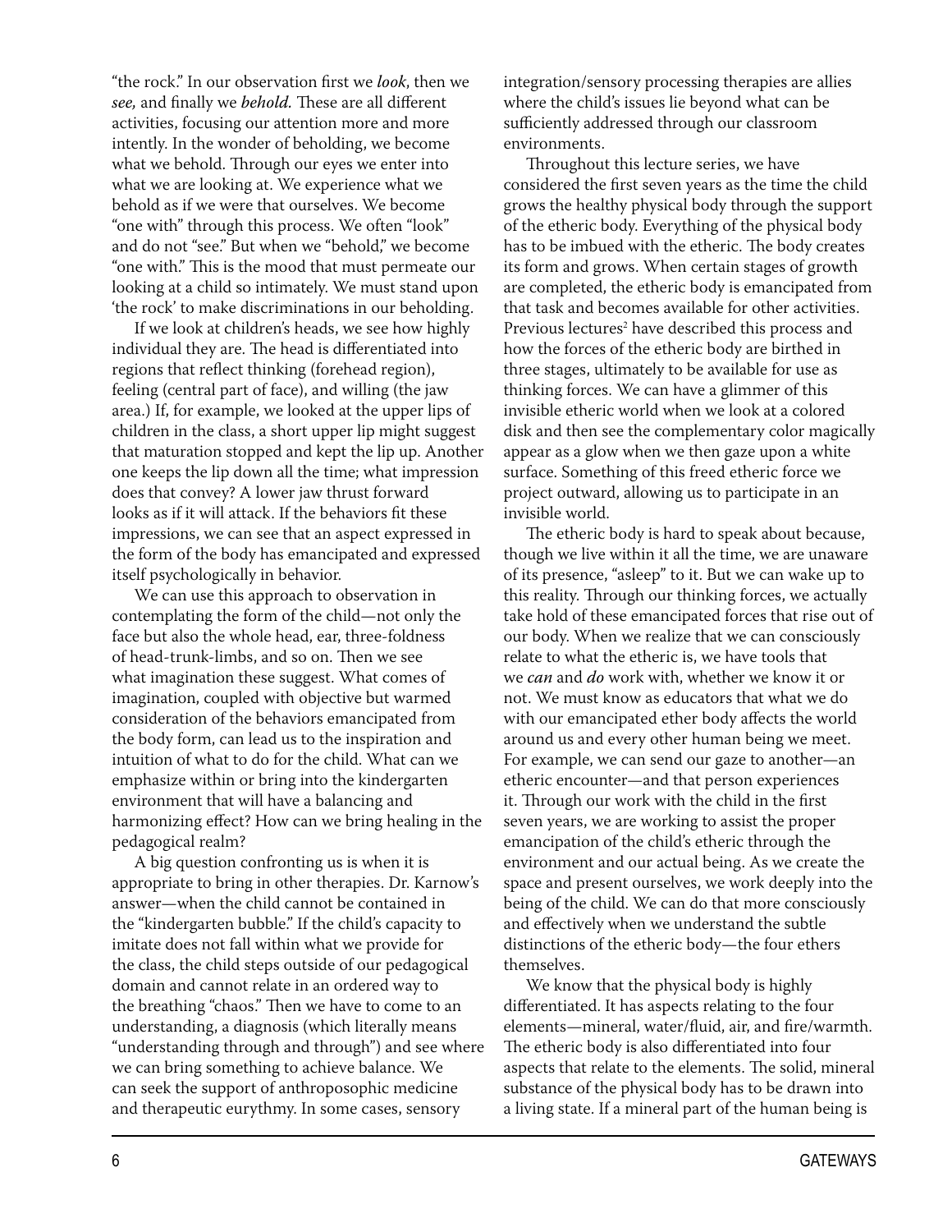"the rock." In our observation first we *look*, then we *see,* and finally we *behold.* These are all different activities, focusing our attention more and more intently. In the wonder of beholding, we become what we behold. Through our eyes we enter into what we are looking at. We experience what we behold as if we were that ourselves. We become "one with" through this process. We often "look" and do not "see." But when we "behold," we become "one with." This is the mood that must permeate our looking at a child so intimately. We must stand upon 'the rock' to make discriminations in our beholding.

If we look at children's heads, we see how highly individual they are. The head is differentiated into regions that reflect thinking (forehead region), feeling (central part of face), and willing (the jaw area.) If, for example, we looked at the upper lips of children in the class, a short upper lip might suggest that maturation stopped and kept the lip up. Another one keeps the lip down all the time; what impression does that convey? A lower jaw thrust forward looks as if it will attack. If the behaviors fit these impressions, we can see that an aspect expressed in the form of the body has emancipated and expressed itself psychologically in behavior.

We can use this approach to observation in contemplating the form of the child—not only the face but also the whole head, ear, three-foldness of head-trunk-limbs, and so on. Then we see what imagination these suggest. What comes of imagination, coupled with objective but warmed consideration of the behaviors emancipated from the body form, can lead us to the inspiration and intuition of what to do for the child. What can we emphasize within or bring into the kindergarten environment that will have a balancing and harmonizing effect? How can we bring healing in the pedagogical realm?

A big question confronting us is when it is appropriate to bring in other therapies. Dr. Karnow's answer—when the child cannot be contained in the "kindergarten bubble." If the child's capacity to imitate does not fall within what we provide for the class, the child steps outside of our pedagogical domain and cannot relate in an ordered way to the breathing "chaos." Then we have to come to an understanding, a diagnosis (which literally means "understanding through and through") and see where we can bring something to achieve balance. We can seek the support of anthroposophic medicine and therapeutic eurythmy. In some cases, sensory integration/sensory processing therapies are allies where the child's issues lie beyond what can be sufficiently addressed through our classroom environments.

Throughout this lecture series, we have considered the first seven years as the time the child grows the healthy physical body through the support of the etheric body. Everything of the physical body has to be imbued with the etheric. The body creates its form and grows. When certain stages of growth are completed, the etheric body is emancipated from that task and becomes available for other activities. Previous lectures[2] have described this process and how the forces of the etheric body are birthed in three stages, ultimately to be available for use as thinking forces. We can have a glimmer of this invisible etheric world when we look at a colored disk and then see the complementary color magically appear as a glow when we then gaze upon a white surface. Something of this freed etheric force we project outward, allowing us to participate in an invisible world.

The etheric body is hard to speak about because, though we live within it all the time, we are unaware of its presence, "asleep" to it. But we can wake up to this reality. Through our thinking forces, we actually take hold of these emancipated forces that rise out of our body. When we realize that we can consciously relate to what the etheric is, we have tools that we *can* and *do* work with, whether we know it or not. We must know as educators that what we do with our emancipated ether body affects the world around us and every other human being we meet. For example, we can send our gaze to another—an etheric encounter—and that person experiences it. Through our work with the child in the first seven years, we are working to assist the proper emancipation of the child's etheric through the environment and our actual being. As we create the space and present ourselves, we work deeply into the being of the child. We can do that more consciously and effectively when we understand the subtle distinctions of the etheric body—the four ethers themselves.

We know that the physical body is highly differentiated. It has aspects relating to the four elements—mineral, water/fluid, air, and fire/warmth. The etheric body is also differentiated into four aspects that relate to the elements. The solid, mineral substance of the physical body has to be drawn into a living state. If a mineral part of the human being is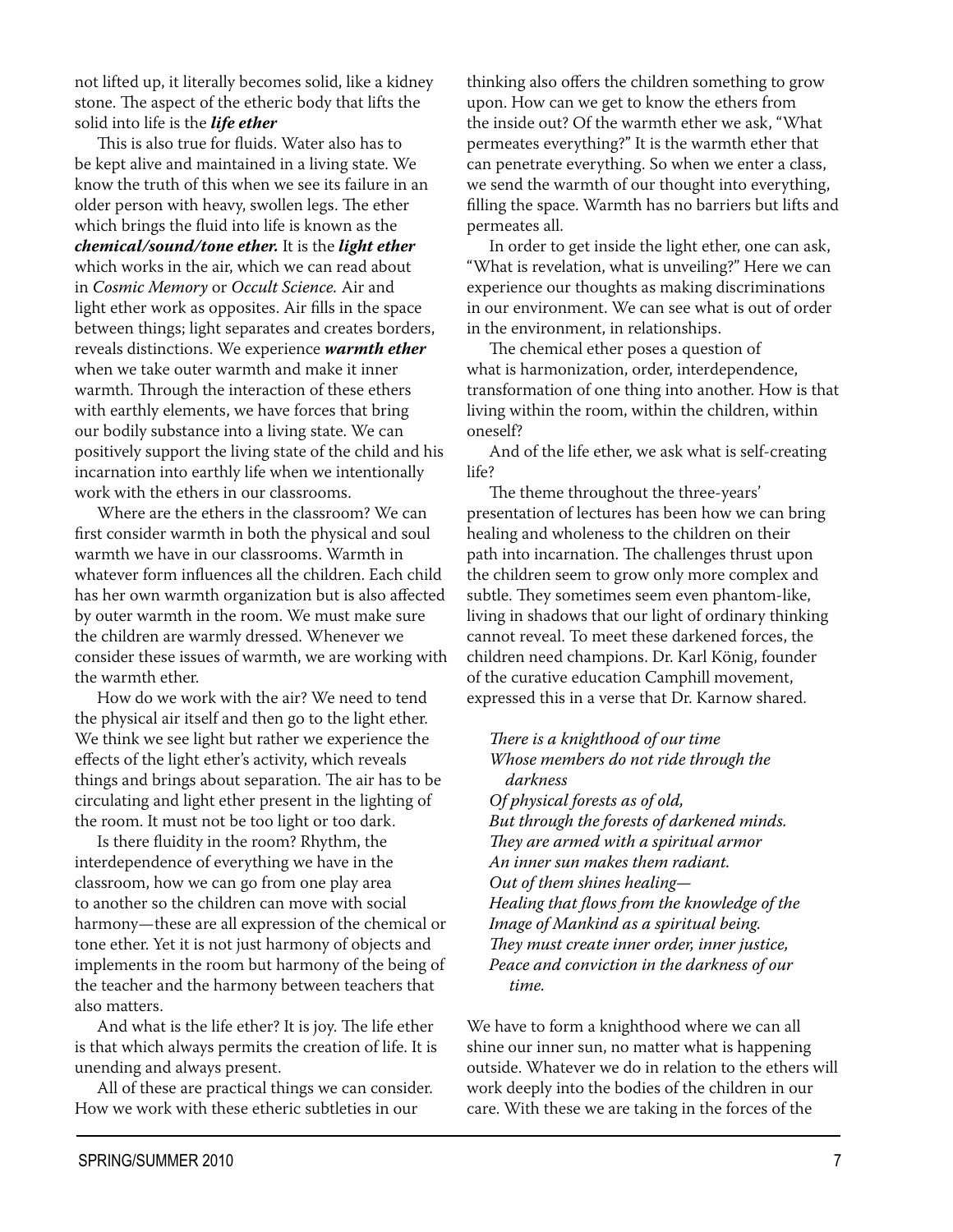not lifted up, it literally becomes solid, like a kidney stone. The aspect of the etheric body that lifts the solid into life is the ***life ether***

This is also true for fluids. Water also has to be kept alive and maintained in a living state. We know the truth of this when we see its failure in an older person with heavy, swollen legs. The ether which brings the fluid into life is known as the ***chemical/sound/tone ether.*** It is the ***light ether*** which works in the air, which we can read about in *Cosmic Memory* or *Occult Science.* Air and light ether work as opposites. Air fills in the space between things; light separates and creates borders, reveals distinctions. We experience ***warmth ether*** when we take outer warmth and make it inner warmth. Through the interaction of these ethers with earthly elements, we have forces that bring our bodily substance into a living state. We can positively support the living state of the child and his incarnation into earthly life when we intentionally work with the ethers in our classrooms.

Where are the ethers in the classroom? We can first consider warmth in both the physical and soul warmth we have in our classrooms. Warmth in whatever form influences all the children. Each child has her own warmth organization but is also affected by outer warmth in the room. We must make sure the children are warmly dressed. Whenever we consider these issues of warmth, we are working with the warmth ether.

How do we work with the air? We need to tend the physical air itself and then go to the light ether. We think we see light but rather we experience the effects of the light ether's activity, which reveals things and brings about separation. The air has to be circulating and light ether present in the lighting of the room. It must not be too light or too dark.

Is there fluidity in the room? Rhythm, the interdependence of everything we have in the classroom, how we can go from one play area to another so the children can move with social harmony—these are all expression of the chemical or tone ether. Yet it is not just harmony of objects and implements in the room but harmony of the being of the teacher and the harmony between teachers that also matters.

And what is the life ether? It is joy. The life ether is that which always permits the creation of life. It is unending and always present.

All of these are practical things we can consider. How we work with these etheric subtleties in our thinking also offers the children something to grow upon. How can we get to know the ethers from the inside out? Of the warmth ether we ask, "What permeates everything?" It is the warmth ether that can penetrate everything. So when we enter a class, we send the warmth of our thought into everything, filling the space. Warmth has no barriers but lifts and permeates all.

In order to get inside the light ether, one can ask, "What is revelation, what is unveiling?" Here we can experience our thoughts as making discriminations in our environment. We can see what is out of order in the environment, in relationships.

The chemical ether poses a question of what is harmonization, order, interdependence, transformation of one thing into another. How is that living within the room, within the children, within oneself?

And of the life ether, we ask what is self-creating life?

The theme throughout the three-years' presentation of lectures has been how we can bring healing and wholeness to the children on their path into incarnation. The challenges thrust upon the children seem to grow only more complex and subtle. They sometimes seem even phantom-like, living in shadows that our light of ordinary thinking cannot reveal. To meet these darkened forces, the children need champions. Dr. Karl König, founder of the curative education Camphill movement, expressed this in a verse that Dr. Karnow shared.

> *There is a knighthood of our time*
> *Whose members do not ride through the darkness*
> *Of physical forests as of old,*
> *But through the forests of darkened minds.*
> *They are armed with a spiritual armor*
> *An inner sun makes them radiant.*
> *Out of them shines healing—*
> *Healing that flows from the knowledge of the*
> *Image of Mankind as a spiritual being.*
> *They must create inner order, inner justice,*
> *Peace and conviction in the darkness of our time.*

We have to form a knighthood where we can all shine our inner sun, no matter what is happening outside. Whatever we do in relation to the ethers will work deeply into the bodies of the children in our care. With these we are taking in the forces of the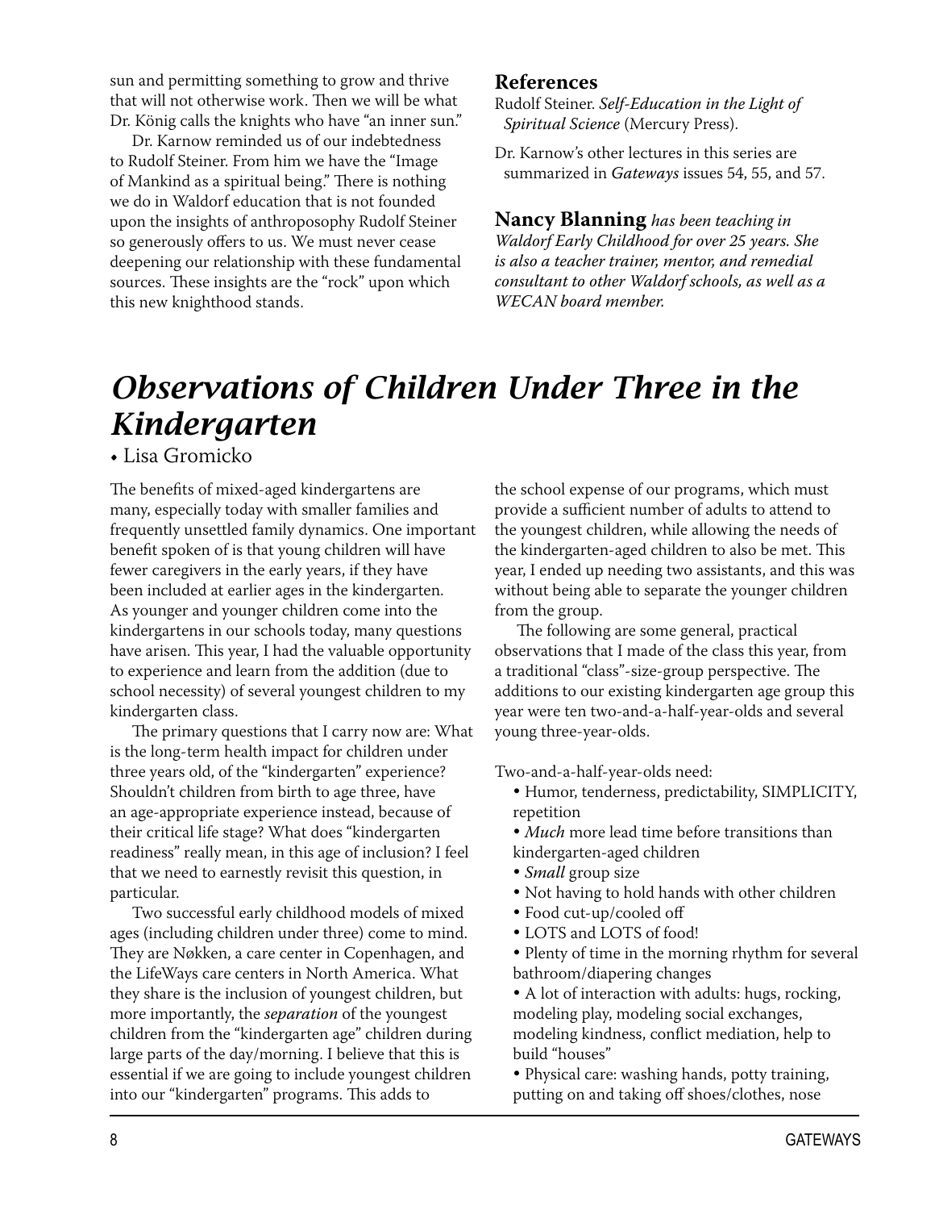sun and permitting something to grow and thrive that will not otherwise work. Then we will be what Dr. König calls the knights who have "an inner sun."

Dr. Karnow reminded us of our indebtedness to Rudolf Steiner. From him we have the "Image of Mankind as a spiritual being." There is nothing we do in Waldorf education that is not founded upon the insights of anthroposophy Rudolf Steiner so generously offers to us. We must never cease deepening our relationship with these fundamental sources. These insights are the "rock" upon which this new knighthood stands.

### References

Rudolf Steiner. *Self-Education in the Light of Spiritual Science* (Mercury Press).

Dr. Karnow's other lectures in this series are summarized in *Gateways* issues 54, 55, and 57.

**Nancy Blanning** *has been teaching in Waldorf Early Childhood for over 25 years. She is also a teacher trainer, mentor, and remedial consultant to other Waldorf schools, as well as a WECAN board member.*

# *Observations of Children Under Three in the Kindergarten*

• Lisa Gromicko

The benefits of mixed-aged kindergartens are many, especially today with smaller families and frequently unsettled family dynamics. One important benefit spoken of is that young children will have fewer caregivers in the early years, if they have been included at earlier ages in the kindergarten. As younger and younger children come into the kindergartens in our schools today, many questions have arisen. This year, I had the valuable opportunity to experience and learn from the addition (due to school necessity) of several youngest children to my kindergarten class.

The primary questions that I carry now are: What is the long-term health impact for children under three years old, of the "kindergarten" experience? Shouldn't children from birth to age three, have an age-appropriate experience instead, because of their critical life stage? What does "kindergarten readiness" really mean, in this age of inclusion? I feel that we need to earnestly revisit this question, in particular.

Two successful early childhood models of mixed ages (including children under three) come to mind. They are Nøkken, a care center in Copenhagen, and the LifeWays care centers in North America. What they share is the inclusion of youngest children, but more importantly, the *separation* of the youngest children from the "kindergarten age" children during large parts of the day/morning. I believe that this is essential if we are going to include youngest children into our "kindergarten" programs. This adds to the school expense of our programs, which must provide a sufficient number of adults to attend to the youngest children, while allowing the needs of the kindergarten-aged children to also be met. This year, I ended up needing two assistants, and this was without being able to separate the younger children from the group.

The following are some general, practical observations that I made of the class this year, from a traditional "class"-size-group perspective. The additions to our existing kindergarten age group this year were ten two-and-a-half-year-olds and several young three-year-olds.

Two-and-a-half-year-olds need:

- Humor, tenderness, predictability, SIMPLICITY, repetition
- *Much* more lead time before transitions than kindergarten-aged children
- *Small* group size
- Not having to hold hands with other children
- Food cut-up/cooled off
- LOTS and LOTS of food!
- Plenty of time in the morning rhythm for several bathroom/diapering changes
- A lot of interaction with adults: hugs, rocking, modeling play, modeling social exchanges, modeling kindness, conflict mediation, help to build "houses"
- Physical care: washing hands, potty training, putting on and taking off shoes/clothes, nose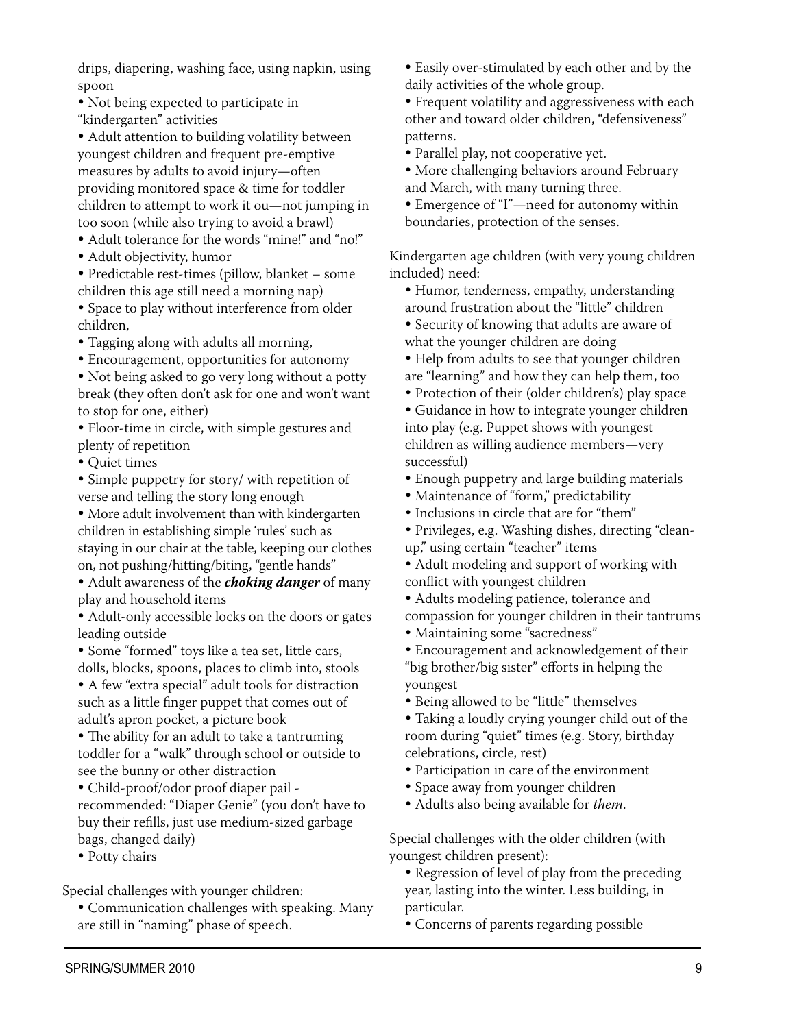drips, diapering, washing face, using napkin, using spoon

- Not being expected to participate in "kindergarten" activities
- Adult attention to building volatility between youngest children and frequent pre-emptive measures by adults to avoid injury—often providing monitored space & time for toddler children to attempt to work it ou—not jumping in too soon (while also trying to avoid a brawl)
- Adult tolerance for the words "mine!" and "no!"
- Adult objectivity, humor
- Predictable rest-times (pillow, blanket – some children this age still need a morning nap)
- Space to play without interference from older children,
- Tagging along with adults all morning,
- Encouragement, opportunities for autonomy
- Not being asked to go very long without a potty break (they often don't ask for one and won't want to stop for one, either)
- Floor-time in circle, with simple gestures and plenty of repetition
- Quiet times
- Simple puppetry for story/ with repetition of verse and telling the story long enough
- More adult involvement than with kindergarten children in establishing simple 'rules' such as staying in our chair at the table, keeping our clothes on, not pushing/hitting/biting, "gentle hands"
- Adult awareness of the ***choking danger*** of many play and household items
- Adult-only accessible locks on the doors or gates leading outside
- Some "formed" toys like a tea set, little cars, dolls, blocks, spoons, places to climb into, stools
- A few "extra special" adult tools for distraction such as a little finger puppet that comes out of adult's apron pocket, a picture book
- The ability for an adult to take a tantruming toddler for a "walk" through school or outside to see the bunny or other distraction
- Child-proof/odor proof diaper pail - recommended: "Diaper Genie" (you don't have to buy their refills, just use medium-sized garbage bags, changed daily)
- Potty chairs

Special challenges with younger children:

- Communication challenges with speaking. Many are still in "naming" phase of speech.
- Easily over-stimulated by each other and by the daily activities of the whole group.
- Frequent volatility and aggressiveness with each other and toward older children, "defensiveness" patterns.
- Parallel play, not cooperative yet.
- More challenging behaviors around February and March, with many turning three.
- Emergence of "I"—need for autonomy within boundaries, protection of the senses.

Kindergarten age children (with very young children included) need:

- Humor, tenderness, empathy, understanding around frustration about the "little" children
- Security of knowing that adults are aware of what the younger children are doing
- Help from adults to see that younger children are "learning" and how they can help them, too
- Protection of their (older children's) play space
- Guidance in how to integrate younger children into play (e.g. Puppet shows with youngest children as willing audience members—very successful)
- Enough puppetry and large building materials
- Maintenance of "form," predictability
- Inclusions in circle that are for "them"
- Privileges, e.g. Washing dishes, directing "clean-up," using certain "teacher" items
- Adult modeling and support of working with conflict with youngest children
- Adults modeling patience, tolerance and compassion for younger children in their tantrums
- Maintaining some "sacredness"
- Encouragement and acknowledgement of their "big brother/big sister" efforts in helping the youngest
- Being allowed to be "little" themselves
- Taking a loudly crying younger child out of the room during "quiet" times (e.g. Story, birthday celebrations, circle, rest)
- Participation in care of the environment
- Space away from younger children
- Adults also being available for *them*.

Special challenges with the older children (with youngest children present):

- Regression of level of play from the preceding year, lasting into the winter. Less building, in particular.
- Concerns of parents regarding possible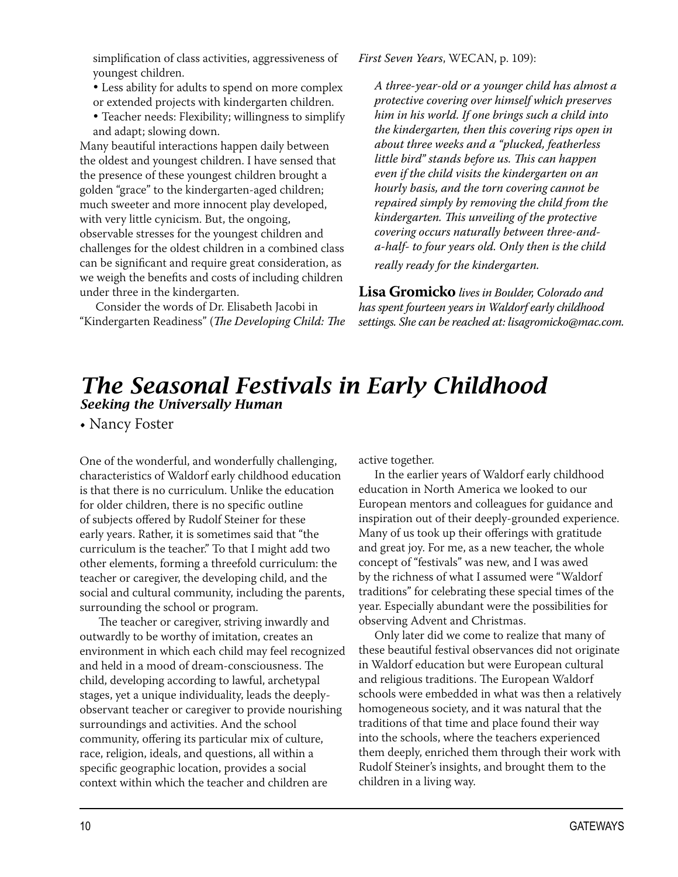simplification of class activities, aggressiveness of youngest children.

- Less ability for adults to spend on more complex or extended projects with kindergarten children.
- Teacher needs: Flexibility; willingness to simplify and adapt; slowing down.

Many beautiful interactions happen daily between the oldest and youngest children. I have sensed that the presence of these youngest children brought a golden "grace" to the kindergarten-aged children; much sweeter and more innocent play developed, with very little cynicism. But, the ongoing, observable stresses for the youngest children and challenges for the oldest children in a combined class can be significant and require great consideration, as we weigh the benefits and costs of including children under three in the kindergarten.

Consider the words of Dr. Elisabeth Jacobi in "Kindergarten Readiness" (*The Developing Child: The First Seven Years*, WECAN, p. 109):

> *A three-year-old or a younger child has almost a protective covering over himself which preserves him in his world. If one brings such a child into the kindergarten, then this covering rips open in about three weeks and a "plucked, featherless little bird" stands before us. This can happen even if the child visits the kindergarten on an hourly basis, and the torn covering cannot be repaired simply by removing the child from the kindergarten. This unveiling of the protective covering occurs naturally between three-and-a-half- to four years old. Only then is the child really ready for the kindergarten.*

**Lisa Gromicko** *lives in Boulder, Colorado and has spent fourteen years in Waldorf early childhood settings. She can be reached at: lisagromicko@mac.com.*

# *The Seasonal Festivals in Early Childhood*

### *Seeking the Universally Human*

• Nancy Foster

One of the wonderful, and wonderfully challenging, characteristics of Waldorf early childhood education is that there is no curriculum. Unlike the education for older children, there is no specific outline of subjects offered by Rudolf Steiner for these early years. Rather, it is sometimes said that "the curriculum is the teacher." To that I might add two other elements, forming a threefold curriculum: the teacher or caregiver, the developing child, and the social and cultural community, including the parents, surrounding the school or program.

The teacher or caregiver, striving inwardly and outwardly to be worthy of imitation, creates an environment in which each child may feel recognized and held in a mood of dream-consciousness. The child, developing according to lawful, archetypal stages, yet a unique individuality, leads the deeply-observant teacher or caregiver to provide nourishing surroundings and activities. And the school community, offering its particular mix of culture, race, religion, ideals, and questions, all within a specific geographic location, provides a social context within which the teacher and children are active together.

In the earlier years of Waldorf early childhood education in North America we looked to our European mentors and colleagues for guidance and inspiration out of their deeply-grounded experience. Many of us took up their offerings with gratitude and great joy. For me, as a new teacher, the whole concept of "festivals" was new, and I was awed by the richness of what I assumed were "Waldorf traditions" for celebrating these special times of the year. Especially abundant were the possibilities for observing Advent and Christmas.

Only later did we come to realize that many of these beautiful festival observances did not originate in Waldorf education but were European cultural and religious traditions. The European Waldorf schools were embedded in what was then a relatively homogeneous society, and it was natural that the traditions of that time and place found their way into the schools, where the teachers experienced them deeply, enriched them through their work with Rudolf Steiner's insights, and brought them to the children in a living way.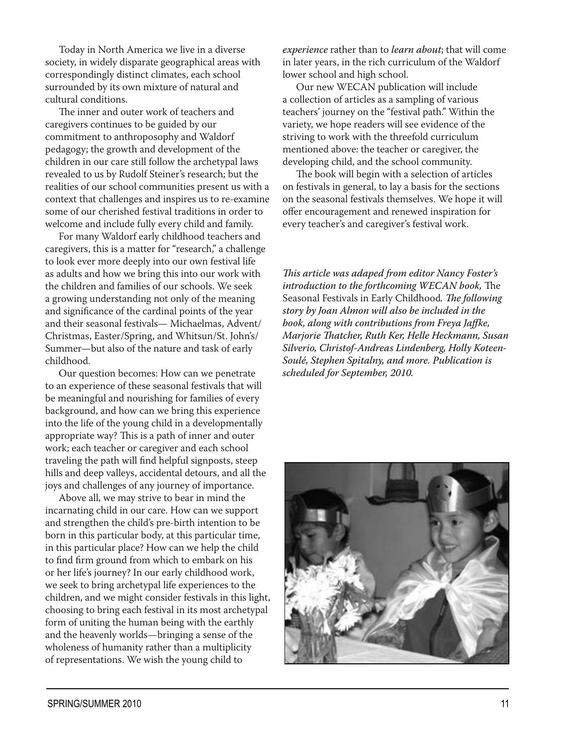Today in North America we live in a diverse society, in widely disparate geographical areas with correspondingly distinct climates, each school surrounded by its own mixture of natural and cultural conditions.

The inner and outer work of teachers and caregivers continues to be guided by our commitment to anthroposophy and Waldorf pedagogy; the growth and development of the children in our care still follow the archetypal laws revealed to us by Rudolf Steiner's research; but the realities of our school communities present us with a context that challenges and inspires us to re-examine some of our cherished festival traditions in order to welcome and include fully every child and family.

For many Waldorf early childhood teachers and caregivers, this is a matter for "research," a challenge to look ever more deeply into our own festival life as adults and how we bring this into our work with the children and families of our schools. We seek a growing understanding not only of the meaning and significance of the cardinal points of the year and their seasonal festivals— Michaelmas, Advent/Christmas, Easter/Spring, and Whitsun/St. John's/Summer—but also of the nature and task of early childhood.

Our question becomes: How can we penetrate to an experience of these seasonal festivals that will be meaningful and nourishing for families of every background, and how can we bring this experience into the life of the young child in a developmentally appropriate way? This is a path of inner and outer work; each teacher or caregiver and each school traveling the path will find helpful signposts, steep hills and deep valleys, accidental detours, and all the joys and challenges of any journey of importance.

Above all, we may strive to bear in mind the incarnating child in our care. How can we support and strengthen the child's pre-birth intention to be born in this particular body, at this particular time, in this particular place? How can we help the child to find firm ground from which to embark on his or her life's journey? In our early childhood work, we seek to bring archetypal life experiences to the children, and we might consider festivals in this light, choosing to bring each festival in its most archetypal form of uniting the human being with the earthly and the heavenly worlds—bringing a sense of the wholeness of humanity rather than a multiplicity of representations. We wish the young child to *experience* rather than to *learn about*; that will come in later years, in the rich curriculum of the Waldorf lower school and high school.

Our new WECAN publication will include a collection of articles as a sampling of various teachers' journey on the "festival path." Within the variety, we hope readers will see evidence of the striving to work with the threefold curriculum mentioned above: the teacher or caregiver, the developing child, and the school community.

The book will begin with a selection of articles on festivals in general, to lay a basis for the sections on the seasonal festivals themselves. We hope it will offer encouragement and renewed inspiration for every teacher's and caregiver's festival work.

*This article was adaped from editor Nancy Foster's introduction to the forthcoming WECAN book,* The Seasonal Festivals in Early Childhood*. The following story by Joan Almon will also be included in the book, along with contributions from Freya Jaffke, Marjorie Thatcher, Ruth Ker, Helle Heckmann, Susan Silverio, Christof-Andreas Lindenberg, Holly Koteen-Soulé, Stephen Spitalny, and more. Publication is scheduled for September, 2010.*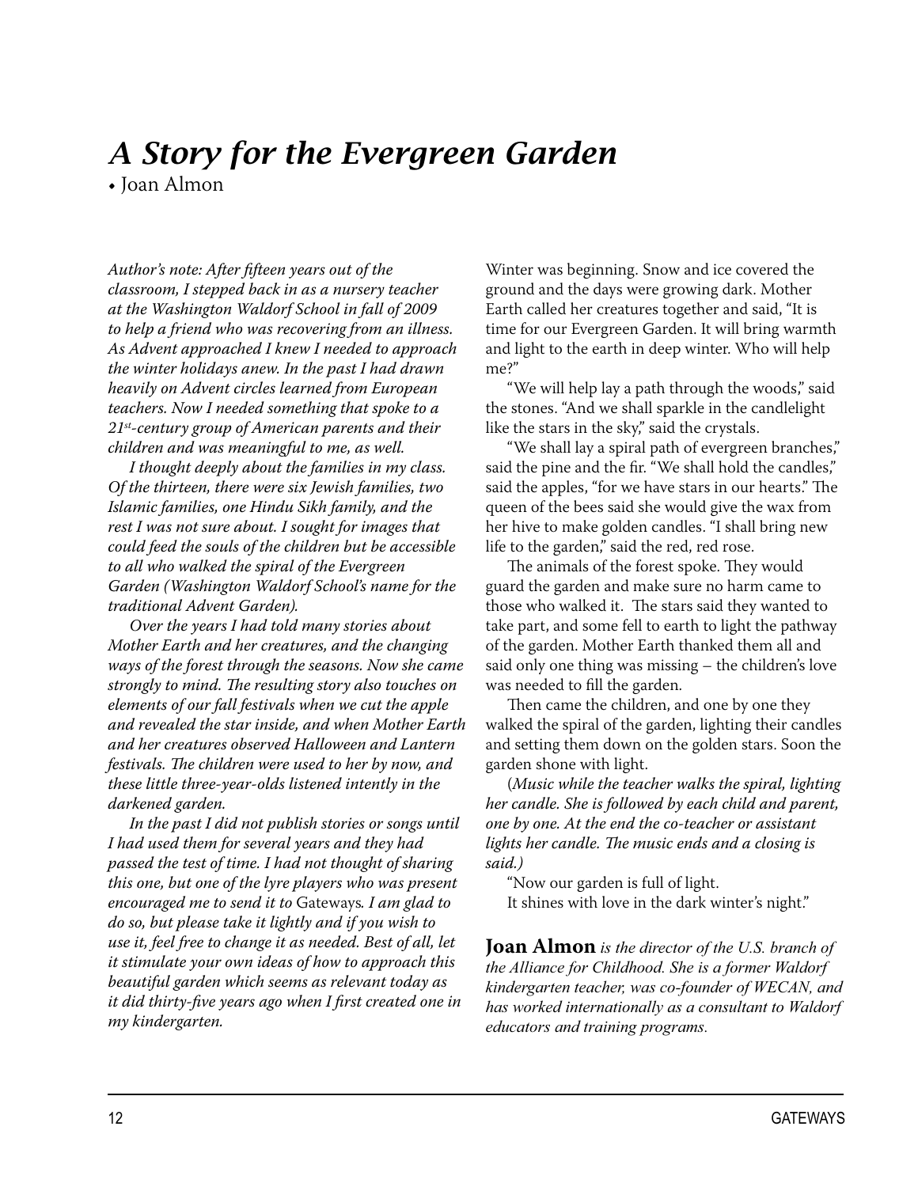# *A Story for the Evergreen Garden*

• Joan Almon

*Author's note: After fifteen years out of the classroom, I stepped back in as a nursery teacher at the Washington Waldorf School in fall of 2009 to help a friend who was recovering from an illness. As Advent approached I knew I needed to approach the winter holidays anew. In the past I had drawn heavily on Advent circles learned from European teachers. Now I needed something that spoke to a 21st-century group of American parents and their children and was meaningful to me, as well.*

*I thought deeply about the families in my class. Of the thirteen, there were six Jewish families, two Islamic families, one Hindu Sikh family, and the rest I was not sure about. I sought for images that could feed the souls of the children but be accessible to all who walked the spiral of the Evergreen Garden (Washington Waldorf School's name for the traditional Advent Garden).*

*Over the years I had told many stories about Mother Earth and her creatures, and the changing ways of the forest through the seasons. Now she came strongly to mind. The resulting story also touches on elements of our fall festivals when we cut the apple and revealed the star inside, and when Mother Earth and her creatures observed Halloween and Lantern festivals. The children were used to her by now, and these little three-year-olds listened intently in the darkened garden.*

*In the past I did not publish stories or songs until I had used them for several years and they had passed the test of time. I had not thought of sharing this one, but one of the lyre players who was present encouraged me to send it to* Gateways*. I am glad to do so, but please take it lightly and if you wish to use it, feel free to change it as needed. Best of all, let it stimulate your own ideas of how to approach this beautiful garden which seems as relevant today as it did thirty-five years ago when I first created one in my kindergarten.*

Winter was beginning. Snow and ice covered the ground and the days were growing dark. Mother Earth called her creatures together and said, "It is time for our Evergreen Garden. It will bring warmth and light to the earth in deep winter. Who will help me?"

"We will help lay a path through the woods," said the stones. "And we shall sparkle in the candlelight like the stars in the sky," said the crystals.

"We shall lay a spiral path of evergreen branches," said the pine and the fir. "We shall hold the candles," said the apples, "for we have stars in our hearts." The queen of the bees said she would give the wax from her hive to make golden candles. "I shall bring new life to the garden," said the red, red rose.

The animals of the forest spoke. They would guard the garden and make sure no harm came to those who walked it. The stars said they wanted to take part, and some fell to earth to light the pathway of the garden. Mother Earth thanked them all and said only one thing was missing – the children's love was needed to fill the garden.

Then came the children, and one by one they walked the spiral of the garden, lighting their candles and setting them down on the golden stars. Soon the garden shone with light.

(*Music while the teacher walks the spiral, lighting her candle. She is followed by each child and parent, one by one. At the end the co-teacher or assistant lights her candle. The music ends and a closing is said.)*

"Now our garden is full of light.
It shines with love in the dark winter's night."

**Joan Almon** *is the director of the U.S. branch of the Alliance for Childhood. She is a former Waldorf kindergarten teacher, was co-founder of WECAN, and has worked internationally as a consultant to Waldorf educators and training programs.*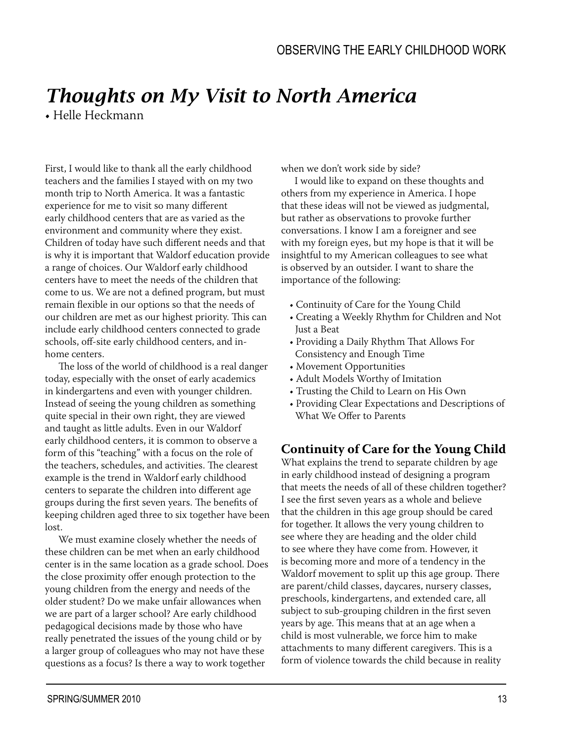# *Thoughts on My Visit to North America*

• Helle Heckmann

First, I would like to thank all the early childhood teachers and the families I stayed with on my two month trip to North America. It was a fantastic experience for me to visit so many different early childhood centers that are as varied as the environment and community where they exist. Children of today have such different needs and that is why it is important that Waldorf education provide a range of choices. Our Waldorf early childhood centers have to meet the needs of the children that come to us. We are not a defined program, but must remain flexible in our options so that the needs of our children are met as our highest priority. This can include early childhood centers connected to grade schools, off-site early childhood centers, and in-home centers.

The loss of the world of childhood is a real danger today, especially with the onset of early academics in kindergartens and even with younger children. Instead of seeing the young children as something quite special in their own right, they are viewed and taught as little adults. Even in our Waldorf early childhood centers, it is common to observe a form of this "teaching" with a focus on the role of the teachers, schedules, and activities. The clearest example is the trend in Waldorf early childhood centers to separate the children into different age groups during the first seven years. The benefits of keeping children aged three to six together have been lost.

We must examine closely whether the needs of these children can be met when an early childhood center is in the same location as a grade school. Does the close proximity offer enough protection to the young children from the energy and needs of the older student? Do we make unfair allowances when we are part of a larger school? Are early childhood pedagogical decisions made by those who have really penetrated the issues of the young child or by a larger group of colleagues who may not have these questions as a focus? Is there a way to work together when we don't work side by side?

I would like to expand on these thoughts and others from my experience in America. I hope that these ideas will not be viewed as judgmental, but rather as observations to provoke further conversations. I know I am a foreigner and see with my foreign eyes, but my hope is that it will be insightful to my American colleagues to see what is observed by an outsider. I want to share the importance of the following:

- Continuity of Care for the Young Child
- Creating a Weekly Rhythm for Children and Not Just a Beat
- Providing a Daily Rhythm That Allows For Consistency and Enough Time
- Movement Opportunities
- Adult Models Worthy of Imitation
- Trusting the Child to Learn on His Own
- Providing Clear Expectations and Descriptions of What We Offer to Parents

## Continuity of Care for the Young Child

What explains the trend to separate children by age in early childhood instead of designing a program that meets the needs of all of these children together? I see the first seven years as a whole and believe that the children in this age group should be cared for together. It allows the very young children to see where they are heading and the older child to see where they have come from. However, it is becoming more and more of a tendency in the Waldorf movement to split up this age group. There are parent/child classes, daycares, nursery classes, preschools, kindergartens, and extended care, all subject to sub-grouping children in the first seven years by age. This means that at an age when a child is most vulnerable, we force him to make attachments to many different caregivers. This is a form of violence towards the child because in reality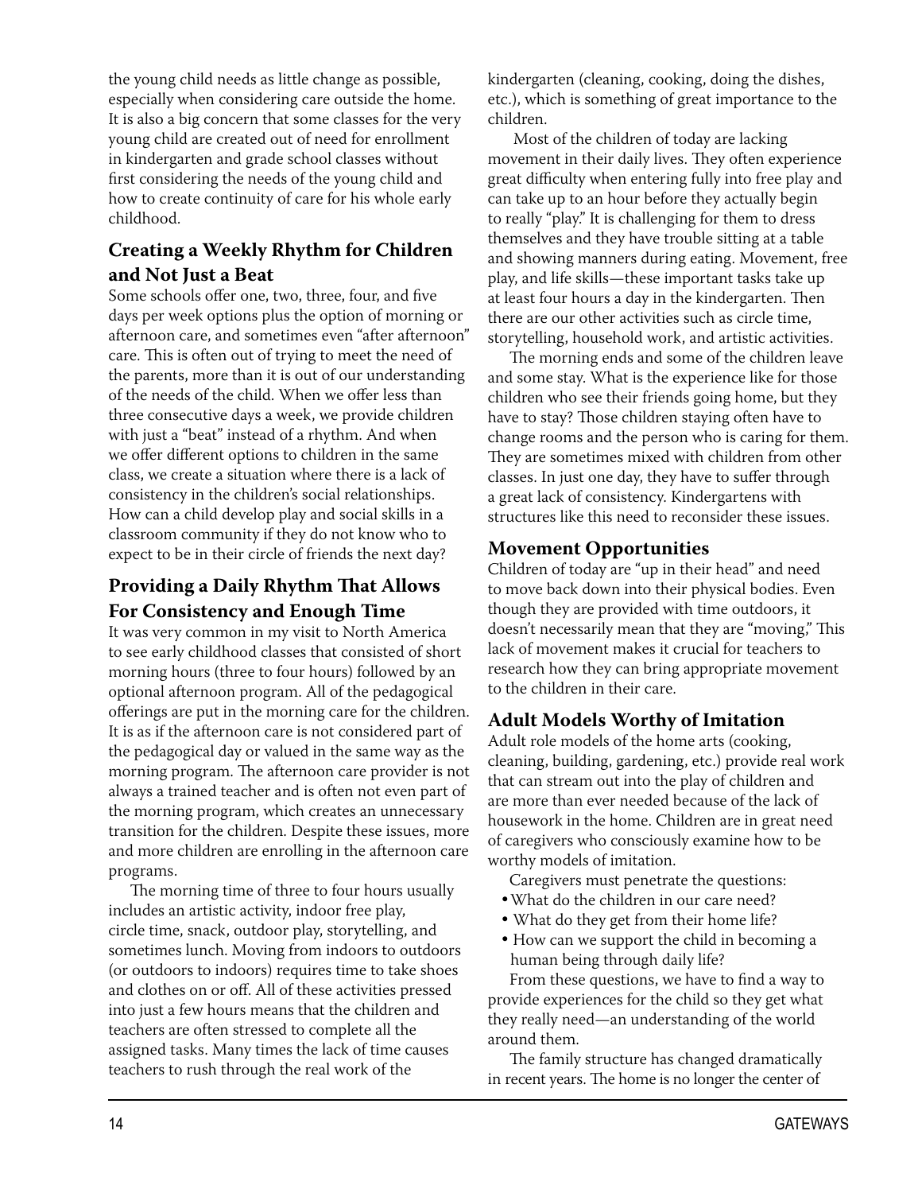the young child needs as little change as possible, especially when considering care outside the home. It is also a big concern that some classes for the very young child are created out of need for enrollment in kindergarten and grade school classes without first considering the needs of the young child and how to create continuity of care for his whole early childhood.

## Creating a Weekly Rhythm for Children and Not Just a Beat

Some schools offer one, two, three, four, and five days per week options plus the option of morning or afternoon care, and sometimes even "after afternoon" care. This is often out of trying to meet the need of the parents, more than it is out of our understanding of the needs of the child. When we offer less than three consecutive days a week, we provide children with just a "beat" instead of a rhythm. And when we offer different options to children in the same class, we create a situation where there is a lack of consistency in the children's social relationships. How can a child develop play and social skills in a classroom community if they do not know who to expect to be in their circle of friends the next day?

## Providing a Daily Rhythm That Allows For Consistency and Enough Time

It was very common in my visit to North America to see early childhood classes that consisted of short morning hours (three to four hours) followed by an optional afternoon program. All of the pedagogical offerings are put in the morning care for the children. It is as if the afternoon care is not considered part of the pedagogical day or valued in the same way as the morning program. The afternoon care provider is not always a trained teacher and is often not even part of the morning program, which creates an unnecessary transition for the children. Despite these issues, more and more children are enrolling in the afternoon care programs.

The morning time of three to four hours usually includes an artistic activity, indoor free play, circle time, snack, outdoor play, storytelling, and sometimes lunch. Moving from indoors to outdoors (or outdoors to indoors) requires time to take shoes and clothes on or off. All of these activities pressed into just a few hours means that the children and teachers are often stressed to complete all the assigned tasks. Many times the lack of time causes teachers to rush through the real work of the kindergarten (cleaning, cooking, doing the dishes, etc.), which is something of great importance to the children.

Most of the children of today are lacking movement in their daily lives. They often experience great difficulty when entering fully into free play and can take up to an hour before they actually begin to really "play." It is challenging for them to dress themselves and they have trouble sitting at a table and showing manners during eating. Movement, free play, and life skills—these important tasks take up at least four hours a day in the kindergarten. Then there are our other activities such as circle time, storytelling, household work, and artistic activities.

The morning ends and some of the children leave and some stay. What is the experience like for those children who see their friends going home, but they have to stay? Those children staying often have to change rooms and the person who is caring for them. They are sometimes mixed with children from other classes. In just one day, they have to suffer through a great lack of consistency. Kindergartens with structures like this need to reconsider these issues.

## Movement Opportunities

Children of today are "up in their head" and need to move back down into their physical bodies. Even though they are provided with time outdoors, it doesn't necessarily mean that they are "moving," This lack of movement makes it crucial for teachers to research how they can bring appropriate movement to the children in their care.

## Adult Models Worthy of Imitation

Adult role models of the home arts (cooking, cleaning, building, gardening, etc.) provide real work that can stream out into the play of children and are more than ever needed because of the lack of housework in the home. Children are in great need of caregivers who consciously examine how to be worthy models of imitation.

Caregivers must penetrate the questions:

- What do the children in our care need?
- What do they get from their home life?
- How can we support the child in becoming a human being through daily life?

From these questions, we have to find a way to provide experiences for the child so they get what they really need—an understanding of the world around them.

The family structure has changed dramatically in recent years. The home is no longer the center of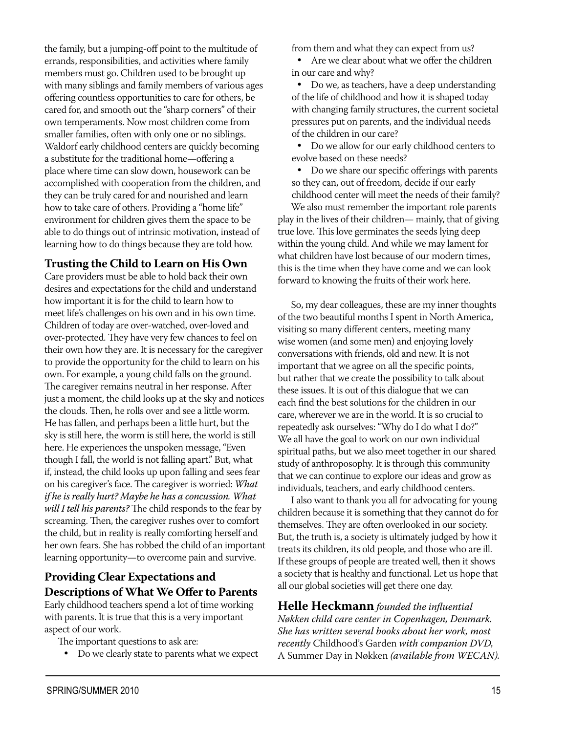the family, but a jumping-off point to the multitude of errands, responsibilities, and activities where family members must go. Children used to be brought up with many siblings and family members of various ages offering countless opportunities to care for others, be cared for, and smooth out the "sharp corners" of their own temperaments. Now most children come from smaller families, often with only one or no siblings. Waldorf early childhood centers are quickly becoming a substitute for the traditional home—offering a place where time can slow down, housework can be accomplished with cooperation from the children, and they can be truly cared for and nourished and learn how to take care of others. Providing a "home life" environment for children gives them the space to be able to do things out of intrinsic motivation, instead of learning how to do things because they are told how.

## Trusting the Child to Learn on His Own

Care providers must be able to hold back their own desires and expectations for the child and understand how important it is for the child to learn how to meet life's challenges on his own and in his own time. Children of today are over-watched, over-loved and over-protected. They have very few chances to feel on their own how they are. It is necessary for the caregiver to provide the opportunity for the child to learn on his own. For example, a young child falls on the ground. The caregiver remains neutral in her response. After just a moment, the child looks up at the sky and notices the clouds. Then, he rolls over and see a little worm. He has fallen, and perhaps been a little hurt, but the sky is still here, the worm is still here, the world is still here. He experiences the unspoken message, "Even though I fall, the world is not falling apart." But, what if, instead, the child looks up upon falling and sees fear on his caregiver's face. The caregiver is worried: *What if he is really hurt? Maybe he has a concussion. What will I tell his parents?* The child responds to the fear by screaming. Then, the caregiver rushes over to comfort the child, but in reality is really comforting herself and her own fears. She has robbed the child of an important learning opportunity—to overcome pain and survive.

## Providing Clear Expectations and Descriptions of What We Offer to Parents

Early childhood teachers spend a lot of time working with parents. It is true that this is a very important aspect of our work.

The important questions to ask are:

- Do we clearly state to parents what we expect from them and what they can expect from us?
- Are we clear about what we offer the children in our care and why?
- Do we, as teachers, have a deep understanding of the life of childhood and how it is shaped today with changing family structures, the current societal pressures put on parents, and the individual needs of the children in our care?
- Do we allow for our early childhood centers to evolve based on these needs?
- Do we share our specific offerings with parents so they can, out of freedom, decide if our early childhood center will meet the needs of their family?

We also must remember the important role parents play in the lives of their children— mainly, that of giving true love. This love germinates the seeds lying deep within the young child. And while we may lament for what children have lost because of our modern times, this is the time when they have come and we can look forward to knowing the fruits of their work here.

So, my dear colleagues, these are my inner thoughts of the two beautiful months I spent in North America, visiting so many different centers, meeting many wise women (and some men) and enjoying lovely conversations with friends, old and new. It is not important that we agree on all the specific points, but rather that we create the possibility to talk about these issues. It is out of this dialogue that we can each find the best solutions for the children in our care, wherever we are in the world. It is so crucial to repeatedly ask ourselves: "Why do I do what I do?" We all have the goal to work on our own individual spiritual paths, but we also meet together in our shared study of anthroposophy. It is through this community that we can continue to explore our ideas and grow as individuals, teachers, and early childhood centers.

I also want to thank you all for advocating for young children because it is something that they cannot do for themselves. They are often overlooked in our society. But, the truth is, a society is ultimately judged by how it treats its children, its old people, and those who are ill. If these groups of people are treated well, then it shows a society that is healthy and functional. Let us hope that all our global societies will get there one day.

**Helle Heckmann** *founded the influential Nøkken child care center in Copenhagen, Denmark. She has written several books about her work, most recently* Childhood's Garden *with companion DVD,* A Summer Day in Nøkken *(available from WECAN).*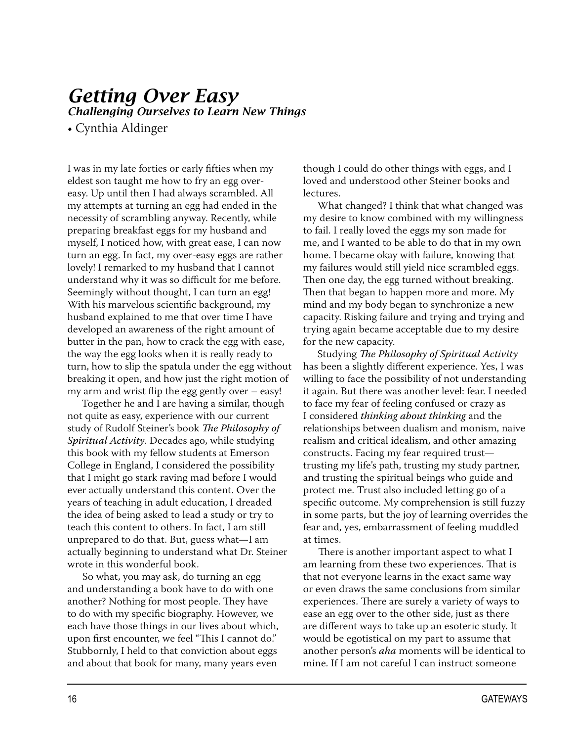# *Getting Over Easy*

### *Challenging Ourselves to Learn New Things*

• Cynthia Aldinger

I was in my late forties or early fifties when my eldest son taught me how to fry an egg over-easy. Up until then I had always scrambled. All my attempts at turning an egg had ended in the necessity of scrambling anyway. Recently, while preparing breakfast eggs for my husband and myself, I noticed how, with great ease, I can now turn an egg. In fact, my over-easy eggs are rather lovely! I remarked to my husband that I cannot understand why it was so difficult for me before. Seemingly without thought, I can turn an egg! With his marvelous scientific background, my husband explained to me that over time I have developed an awareness of the right amount of butter in the pan, how to crack the egg with ease, the way the egg looks when it is really ready to turn, how to slip the spatula under the egg without breaking it open, and how just the right motion of my arm and wrist flip the egg gently over – easy!

Together he and I are having a similar, though not quite as easy, experience with our current study of Rudolf Steiner's book *The Philosophy of Spiritual Activity*. Decades ago, while studying this book with my fellow students at Emerson College in England, I considered the possibility that I might go stark raving mad before I would ever actually understand this content. Over the years of teaching in adult education, I dreaded the idea of being asked to lead a study or try to teach this content to others. In fact, I am still unprepared to do that. But, guess what—I am actually beginning to understand what Dr. Steiner wrote in this wonderful book.

So what, you may ask, do turning an egg and understanding a book have to do with one another? Nothing for most people. They have to do with my specific biography. However, we each have those things in our lives about which, upon first encounter, we feel "This I cannot do." Stubbornly, I held to that conviction about eggs and about that book for many, many years even though I could do other things with eggs, and I loved and understood other Steiner books and lectures.

What changed? I think that what changed was my desire to know combined with my willingness to fail. I really loved the eggs my son made for me, and I wanted to be able to do that in my own home. I became okay with failure, knowing that my failures would still yield nice scrambled eggs. Then one day, the egg turned without breaking. Then that began to happen more and more. My mind and my body began to synchronize a new capacity. Risking failure and trying and trying and trying again became acceptable due to my desire for the new capacity.

Studying *The Philosophy of Spiritual Activity* has been a slightly different experience. Yes, I was willing to face the possibility of not understanding it again. But there was another level: fear. I needed to face my fear of feeling confused or crazy as I considered *thinking about thinking* and the relationships between dualism and monism, naive realism and critical idealism, and other amazing constructs. Facing my fear required trust—trusting my life's path, trusting my study partner, and trusting the spiritual beings who guide and protect me. Trust also included letting go of a specific outcome. My comprehension is still fuzzy in some parts, but the joy of learning overrides the fear and, yes, embarrassment of feeling muddled at times.

There is another important aspect to what I am learning from these two experiences. That is that not everyone learns in the exact same way or even draws the same conclusions from similar experiences. There are surely a variety of ways to ease an egg over to the other side, just as there are different ways to take up an esoteric study. It would be egotistical on my part to assume that another person's *aha* moments will be identical to mine. If I am not careful I can instruct someone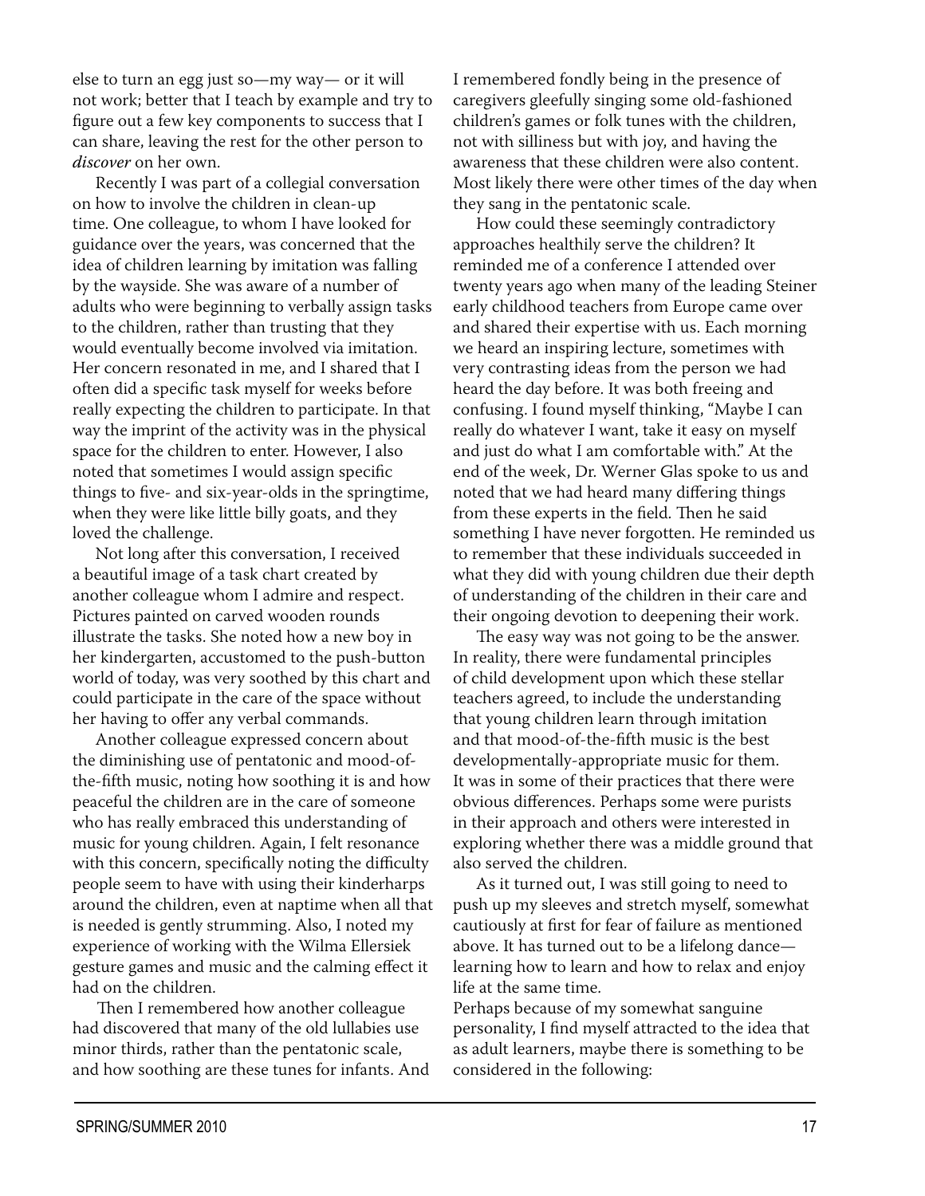else to turn an egg just so—my way— or it will not work; better that I teach by example and try to figure out a few key components to success that I can share, leaving the rest for the other person to *discover* on her own.

Recently I was part of a collegial conversation on how to involve the children in clean-up time. One colleague, to whom I have looked for guidance over the years, was concerned that the idea of children learning by imitation was falling by the wayside. She was aware of a number of adults who were beginning to verbally assign tasks to the children, rather than trusting that they would eventually become involved via imitation. Her concern resonated in me, and I shared that I often did a specific task myself for weeks before really expecting the children to participate. In that way the imprint of the activity was in the physical space for the children to enter. However, I also noted that sometimes I would assign specific things to five- and six-year-olds in the springtime, when they were like little billy goats, and they loved the challenge.

Not long after this conversation, I received a beautiful image of a task chart created by another colleague whom I admire and respect. Pictures painted on carved wooden rounds illustrate the tasks. She noted how a new boy in her kindergarten, accustomed to the push-button world of today, was very soothed by this chart and could participate in the care of the space without her having to offer any verbal commands.

Another colleague expressed concern about the diminishing use of pentatonic and mood-of-the-fifth music, noting how soothing it is and how peaceful the children are in the care of someone who has really embraced this understanding of music for young children. Again, I felt resonance with this concern, specifically noting the difficulty people seem to have with using their kinderharps around the children, even at naptime when all that is needed is gently strumming. Also, I noted my experience of working with the Wilma Ellersiek gesture games and music and the calming effect it had on the children.

Then I remembered how another colleague had discovered that many of the old lullabies use minor thirds, rather than the pentatonic scale, and how soothing are these tunes for infants. And I remembered fondly being in the presence of caregivers gleefully singing some old-fashioned children's games or folk tunes with the children, not with silliness but with joy, and having the awareness that these children were also content. Most likely there were other times of the day when they sang in the pentatonic scale.

How could these seemingly contradictory approaches healthily serve the children? It reminded me of a conference I attended over twenty years ago when many of the leading Steiner early childhood teachers from Europe came over and shared their expertise with us. Each morning we heard an inspiring lecture, sometimes with very contrasting ideas from the person we had heard the day before. It was both freeing and confusing. I found myself thinking, "Maybe I can really do whatever I want, take it easy on myself and just do what I am comfortable with." At the end of the week, Dr. Werner Glas spoke to us and noted that we had heard many differing things from these experts in the field. Then he said something I have never forgotten. He reminded us to remember that these individuals succeeded in what they did with young children due their depth of understanding of the children in their care and their ongoing devotion to deepening their work.

The easy way was not going to be the answer. In reality, there were fundamental principles of child development upon which these stellar teachers agreed, to include the understanding that young children learn through imitation and that mood-of-the-fifth music is the best developmentally-appropriate music for them. It was in some of their practices that there were obvious differences. Perhaps some were purists in their approach and others were interested in exploring whether there was a middle ground that also served the children.

As it turned out, I was still going to need to push up my sleeves and stretch myself, somewhat cautiously at first for fear of failure as mentioned above. It has turned out to be a lifelong dance—learning how to learn and how to relax and enjoy life at the same time.

Perhaps because of my somewhat sanguine personality, I find myself attracted to the idea that as adult learners, maybe there is something to be considered in the following: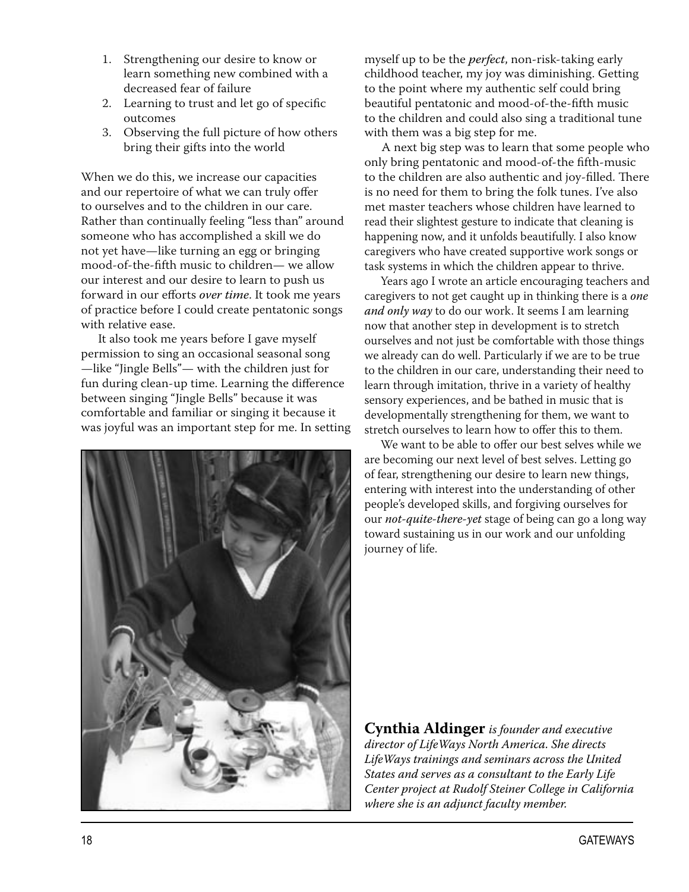1. Strengthening our desire to know or learn something new combined with a decreased fear of failure
2. Learning to trust and let go of specific outcomes
3. Observing the full picture of how others bring their gifts into the world

When we do this, we increase our capacities and our repertoire of what we can truly offer to ourselves and to the children in our care. Rather than continually feeling "less than" around someone who has accomplished a skill we do not yet have—like turning an egg or bringing mood-of-the-fifth music to children— we allow our interest and our desire to learn to push us forward in our efforts *over time*. It took me years of practice before I could create pentatonic songs with relative ease.

It also took me years before I gave myself permission to sing an occasional seasonal song —like "Jingle Bells"— with the children just for fun during clean-up time. Learning the difference between singing "Jingle Bells" because it was comfortable and familiar or singing it because it was joyful was an important step for me. In setting myself up to be the *perfect*, non-risk-taking early childhood teacher, my joy was diminishing. Getting to the point where my authentic self could bring beautiful pentatonic and mood-of-the-fifth music to the children and could also sing a traditional tune with them was a big step for me.

A next big step was to learn that some people who only bring pentatonic and mood-of-the fifth-music to the children are also authentic and joy-filled. There is no need for them to bring the folk tunes. I've also met master teachers whose children have learned to read their slightest gesture to indicate that cleaning is happening now, and it unfolds beautifully. I also know caregivers who have created supportive work songs or task systems in which the children appear to thrive.

Years ago I wrote an article encouraging teachers and caregivers to not get caught up in thinking there is a *one and only way* to do our work. It seems I am learning now that another step in development is to stretch ourselves and not just be comfortable with those things we already can do well. Particularly if we are to be true to the children in our care, understanding their need to learn through imitation, thrive in a variety of healthy sensory experiences, and be bathed in music that is developmentally strengthening for them, we want to stretch ourselves to learn how to offer this to them.

We want to be able to offer our best selves while we are becoming our next level of best selves. Letting go of fear, strengthening our desire to learn new things, entering with interest into the understanding of other people's developed skills, and forgiving ourselves for our *not-quite-there-yet* stage of being can go a long way toward sustaining us in our work and our unfolding journey of life.

**Cynthia Aldinger** *is founder and executive director of LifeWays North America. She directs LifeWays trainings and seminars across the United States and serves as a consultant to the Early Life Center project at Rudolf Steiner College in California where she is an adjunct faculty member.*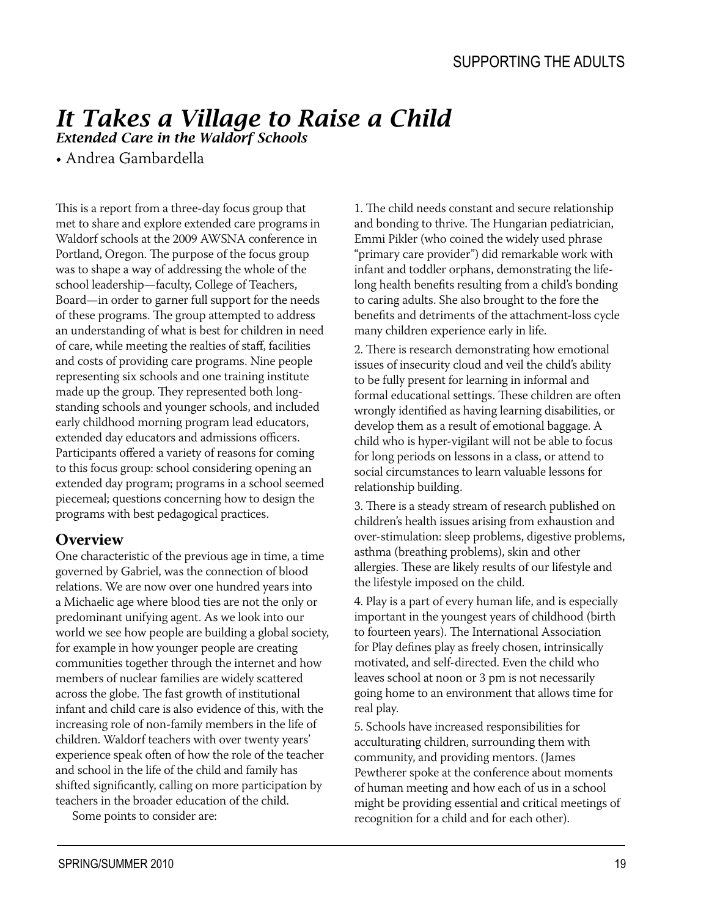# It Takes a Village to Raise a Child

***Extended Care in the Waldorf Schools***

• Andrea Gambardella

This is a report from a three-day focus group that met to share and explore extended care programs in Waldorf schools at the 2009 AWSNA conference in Portland, Oregon. The purpose of the focus group was to shape a way of addressing the whole of the school leadership—faculty, College of Teachers, Board—in order to garner full support for the needs of these programs. The group attempted to address an understanding of what is best for children in need of care, while meeting the realties of staff, facilities and costs of providing care programs. Nine people representing six schools and one training institute made up the group. They represented both long-standing schools and younger schools, and included early childhood morning program lead educators, extended day educators and admissions officers. Participants offered a variety of reasons for coming to this focus group: school considering opening an extended day program; programs in a school seemed piecemeal; questions concerning how to design the programs with best pedagogical practices.

## Overview

One characteristic of the previous age in time, a time governed by Gabriel, was the connection of blood relations. We are now over one hundred years into a Michaelic age where blood ties are not the only or predominant unifying agent. As we look into our world we see how people are building a global society, for example in how younger people are creating communities together through the internet and how members of nuclear families are widely scattered across the globe. The fast growth of institutional infant and child care is also evidence of this, with the increasing role of non-family members in the life of children. Waldorf teachers with over twenty years' experience speak often of how the role of the teacher and school in the life of the child and family has shifted significantly, calling on more participation by teachers in the broader education of the child.

Some points to consider are:

1. The child needs constant and secure relationship and bonding to thrive. The Hungarian pediatrician, Emmi Pikler (who coined the widely used phrase "primary care provider") did remarkable work with infant and toddler orphans, demonstrating the life-long health benefits resulting from a child's bonding to caring adults. She also brought to the fore the benefits and detriments of the attachment-loss cycle many children experience early in life.

2. There is research demonstrating how emotional issues of insecurity cloud and veil the child's ability to be fully present for learning in informal and formal educational settings. These children are often wrongly identified as having learning disabilities, or develop them as a result of emotional baggage. A child who is hyper-vigilant will not be able to focus for long periods on lessons in a class, or attend to social circumstances to learn valuable lessons for relationship building.

3. There is a steady stream of research published on children's health issues arising from exhaustion and over-stimulation: sleep problems, digestive problems, asthma (breathing problems), skin and other allergies. These are likely results of our lifestyle and the lifestyle imposed on the child.

4. Play is a part of every human life, and is especially important in the youngest years of childhood (birth to fourteen years). The International Association for Play defines play as freely chosen, intrinsically motivated, and self-directed. Even the child who leaves school at noon or 3 pm is not necessarily going home to an environment that allows time for real play.

5. Schools have increased responsibilities for acculturating children, surrounding them with community, and providing mentors. (James Pewtherer spoke at the conference about moments of human meeting and how each of us in a school might be providing essential and critical meetings of recognition for a child and for each other).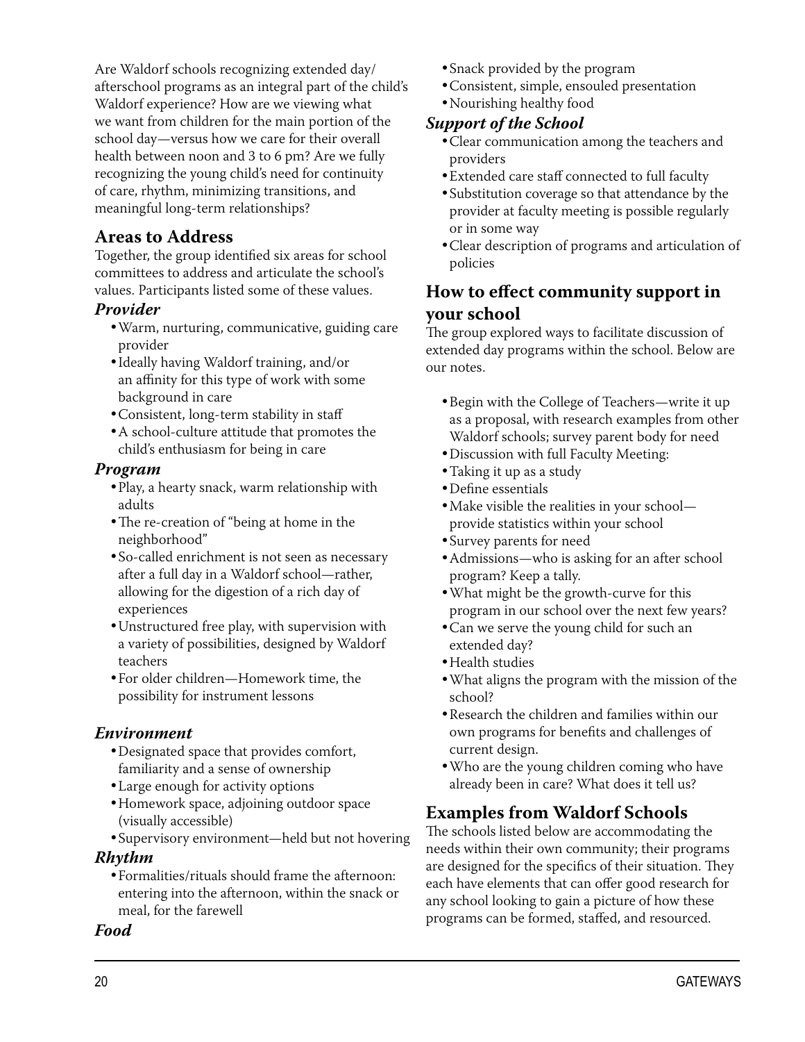Are Waldorf schools recognizing extended day/afterschool programs as an integral part of the child's Waldorf experience? How are we viewing what we want from children for the main portion of the school day—versus how we care for their overall health between noon and 3 to 6 pm? Are we fully recognizing the young child's need for continuity of care, rhythm, minimizing transitions, and meaningful long-term relationships?

## Areas to Address

Together, the group identified six areas for school committees to address and articulate the school's values. Participants listed some of these values.

### *Provider*

- Warm, nurturing, communicative, guiding care provider
- Ideally having Waldorf training, and/or an affinity for this type of work with some background in care
- Consistent, long-term stability in staff
- A school-culture attitude that promotes the child's enthusiasm for being in care

### *Program*

- Play, a hearty snack, warm relationship with adults
- The re-creation of "being at home in the neighborhood"
- So-called enrichment is not seen as necessary after a full day in a Waldorf school—rather, allowing for the digestion of a rich day of experiences
- Unstructured free play, with supervision with a variety of possibilities, designed by Waldorf teachers
- For older children—Homework time, the possibility for instrument lessons

### *Environment*

- Designated space that provides comfort, familiarity and a sense of ownership
- Large enough for activity options
- Homework space, adjoining outdoor space (visually accessible)
- Supervisory environment—held but not hovering

### *Rhythm*

- Formalities/rituals should frame the afternoon: entering into the afternoon, within the snack or meal, for the farewell

### *Food*

- Snack provided by the program
- Consistent, simple, ensouled presentation
- Nourishing healthy food

### *Support of the School*

- Clear communication among the teachers and providers
- Extended care staff connected to full faculty
- Substitution coverage so that attendance by the provider at faculty meeting is possible regularly or in some way
- Clear description of programs and articulation of policies

## How to effect community support in your school

The group explored ways to facilitate discussion of extended day programs within the school. Below are our notes.

- Begin with the College of Teachers—write it up as a proposal, with research examples from other Waldorf schools; survey parent body for need
- Discussion with full Faculty Meeting:
- Taking it up as a study
- Define essentials
- Make visible the realities in your school—provide statistics within your school
- Survey parents for need
- Admissions—who is asking for an after school program? Keep a tally.
- What might be the growth-curve for this program in our school over the next few years?
- Can we serve the young child for such an extended day?
- Health studies
- What aligns the program with the mission of the school?
- Research the children and families within our own programs for benefits and challenges of current design.
- Who are the young children coming who have already been in care? What does it tell us?

## Examples from Waldorf Schools

The schools listed below are accommodating the needs within their own community; their programs are designed for the specifics of their situation. They each have elements that can offer good research for any school looking to gain a picture of how these programs can be formed, staffed, and resourced.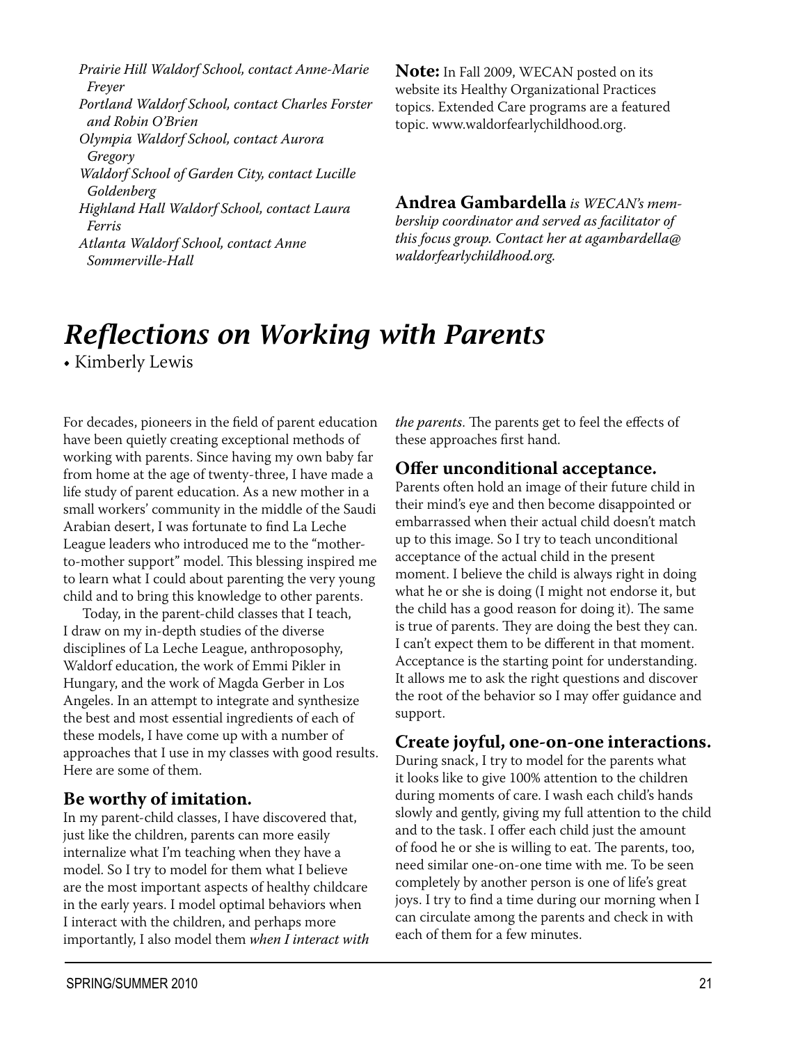*Prairie Hill Waldorf School, contact Anne-Marie Freyer*
*Portland Waldorf School, contact Charles Forster and Robin O'Brien*
*Olympia Waldorf School, contact Aurora Gregory*
*Waldorf School of Garden City, contact Lucille Goldenberg*
*Highland Hall Waldorf School, contact Laura Ferris*
*Atlanta Waldorf School, contact Anne Sommerville-Hall*

**Note:** In Fall 2009, WECAN posted on its website its Healthy Organizational Practices topics. Extended Care programs are a featured topic. www.waldorfearlychildhood.org.

**Andrea Gambardella** *is WECAN's membership coordinator and served as facilitator of this focus group. Contact her at agambardella@waldorfearlychildhood.org.*

# *Reflections on Working with Parents*

• Kimberly Lewis

For decades, pioneers in the field of parent education have been quietly creating exceptional methods of working with parents. Since having my own baby far from home at the age of twenty-three, I have made a life study of parent education. As a new mother in a small workers' community in the middle of the Saudi Arabian desert, I was fortunate to find La Leche League leaders who introduced me to the "mother-to-mother support" model. This blessing inspired me to learn what I could about parenting the very young child and to bring this knowledge to other parents.

Today, in the parent-child classes that I teach, I draw on my in-depth studies of the diverse disciplines of La Leche League, anthroposophy, Waldorf education, the work of Emmi Pikler in Hungary, and the work of Magda Gerber in Los Angeles. In an attempt to integrate and synthesize the best and most essential ingredients of each of these models, I have come up with a number of approaches that I use in my classes with good results. Here are some of them.

### Be worthy of imitation.

In my parent-child classes, I have discovered that, just like the children, parents can more easily internalize what I'm teaching when they have a model. So I try to model for them what I believe are the most important aspects of healthy childcare in the early years. I model optimal behaviors when I interact with the children, and perhaps more importantly, I also model them *when I interact with the parents*. The parents get to feel the effects of these approaches first hand.

### Offer unconditional acceptance.

Parents often hold an image of their future child in their mind's eye and then become disappointed or embarrassed when their actual child doesn't match up to this image. So I try to teach unconditional acceptance of the actual child in the present moment. I believe the child is always right in doing what he or she is doing (I might not endorse it, but the child has a good reason for doing it). The same is true of parents. They are doing the best they can. I can't expect them to be different in that moment. Acceptance is the starting point for understanding. It allows me to ask the right questions and discover the root of the behavior so I may offer guidance and support.

### Create joyful, one-on-one interactions.

During snack, I try to model for the parents what it looks like to give 100% attention to the children during moments of care. I wash each child's hands slowly and gently, giving my full attention to the child and to the task. I offer each child just the amount of food he or she is willing to eat. The parents, too, need similar one-on-one time with me. To be seen completely by another person is one of life's great joys. I try to find a time during our morning when I can circulate among the parents and check in with each of them for a few minutes.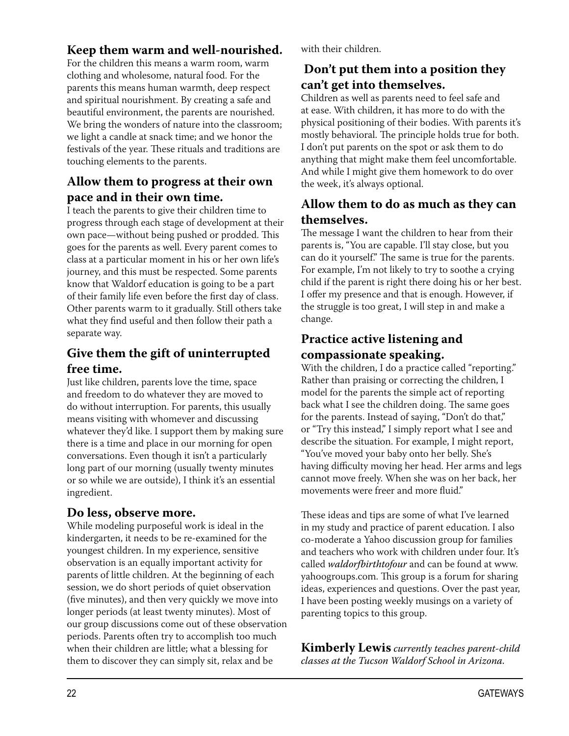### Keep them warm and well-nourished.

For the children this means a warm room, warm clothing and wholesome, natural food. For the parents this means human warmth, deep respect and spiritual nourishment. By creating a safe and beautiful environment, the parents are nourished. We bring the wonders of nature into the classroom; we light a candle at snack time; and we honor the festivals of the year. These rituals and traditions are touching elements to the parents.

### Allow them to progress at their own pace and in their own time.

I teach the parents to give their children time to progress through each stage of development at their own pace—without being pushed or prodded. This goes for the parents as well. Every parent comes to class at a particular moment in his or her own life's journey, and this must be respected. Some parents know that Waldorf education is going to be a part of their family life even before the first day of class. Other parents warm to it gradually. Still others take what they find useful and then follow their path a separate way.

### Give them the gift of uninterrupted free time.

Just like children, parents love the time, space and freedom to do whatever they are moved to do without interruption. For parents, this usually means visiting with whomever and discussing whatever they'd like. I support them by making sure there is a time and place in our morning for open conversations. Even though it isn't a particularly long part of our morning (usually twenty minutes or so while we are outside), I think it's an essential ingredient.

### Do less, observe more.

While modeling purposeful work is ideal in the kindergarten, it needs to be re-examined for the youngest children. In my experience, sensitive observation is an equally important activity for parents of little children. At the beginning of each session, we do short periods of quiet observation (five minutes), and then very quickly we move into longer periods (at least twenty minutes). Most of our group discussions come out of these observation periods. Parents often try to accomplish too much when their children are little; what a blessing for them to discover they can simply sit, relax and be with their children.

### Don't put them into a position they can't get into themselves.

Children as well as parents need to feel safe and at ease. With children, it has more to do with the physical positioning of their bodies. With parents it's mostly behavioral. The principle holds true for both. I don't put parents on the spot or ask them to do anything that might make them feel uncomfortable. And while I might give them homework to do over the week, it's always optional.

### Allow them to do as much as they can themselves.

The message I want the children to hear from their parents is, "You are capable. I'll stay close, but you can do it yourself." The same is true for the parents. For example, I'm not likely to try to soothe a crying child if the parent is right there doing his or her best. I offer my presence and that is enough. However, if the struggle is too great, I will step in and make a change.

### Practice active listening and compassionate speaking.

With the children, I do a practice called "reporting." Rather than praising or correcting the children, I model for the parents the simple act of reporting back what I see the children doing. The same goes for the parents. Instead of saying, "Don't do that," or "Try this instead," I simply report what I see and describe the situation. For example, I might report, "You've moved your baby onto her belly. She's having difficulty moving her head. Her arms and legs cannot move freely. When she was on her back, her movements were freer and more fluid."

These ideas and tips are some of what I've learned in my study and practice of parent education. I also co-moderate a Yahoo discussion group for families and teachers who work with children under four. It's called *waldorfbirthtofour* and can be found at www.yahoogroups.com. This group is a forum for sharing ideas, experiences and questions. Over the past year, I have been posting weekly musings on a variety of parenting topics to this group.

**Kimberly Lewis** *currently teaches parent-child classes at the Tucson Waldorf School in Arizona.*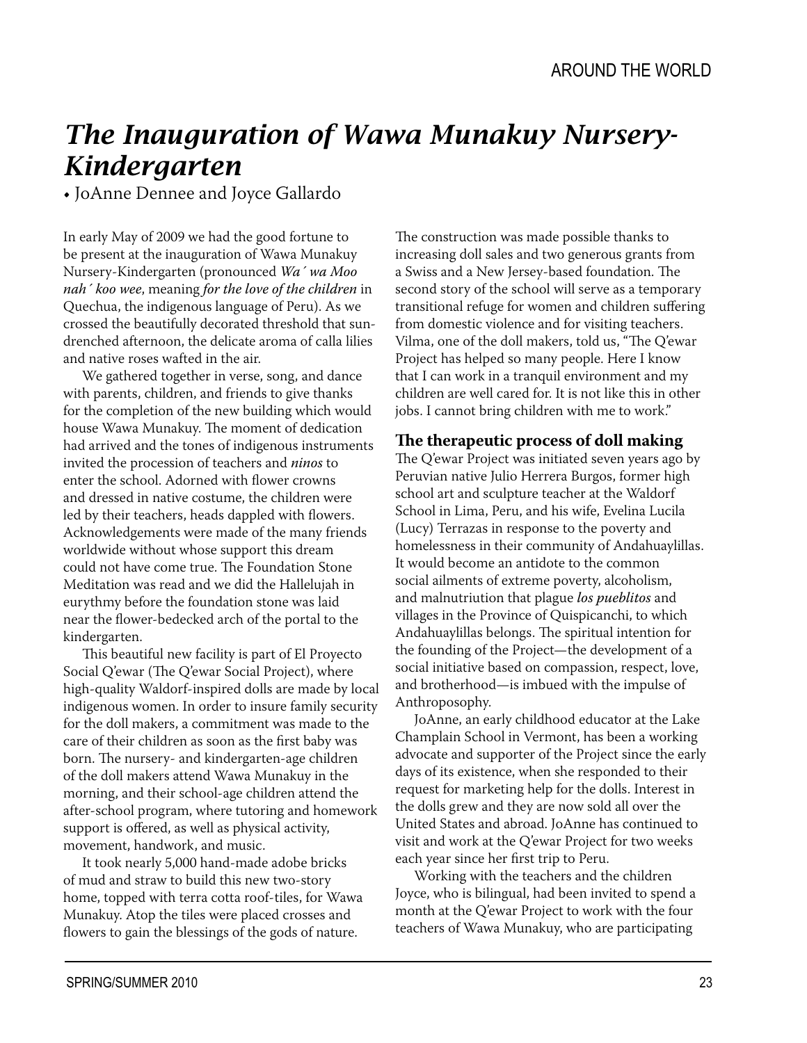# *The Inauguration of Wawa Munakuy Nursery-Kindergarten*

• JoAnne Dennee and Joyce Gallardo

In early May of 2009 we had the good fortune to be present at the inauguration of Wawa Munakuy Nursery-Kindergarten (pronounced *Wa´ wa Moo nah´ koo wee*, meaning *for the love of the children* in Quechua, the indigenous language of Peru). As we crossed the beautifully decorated threshold that sun-drenched afternoon, the delicate aroma of calla lilies and native roses wafted in the air.

We gathered together in verse, song, and dance with parents, children, and friends to give thanks for the completion of the new building which would house Wawa Munakuy. The moment of dedication had arrived and the tones of indigenous instruments invited the procession of teachers and *ninos* to enter the school. Adorned with flower crowns and dressed in native costume, the children were led by their teachers, heads dappled with flowers. Acknowledgements were made of the many friends worldwide without whose support this dream could not have come true. The Foundation Stone Meditation was read and we did the Hallelujah in eurythmy before the foundation stone was laid near the flower-bedecked arch of the portal to the kindergarten.

This beautiful new facility is part of El Proyecto Social Q'ewar (The Q'ewar Social Project), where high-quality Waldorf-inspired dolls are made by local indigenous women. In order to insure family security for the doll makers, a commitment was made to the care of their children as soon as the first baby was born. The nursery- and kindergarten-age children of the doll makers attend Wawa Munakuy in the morning, and their school-age children attend the after-school program, where tutoring and homework support is offered, as well as physical activity, movement, handwork, and music.

It took nearly 5,000 hand-made adobe bricks of mud and straw to build this new two-story home, topped with terra cotta roof-tiles, for Wawa Munakuy. Atop the tiles were placed crosses and flowers to gain the blessings of the gods of nature.

The construction was made possible thanks to increasing doll sales and two generous grants from a Swiss and a New Jersey-based foundation. The second story of the school will serve as a temporary transitional refuge for women and children suffering from domestic violence and for visiting teachers. Vilma, one of the doll makers, told us, "The Q'ewar Project has helped so many people. Here I know that I can work in a tranquil environment and my children are well cared for. It is not like this in other jobs. I cannot bring children with me to work."

## The therapeutic process of doll making

The Q'ewar Project was initiated seven years ago by Peruvian native Julio Herrera Burgos, former high school art and sculpture teacher at the Waldorf School in Lima, Peru, and his wife, Evelina Lucila (Lucy) Terrazas in response to the poverty and homelessness in their community of Andahuaylillas. It would become an antidote to the common social ailments of extreme poverty, alcoholism, and malnutriution that plague *los pueblitos* and villages in the Province of Quispicanchi, to which Andahuaylillas belongs. The spiritual intention for the founding of the Project—the development of a social initiative based on compassion, respect, love, and brotherhood—is imbued with the impulse of Anthroposophy.

JoAnne, an early childhood educator at the Lake Champlain School in Vermont, has been a working advocate and supporter of the Project since the early days of its existence, when she responded to their request for marketing help for the dolls. Interest in the dolls grew and they are now sold all over the United States and abroad. JoAnne has continued to visit and work at the Q'ewar Project for two weeks each year since her first trip to Peru.

Working with the teachers and the children Joyce, who is bilingual, had been invited to spend a month at the Q'ewar Project to work with the four teachers of Wawa Munakuy, who are participating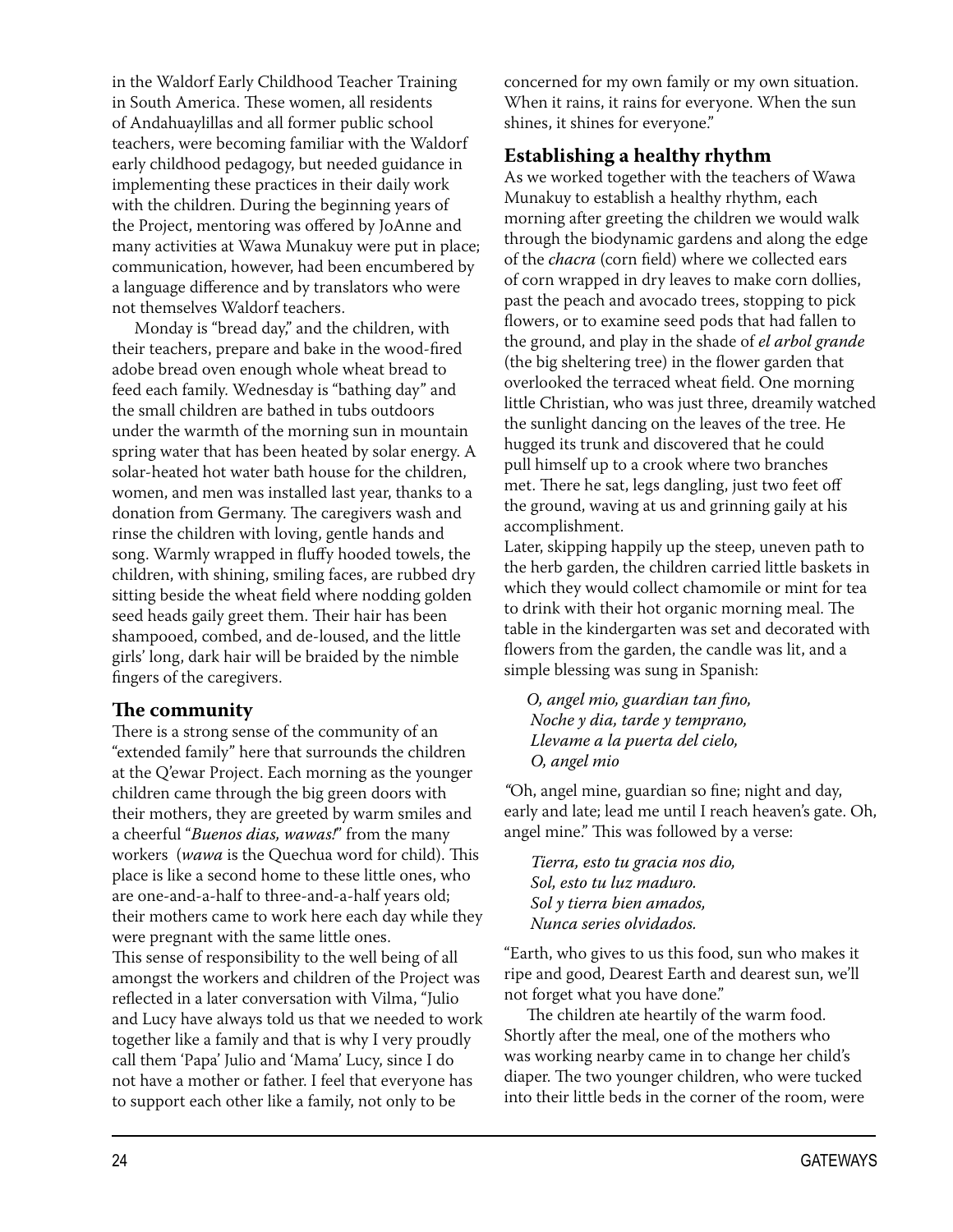in the Waldorf Early Childhood Teacher Training in South America. These women, all residents of Andahuaylillas and all former public school teachers, were becoming familiar with the Waldorf early childhood pedagogy, but needed guidance in implementing these practices in their daily work with the children. During the beginning years of the Project, mentoring was offered by JoAnne and many activities at Wawa Munakuy were put in place; communication, however, had been encumbered by a language difference and by translators who were not themselves Waldorf teachers.

Monday is "bread day," and the children, with their teachers, prepare and bake in the wood-fired adobe bread oven enough whole wheat bread to feed each family. Wednesday is "bathing day" and the small children are bathed in tubs outdoors under the warmth of the morning sun in mountain spring water that has been heated by solar energy. A solar-heated hot water bath house for the children, women, and men was installed last year, thanks to a donation from Germany. The caregivers wash and rinse the children with loving, gentle hands and song. Warmly wrapped in fluffy hooded towels, the children, with shining, smiling faces, are rubbed dry sitting beside the wheat field where nodding golden seed heads gaily greet them. Their hair has been shampooed, combed, and de-loused, and the little girls' long, dark hair will be braided by the nimble fingers of the caregivers.

## The community

There is a strong sense of the community of an "extended family" here that surrounds the children at the Q'ewar Project. Each morning as the younger children came through the big green doors with their mothers, they are greeted by warm smiles and a cheerful "*Buenos dias, wawas!*" from the many workers (*wawa* is the Quechua word for child). This place is like a second home to these little ones, who are one-and-a-half to three-and-a-half years old; their mothers came to work here each day while they were pregnant with the same little ones.

This sense of responsibility to the well being of all amongst the workers and children of the Project was reflected in a later conversation with Vilma, "Julio and Lucy have always told us that we needed to work together like a family and that is why I very proudly call them 'Papa' Julio and 'Mama' Lucy, since I do not have a mother or father. I feel that everyone has to support each other like a family, not only to be concerned for my own family or my own situation. When it rains, it rains for everyone. When the sun shines, it shines for everyone."

## Establishing a healthy rhythm

As we worked together with the teachers of Wawa Munakuy to establish a healthy rhythm, each morning after greeting the children we would walk through the biodynamic gardens and along the edge of the *chacra* (corn field) where we collected ears of corn wrapped in dry leaves to make corn dollies, past the peach and avocado trees, stopping to pick flowers, or to examine seed pods that had fallen to the ground, and play in the shade of *el arbol grande* (the big sheltering tree) in the flower garden that overlooked the terraced wheat field. One morning little Christian, who was just three, dreamily watched the sunlight dancing on the leaves of the tree. He hugged its trunk and discovered that he could pull himself up to a crook where two branches met. There he sat, legs dangling, just two feet off the ground, waving at us and grinning gaily at his accomplishment.

Later, skipping happily up the steep, uneven path to the herb garden, the children carried little baskets in which they would collect chamomile or mint for tea to drink with their hot organic morning meal. The table in the kindergarten was set and decorated with flowers from the garden, the candle was lit, and a simple blessing was sung in Spanish:

> *O, angel mio, guardian tan fino,*
> *Noche y dia, tarde y temprano,*
> *Llevame a la puerta del cielo,*
> *O, angel mio*

"Oh, angel mine, guardian so fine; night and day, early and late; lead me until I reach heaven's gate. Oh, angel mine." This was followed by a verse:

> *Tierra, esto tu gracia nos dio,*
> *Sol, esto tu luz maduro.*
> *Sol y tierra bien amados,*
> *Nunca series olvidados.*

"Earth, who gives to us this food, sun who makes it ripe and good, Dearest Earth and dearest sun, we'll not forget what you have done."

The children ate heartily of the warm food. Shortly after the meal, one of the mothers who was working nearby came in to change her child's diaper. The two younger children, who were tucked into their little beds in the corner of the room, were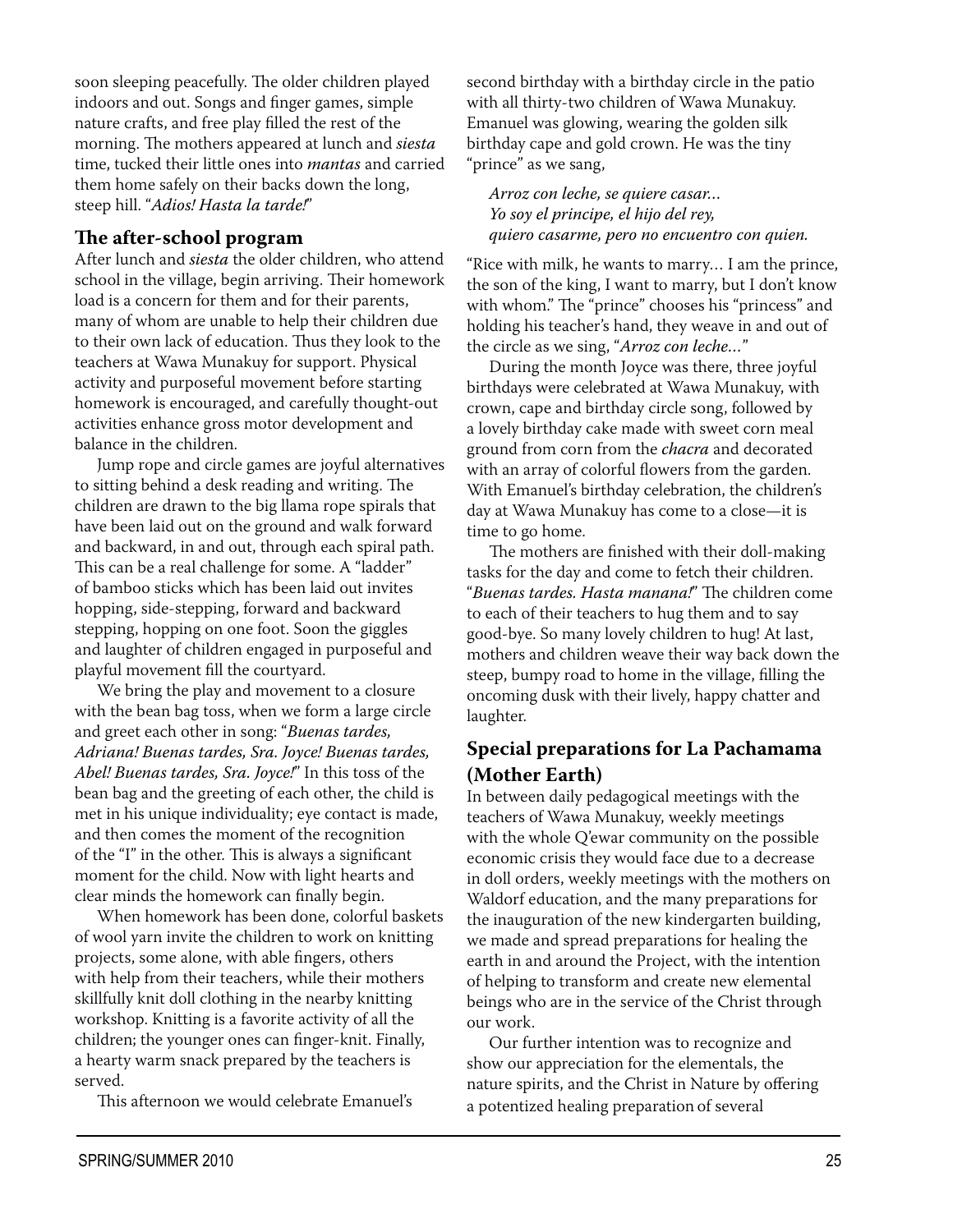soon sleeping peacefully. The older children played indoors and out. Songs and finger games, simple nature crafts, and free play filled the rest of the morning. The mothers appeared at lunch and *siesta* time, tucked their little ones into *mantas* and carried them home safely on their backs down the long, steep hill. "*Adios! Hasta la tarde!*"

## The after-school program

After lunch and *siesta* the older children, who attend school in the village, begin arriving. Their homework load is a concern for them and for their parents, many of whom are unable to help their children due to their own lack of education. Thus they look to the teachers at Wawa Munakuy for support. Physical activity and purposeful movement before starting homework is encouraged, and carefully thought-out activities enhance gross motor development and balance in the children.

Jump rope and circle games are joyful alternatives to sitting behind a desk reading and writing. The children are drawn to the big llama rope spirals that have been laid out on the ground and walk forward and backward, in and out, through each spiral path. This can be a real challenge for some. A "ladder" of bamboo sticks which has been laid out invites hopping, side-stepping, forward and backward stepping, hopping on one foot. Soon the giggles and laughter of children engaged in purposeful and playful movement fill the courtyard.

We bring the play and movement to a closure with the bean bag toss, when we form a large circle and greet each other in song: "*Buenas tardes, Adriana! Buenas tardes, Sra. Joyce! Buenas tardes, Abel! Buenas tardes, Sra. Joyce!*" In this toss of the bean bag and the greeting of each other, the child is met in his unique individuality; eye contact is made, and then comes the moment of the recognition of the "I" in the other. This is always a significant moment for the child. Now with light hearts and clear minds the homework can finally begin.

When homework has been done, colorful baskets of wool yarn invite the children to work on knitting projects, some alone, with able fingers, others with help from their teachers, while their mothers skillfully knit doll clothing in the nearby knitting workshop. Knitting is a favorite activity of all the children; the younger ones can finger-knit. Finally, a hearty warm snack prepared by the teachers is served.

This afternoon we would celebrate Emanuel's second birthday with a birthday circle in the patio with all thirty-two children of Wawa Munakuy. Emanuel was glowing, wearing the golden silk birthday cape and gold crown. He was the tiny "prince" as we sang,

> *Arroz con leche, se quiere casar…*
> *Yo soy el principe, el hijo del rey,*
> *quiero casarme, pero no encuentro con quien.*

"Rice with milk, he wants to marry… I am the prince, the son of the king, I want to marry, but I don't know with whom." The "prince" chooses his "princess" and holding his teacher's hand, they weave in and out of the circle as we sing, "*Arroz con leche…*"

During the month Joyce was there, three joyful birthdays were celebrated at Wawa Munakuy, with crown, cape and birthday circle song, followed by a lovely birthday cake made with sweet corn meal ground from corn from the *chacra* and decorated with an array of colorful flowers from the garden. With Emanuel's birthday celebration, the children's day at Wawa Munakuy has come to a close—it is time to go home.

The mothers are finished with their doll-making tasks for the day and come to fetch their children. "*Buenas tardes. Hasta manana!*" The children come to each of their teachers to hug them and to say good-bye. So many lovely children to hug! At last, mothers and children weave their way back down the steep, bumpy road to home in the village, filling the oncoming dusk with their lively, happy chatter and laughter.

## Special preparations for La Pachamama (Mother Earth)

In between daily pedagogical meetings with the teachers of Wawa Munakuy, weekly meetings with the whole Q'ewar community on the possible economic crisis they would face due to a decrease in doll orders, weekly meetings with the mothers on Waldorf education, and the many preparations for the inauguration of the new kindergarten building, we made and spread preparations for healing the earth in and around the Project, with the intention of helping to transform and create new elemental beings who are in the service of the Christ through our work.

Our further intention was to recognize and show our appreciation for the elementals, the nature spirits, and the Christ in Nature by offering a potentized healing preparation of several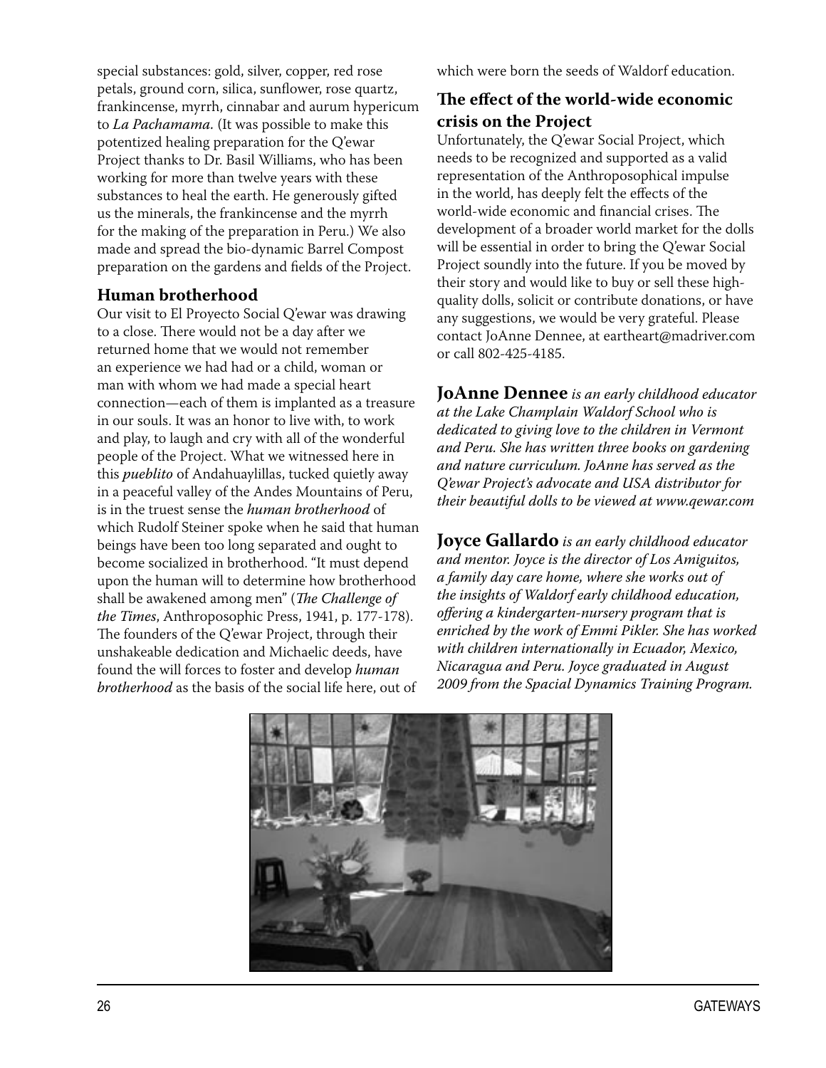special substances: gold, silver, copper, red rose petals, ground corn, silica, sunflower, rose quartz, frankincense, myrrh, cinnabar and aurum hypericum to *La Pachamama.* (It was possible to make this potentized healing preparation for the Q'ewar Project thanks to Dr. Basil Williams, who has been working for more than twelve years with these substances to heal the earth. He generously gifted us the minerals, the frankincense and the myrrh for the making of the preparation in Peru.) We also made and spread the bio-dynamic Barrel Compost preparation on the gardens and fields of the Project.

## Human brotherhood

Our visit to El Proyecto Social Q'ewar was drawing to a close. There would not be a day after we returned home that we would not remember an experience we had had or a child, woman or man with whom we had made a special heart connection—each of them is implanted as a treasure in our souls. It was an honor to live with, to work and play, to laugh and cry with all of the wonderful people of the Project. What we witnessed here in this *pueblito* of Andahuaylillas, tucked quietly away in a peaceful valley of the Andes Mountains of Peru, is in the truest sense the *human brotherhood* of which Rudolf Steiner spoke when he said that human beings have been too long separated and ought to become socialized in brotherhood. "It must depend upon the human will to determine how brotherhood shall be awakened among men" (*The Challenge of the Times*, Anthroposophic Press, 1941, p. 177-178). The founders of the Q'ewar Project, through their unshakeable dedication and Michaelic deeds, have found the will forces to foster and develop *human brotherhood* as the basis of the social life here, out of which were born the seeds of Waldorf education.

## The effect of the world-wide economic crisis on the Project

Unfortunately, the Q'ewar Social Project, which needs to be recognized and supported as a valid representation of the Anthroposophical impulse in the world, has deeply felt the effects of the world-wide economic and financial crises. The development of a broader world market for the dolls will be essential in order to bring the Q'ewar Social Project soundly into the future. If you be moved by their story and would like to buy or sell these high-quality dolls, solicit or contribute donations, or have any suggestions, we would be very grateful. Please contact JoAnne Dennee, at eartheart@madriver.com or call 802-425-4185.

**JoAnne Dennee** *is an early childhood educator at the Lake Champlain Waldorf School who is dedicated to giving love to the children in Vermont and Peru. She has written three books on gardening and nature curriculum. JoAnne has served as the Q'ewar Project's advocate and USA distributor for their beautiful dolls to be viewed at www.qewar.com*

**Joyce Gallardo** *is an early childhood educator and mentor. Joyce is the director of Los Amiguitos, a family day care home, where she works out of the insights of Waldorf early childhood education, offering a kindergarten-nursery program that is enriched by the work of Emmi Pikler. She has worked with children internationally in Ecuador, Mexico, Nicaragua and Peru. Joyce graduated in August 2009 from the Spacial Dynamics Training Program.*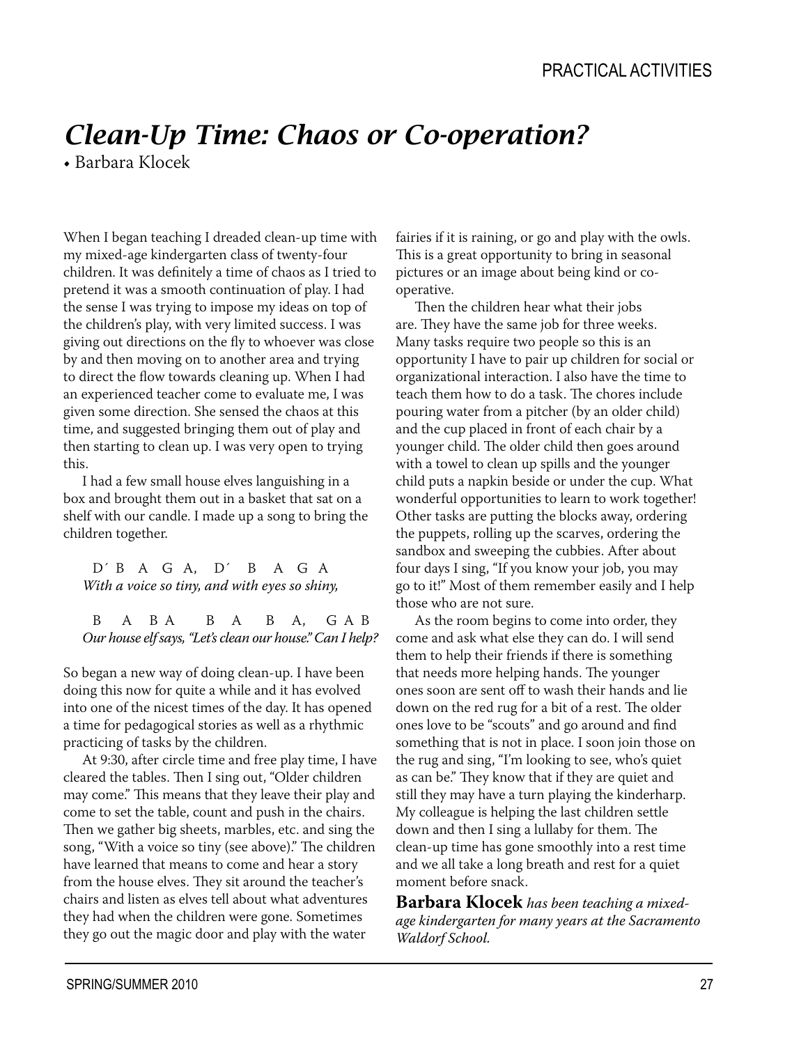PRACTICAL ACTIVITIES

# *Clean-Up Time: Chaos or Co-operation?*

• Barbara Klocek

When I began teaching I dreaded clean-up time with my mixed-age kindergarten class of twenty-four children. It was definitely a time of chaos as I tried to pretend it was a smooth continuation of play. I had the sense I was trying to impose my ideas on top of the children's play, with very limited success. I was giving out directions on the fly to whoever was close by and then moving on to another area and trying to direct the flow towards cleaning up. When I had an experienced teacher come to evaluate me, I was given some direction. She sensed the chaos at this time, and suggested bringing them out of play and then starting to clean up. I was very open to trying this.

I had a few small house elves languishing in a box and brought them out in a basket that sat on a shelf with our candle. I made up a song to bring the children together.

D´ B A G A, D´ B A G A
*With a voice so tiny, and with eyes so shiny,*

B A B A B A B A, G A B
*Our house elf says, "Let's clean our house." Can I help?*

So began a new way of doing clean-up. I have been doing this now for quite a while and it has evolved into one of the nicest times of the day. It has opened a time for pedagogical stories as well as a rhythmic practicing of tasks by the children.

At 9:30, after circle time and free play time, I have cleared the tables. Then I sing out, "Older children may come." This means that they leave their play and come to set the table, count and push in the chairs. Then we gather big sheets, marbles, etc. and sing the song, "With a voice so tiny (see above)." The children have learned that means to come and hear a story from the house elves. They sit around the teacher's chairs and listen as elves tell about what adventures they had when the children were gone. Sometimes they go out the magic door and play with the water fairies if it is raining, or go and play with the owls. This is a great opportunity to bring in seasonal pictures or an image about being kind or co-operative.

Then the children hear what their jobs are. They have the same job for three weeks. Many tasks require two people so this is an opportunity I have to pair up children for social or organizational interaction. I also have the time to teach them how to do a task. The chores include pouring water from a pitcher (by an older child) and the cup placed in front of each chair by a younger child. The older child then goes around with a towel to clean up spills and the younger child puts a napkin beside or under the cup. What wonderful opportunities to learn to work together! Other tasks are putting the blocks away, ordering the puppets, rolling up the scarves, ordering the sandbox and sweeping the cubbies. After about four days I sing, "If you know your job, you may go to it!" Most of them remember easily and I help those who are not sure.

As the room begins to come into order, they come and ask what else they can do. I will send them to help their friends if there is something that needs more helping hands. The younger ones soon are sent off to wash their hands and lie down on the red rug for a bit of a rest. The older ones love to be "scouts" and go around and find something that is not in place. I soon join those on the rug and sing, "I'm looking to see, who's quiet as can be." They know that if they are quiet and still they may have a turn playing the kinderharp. My colleague is helping the last children settle down and then I sing a lullaby for them. The clean-up time has gone smoothly into a rest time and we all take a long breath and rest for a quiet moment before snack.

**Barbara Klocek** *has been teaching a mixed-age kindergarten for many years at the Sacramento Waldorf School.*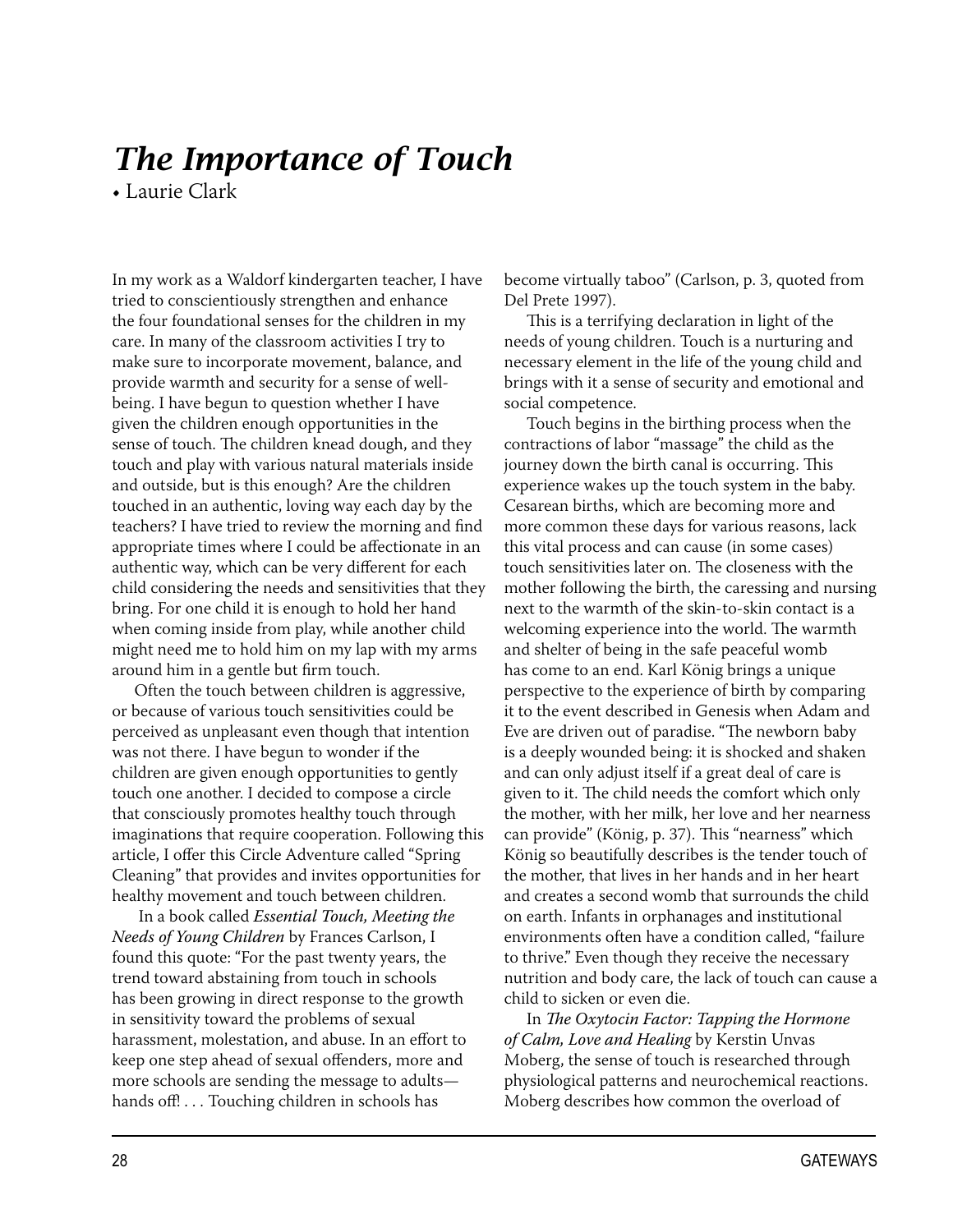# *The Importance of Touch*

• Laurie Clark

In my work as a Waldorf kindergarten teacher, I have tried to conscientiously strengthen and enhance the four foundational senses for the children in my care. In many of the classroom activities I try to make sure to incorporate movement, balance, and provide warmth and security for a sense of well-being. I have begun to question whether I have given the children enough opportunities in the sense of touch. The children knead dough, and they touch and play with various natural materials inside and outside, but is this enough? Are the children touched in an authentic, loving way each day by the teachers? I have tried to review the morning and find appropriate times where I could be affectionate in an authentic way, which can be very different for each child considering the needs and sensitivities that they bring. For one child it is enough to hold her hand when coming inside from play, while another child might need me to hold him on my lap with my arms around him in a gentle but firm touch.

Often the touch between children is aggressive, or because of various touch sensitivities could be perceived as unpleasant even though that intention was not there. I have begun to wonder if the children are given enough opportunities to gently touch one another. I decided to compose a circle that consciously promotes healthy touch through imaginations that require cooperation. Following this article, I offer this Circle Adventure called "Spring Cleaning" that provides and invites opportunities for healthy movement and touch between children.

In a book called *Essential Touch, Meeting the Needs of Young Children* by Frances Carlson, I found this quote: "For the past twenty years, the trend toward abstaining from touch in schools has been growing in direct response to the growth in sensitivity toward the problems of sexual harassment, molestation, and abuse. In an effort to keep one step ahead of sexual offenders, more and more schools are sending the message to adults—hands off! . . . Touching children in schools has become virtually taboo" (Carlson, p. 3, quoted from Del Prete 1997).

This is a terrifying declaration in light of the needs of young children. Touch is a nurturing and necessary element in the life of the young child and brings with it a sense of security and emotional and social competence.

Touch begins in the birthing process when the contractions of labor "massage" the child as the journey down the birth canal is occurring. This experience wakes up the touch system in the baby. Cesarean births, which are becoming more and more common these days for various reasons, lack this vital process and can cause (in some cases) touch sensitivities later on. The closeness with the mother following the birth, the caressing and nursing next to the warmth of the skin-to-skin contact is a welcoming experience into the world. The warmth and shelter of being in the safe peaceful womb has come to an end. Karl König brings a unique perspective to the experience of birth by comparing it to the event described in Genesis when Adam and Eve are driven out of paradise. "The newborn baby is a deeply wounded being: it is shocked and shaken and can only adjust itself if a great deal of care is given to it. The child needs the comfort which only the mother, with her milk, her love and her nearness can provide" (König, p. 37). This "nearness" which König so beautifully describes is the tender touch of the mother, that lives in her hands and in her heart and creates a second womb that surrounds the child on earth. Infants in orphanages and institutional environments often have a condition called, "failure to thrive." Even though they receive the necessary nutrition and body care, the lack of touch can cause a child to sicken or even die.

In *The Oxytocin Factor: Tapping the Hormone of Calm, Love and Healing* by Kerstin Unvas Moberg, the sense of touch is researched through physiological patterns and neurochemical reactions. Moberg describes how common the overload of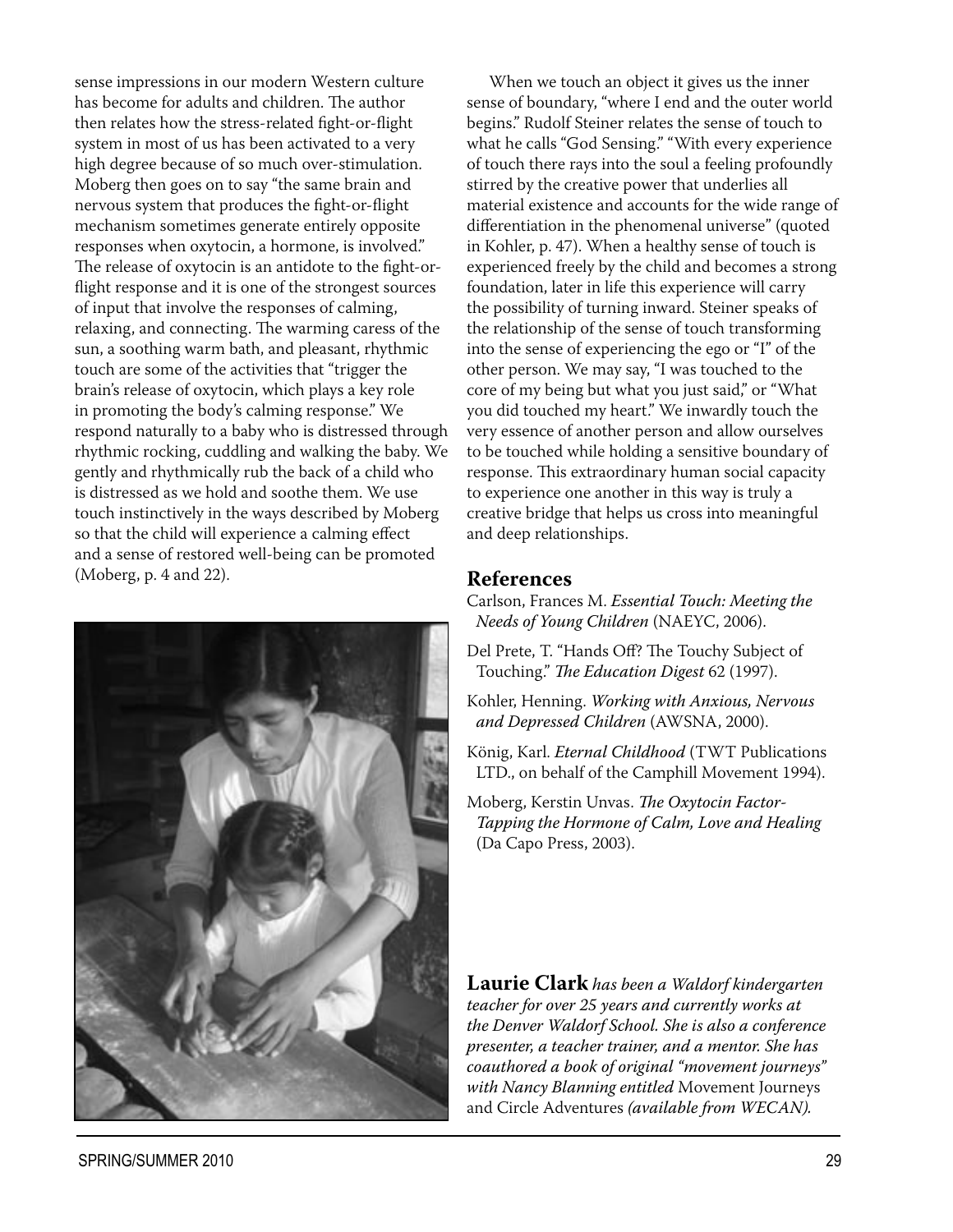sense impressions in our modern Western culture has become for adults and children. The author then relates how the stress-related fight-or-flight system in most of us has been activated to a very high degree because of so much over-stimulation. Moberg then goes on to say "the same brain and nervous system that produces the fight-or-flight mechanism sometimes generate entirely opposite responses when oxytocin, a hormone, is involved." The release of oxytocin is an antidote to the fight-or-flight response and it is one of the strongest sources of input that involve the responses of calming, relaxing, and connecting. The warming caress of the sun, a soothing warm bath, and pleasant, rhythmic touch are some of the activities that "trigger the brain's release of oxytocin, which plays a key role in promoting the body's calming response." We respond naturally to a baby who is distressed through rhythmic rocking, cuddling and walking the baby. We gently and rhythmically rub the back of a child who is distressed as we hold and soothe them. We use touch instinctively in the ways described by Moberg so that the child will experience a calming effect and a sense of restored well-being can be promoted (Moberg, p. 4 and 22).

When we touch an object it gives us the inner sense of boundary, "where I end and the outer world begins." Rudolf Steiner relates the sense of touch to what he calls "God Sensing." "With every experience of touch there rays into the soul a feeling profoundly stirred by the creative power that underlies all material existence and accounts for the wide range of differentiation in the phenomenal universe" (quoted in Kohler, p. 47). When a healthy sense of touch is experienced freely by the child and becomes a strong foundation, later in life this experience will carry the possibility of turning inward. Steiner speaks of the relationship of the sense of touch transforming into the sense of experiencing the ego or "I" of the other person. We may say, "I was touched to the core of my being but what you just said," or "What you did touched my heart." We inwardly touch the very essence of another person and allow ourselves to be touched while holding a sensitive boundary of response. This extraordinary human social capacity to experience one another in this way is truly a creative bridge that helps us cross into meaningful and deep relationships.

## References

Carlson, Frances M. *Essential Touch: Meeting the Needs of Young Children* (NAEYC, 2006).

Del Prete, T. "Hands Off? The Touchy Subject of Touching." *The Education Digest* 62 (1997).

Kohler, Henning. *Working with Anxious, Nervous and Depressed Children* (AWSNA, 2000).

König, Karl. *Eternal Childhood* (TWT Publications LTD., on behalf of the Camphill Movement 1994).

Moberg, Kerstin Unvas. *The Oxytocin Factor-Tapping the Hormone of Calm, Love and Healing* (Da Capo Press, 2003).

**Laurie Clark** *has been a Waldorf kindergarten teacher for over 25 years and currently works at the Denver Waldorf School. She is also a conference presenter, a teacher trainer, and a mentor. She has coauthored a book of original "movement journeys" with Nancy Blanning entitled* Movement Journeys and Circle Adventures *(available from WECAN).*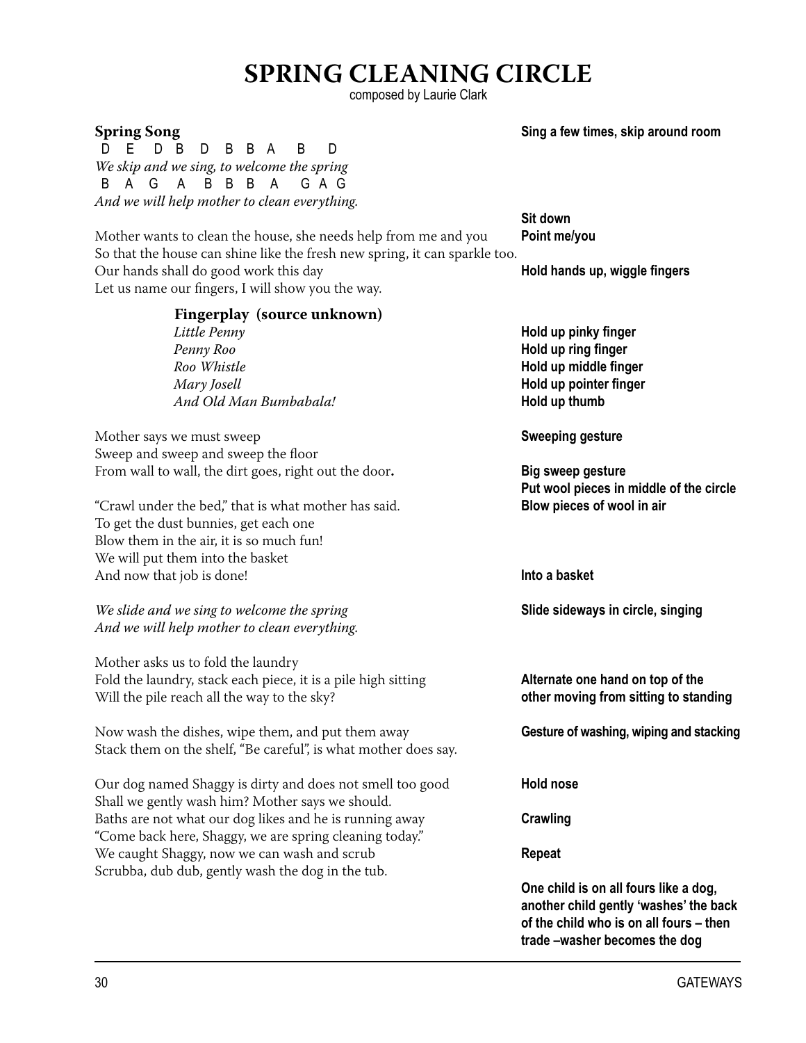# SPRING CLEANING CIRCLE

composed by Laurie Clark

| | |
|---|---|
| **Spring Song** | **Sing a few times, skip around room** |
| D E D B D B B A B D | |
| *We skip and we sing, to welcome the spring* | |
| B A G A B B B A G A G | |
| *And we will help mother to clean everything.* | |
| | **Sit down** |
| Mother wants to clean the house, she needs help from me and you | **Point me/you** |
| So that the house can shine like the fresh new spring, it can sparkle too. | |
| Our hands shall do good work this day | **Hold hands up, wiggle fingers** |
| Let us name our fingers, I will show you the way. | |
| **Fingerplay (source unknown)** | |
| *Little Penny* | **Hold up pinky finger** |
| *Penny Roo* | **Hold up ring finger** |
| *Roo Whistle* | **Hold up middle finger** |
| *Mary Josell* | **Hold up pointer finger** |
| *And Old Man Bumbabala!* | **Hold up thumb** |
| Mother says we must sweep | **Sweeping gesture** |
| Sweep and sweep and sweep the floor | |
| From wall to wall, the dirt goes, right out the door**.** | **Big sweep gesture** |
| | **Put wool pieces in middle of the circle** |
| "Crawl under the bed," that is what mother has said. | **Blow pieces of wool in air** |
| To get the dust bunnies, get each one | |
| Blow them in the air, it is so much fun! | |
| We will put them into the basket | |
| And now that job is done! | **Into a basket** |
| *We slide and we sing to welcome the spring* | **Slide sideways in circle, singing** |
| *And we will help mother to clean everything.* | |
| Mother asks us to fold the laundry | |
| Fold the laundry, stack each piece, it is a pile high sitting | **Alternate one hand on top of the** |
| Will the pile reach all the way to the sky? | **other moving from sitting to standing** |
| Now wash the dishes, wipe them, and put them away | **Gesture of washing, wiping and stacking** |
| Stack them on the shelf, "Be careful", is what mother does say. | |
| Our dog named Shaggy is dirty and does not smell too good | **Hold nose** |
| Shall we gently wash him? Mother says we should. | |
| Baths are not what our dog likes and he is running away | **Crawling** |
| "Come back here, Shaggy, we are spring cleaning today." | |
| We caught Shaggy, now we can wash and scrub | **Repeat** |
| Scrubba, dub dub, gently wash the dog in the tub. | |
| | **One child is on all fours like a dog, another child gently 'washes' the back of the child who is on all fours – then trade –washer becomes the dog** |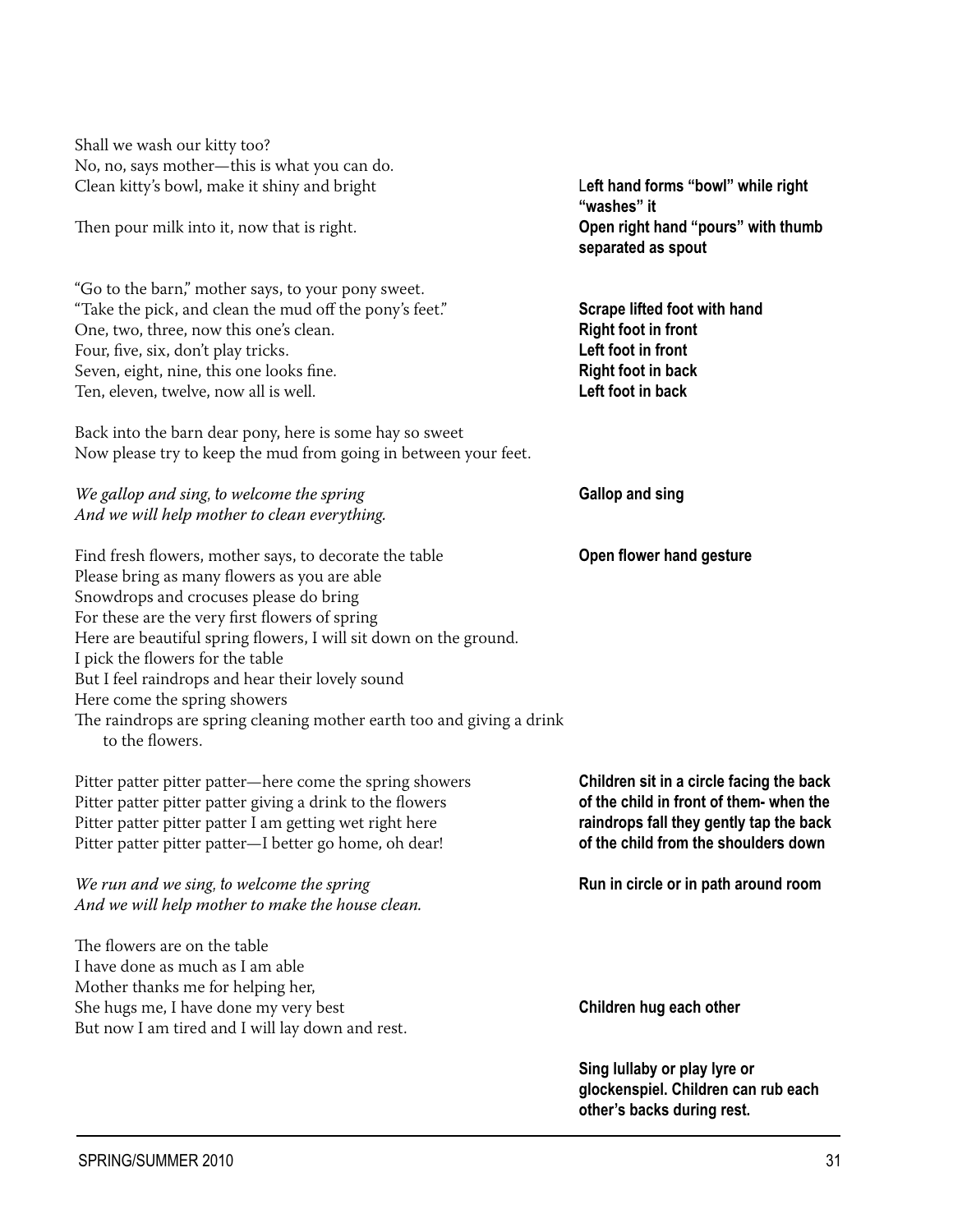Shall we wash our kitty too?
No, no, says mother—this is what you can do.
Clean kitty's bowl, make it shiny and bright — **Left hand forms "bowl" while right "washes" it**

Then pour milk into it, now that is right. — **Open right hand "pours" with thumb separated as spout**

"Go to the barn," mother says, to your pony sweet.
"Take the pick, and clean the mud off the pony's feet." — **Scrape lifted foot with hand**
One, two, three, now this one's clean. — **Right foot in front**
Four, five, six, don't play tricks. — **Left foot in front**
Seven, eight, nine, this one looks fine. — **Right foot in back**
Ten, eleven, twelve, now all is well. — **Left foot in back**

Back into the barn dear pony, here is some hay so sweet
Now please try to keep the mud from going in between your feet.

*We gallop and sing, to welcome the spring* — **Gallop and sing**
*And we will help mother to clean everything.*

Find fresh flowers, mother says, to decorate the table — **Open flower hand gesture**
Please bring as many flowers as you are able
Snowdrops and crocuses please do bring
For these are the very first flowers of spring
Here are beautiful spring flowers, I will sit down on the ground.
I pick the flowers for the table
But I feel raindrops and hear their lovely sound
Here come the spring showers
The raindrops are spring cleaning mother earth too and giving a drink to the flowers.

Pitter patter pitter patter—here come the spring showers
Pitter patter pitter patter giving a drink to the flowers
Pitter patter pitter patter I am getting wet right here
Pitter patter pitter patter—I better go home, oh dear!

**Children sit in a circle facing the back of the child in front of them- when the raindrops fall they gently tap the back of the child from the shoulders down**

*We run and we sing, to welcome the spring* — **Run in circle or in path around room**
*And we will help mother to make the house clean.*

The flowers are on the table
I have done as much as I am able
Mother thanks me for helping her,
She hugs me, I have done my very best — **Children hug each other**
But now I am tired and I will lay down and rest.

**Sing lullaby or play lyre or glockenspiel. Children can rub each other's backs during rest.**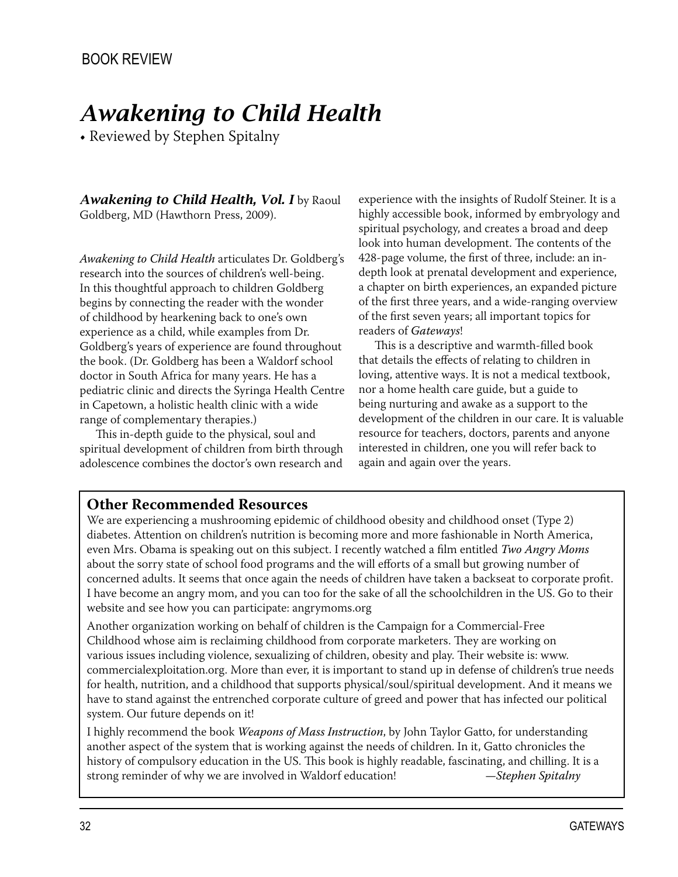BOOK REVIEW

# *Awakening to Child Health*

• Reviewed by Stephen Spitalny

***Awakening to Child Health, Vol. I*** by Raoul Goldberg, MD (Hawthorn Press, 2009).

*Awakening to Child Health* articulates Dr. Goldberg's research into the sources of children's well-being. In this thoughtful approach to children Goldberg begins by connecting the reader with the wonder of childhood by hearkening back to one's own experience as a child, while examples from Dr. Goldberg's years of experience are found throughout the book. (Dr. Goldberg has been a Waldorf school doctor in South Africa for many years. He has a pediatric clinic and directs the Syringa Health Centre in Capetown, a holistic health clinic with a wide range of complementary therapies.)

This in-depth guide to the physical, soul and spiritual development of children from birth through adolescence combines the doctor's own research and experience with the insights of Rudolf Steiner. It is a highly accessible book, informed by embryology and spiritual psychology, and creates a broad and deep look into human development. The contents of the 428-page volume, the first of three, include: an in-depth look at prenatal development and experience, a chapter on birth experiences, an expanded picture of the first three years, and a wide-ranging overview of the first seven years; all important topics for readers of *Gateways*!

This is a descriptive and warmth-filled book that details the effects of relating to children in loving, attentive ways. It is not a medical textbook, nor a home health care guide, but a guide to being nurturing and awake as a support to the development of the children in our care. It is valuable resource for teachers, doctors, parents and anyone interested in children, one you will refer back to again and again over the years.

## Other Recommended Resources

We are experiencing a mushrooming epidemic of childhood obesity and childhood onset (Type 2) diabetes. Attention on children's nutrition is becoming more and more fashionable in North America, even Mrs. Obama is speaking out on this subject. I recently watched a film entitled *Two Angry Moms* about the sorry state of school food programs and the will efforts of a small but growing number of concerned adults. It seems that once again the needs of children have taken a backseat to corporate profit. I have become an angry mom, and you can too for the sake of all the schoolchildren in the US. Go to their website and see how you can participate: angrymoms.org

Another organization working on behalf of children is the Campaign for a Commercial-Free Childhood whose aim is reclaiming childhood from corporate marketers. They are working on various issues including violence, sexualizing of children, obesity and play. Their website is: www.commercialexploitation.org. More than ever, it is important to stand up in defense of children's true needs for health, nutrition, and a childhood that supports physical/soul/spiritual development. And it means we have to stand against the entrenched corporate culture of greed and power that has infected our political system. Our future depends on it!

I highly recommend the book *Weapons of Mass Instruction*, by John Taylor Gatto, for understanding another aspect of the system that is working against the needs of children. In it, Gatto chronicles the history of compulsory education in the US. This book is highly readable, fascinating, and chilling. It is a strong reminder of why we are involved in Waldorf education! *—Stephen Spitalny*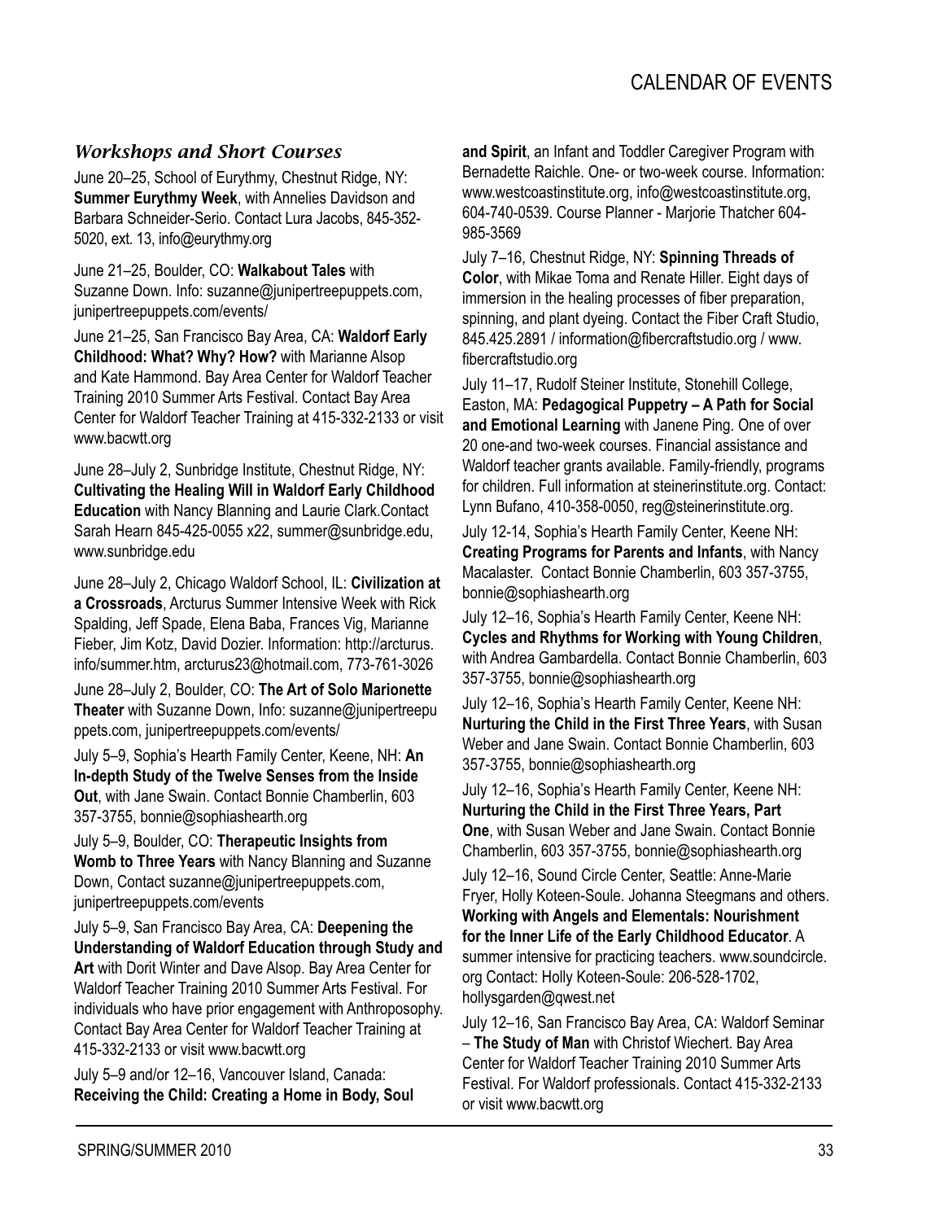## *Workshops and Short Courses*

June 20–25, School of Eurythmy, Chestnut Ridge, NY: **Summer Eurythmy Week**, with Annelies Davidson and Barbara Schneider-Serio. Contact Lura Jacobs, 845-352-5020, ext. 13, info@eurythmy.org

June 21–25, Boulder, CO: **Walkabout Tales** with Suzanne Down. Info: suzanne@junipertreepuppets.com, junipertreepuppets.com/events/

June 21–25, San Francisco Bay Area, CA: **Waldorf Early Childhood: What? Why? How?** with Marianne Alsop and Kate Hammond. Bay Area Center for Waldorf Teacher Training 2010 Summer Arts Festival. Contact Bay Area Center for Waldorf Teacher Training at 415-332-2133 or visit www.bacwtt.org

June 28–July 2, Sunbridge Institute, Chestnut Ridge, NY: **Cultivating the Healing Will in Waldorf Early Childhood Education** with Nancy Blanning and Laurie Clark.Contact Sarah Hearn 845-425-0055 x22, summer@sunbridge.edu, www.sunbridge.edu

June 28–July 2, Chicago Waldorf School, IL: **Civilization at a Crossroads**, Arcturus Summer Intensive Week with Rick Spalding, Jeff Spade, Elena Baba, Frances Vig, Marianne Fieber, Jim Kotz, David Dozier. Information: http://arcturus.info/summer.htm, arcturus23@hotmail.com, 773-761-3026

June 28–July 2, Boulder, CO: **The Art of Solo Marionette Theater** with Suzanne Down, Info: suzanne@junipertreepuppets.com, junipertreepuppets.com/events/

July 5–9, Sophia's Hearth Family Center, Keene, NH: **An In-depth Study of the Twelve Senses from the Inside Out**, with Jane Swain. Contact Bonnie Chamberlin, 603 357-3755, bonnie@sophiashearth.org

July 5–9, Boulder, CO: **Therapeutic Insights from Womb to Three Years** with Nancy Blanning and Suzanne Down, Contact suzanne@junipertreepuppets.com, junipertreepuppets.com/events

July 5–9, San Francisco Bay Area, CA: **Deepening the Understanding of Waldorf Education through Study and Art** with Dorit Winter and Dave Alsop. Bay Area Center for Waldorf Teacher Training 2010 Summer Arts Festival. For individuals who have prior engagement with Anthroposophy. Contact Bay Area Center for Waldorf Teacher Training at 415-332-2133 or visit www.bacwtt.org

July 5–9 and/or 12–16, Vancouver Island, Canada: **Receiving the Child: Creating a Home in Body, Soul and Spirit**, an Infant and Toddler Caregiver Program with Bernadette Raichle. One- or two-week course. Information: www.westcoastinstitute.org, info@westcoastinstitute.org, 604-740-0539. Course Planner - Marjorie Thatcher 604-985-3569

July 7–16, Chestnut Ridge, NY: **Spinning Threads of Color**, with Mikae Toma and Renate Hiller. Eight days of immersion in the healing processes of fiber preparation, spinning, and plant dyeing. Contact the Fiber Craft Studio, 845.425.2891 / information@fibercraftstudio.org / www.fibercraftstudio.org

July 11–17, Rudolf Steiner Institute, Stonehill College, Easton, MA: **Pedagogical Puppetry – A Path for Social and Emotional Learning** with Janene Ping. One of over 20 one-and two-week courses. Financial assistance and Waldorf teacher grants available. Family-friendly, programs for children. Full information at steinerinstitute.org. Contact: Lynn Bufano, 410-358-0050, reg@steinerinstitute.org.

July 12-14, Sophia's Hearth Family Center, Keene NH: **Creating Programs for Parents and Infants**, with Nancy Macalaster. Contact Bonnie Chamberlin, 603 357-3755, bonnie@sophiashearth.org

July 12–16, Sophia's Hearth Family Center, Keene NH: **Cycles and Rhythms for Working with Young Children**, with Andrea Gambardella. Contact Bonnie Chamberlin, 603 357-3755, bonnie@sophiashearth.org

July 12–16, Sophia's Hearth Family Center, Keene NH: **Nurturing the Child in the First Three Years**, with Susan Weber and Jane Swain. Contact Bonnie Chamberlin, 603 357-3755, bonnie@sophiashearth.org

July 12–16, Sophia's Hearth Family Center, Keene NH: **Nurturing the Child in the First Three Years, Part One**, with Susan Weber and Jane Swain. Contact Bonnie Chamberlin, 603 357-3755, bonnie@sophiashearth.org

July 12–16, Sound Circle Center, Seattle: Anne-Marie Fryer, Holly Koteen-Soule. Johanna Steegmans and others. **Working with Angels and Elementals: Nourishment for the Inner Life of the Early Childhood Educator**. A summer intensive for practicing teachers. www.soundcircle.org Contact: Holly Koteen-Soule: 206-528-1702, hollysgarden@qwest.net

July 12–16, San Francisco Bay Area, CA: Waldorf Seminar – **The Study of Man** with Christof Wiechert. Bay Area Center for Waldorf Teacher Training 2010 Summer Arts Festival. For Waldorf professionals. Contact 415-332-2133 or visit www.bacwtt.org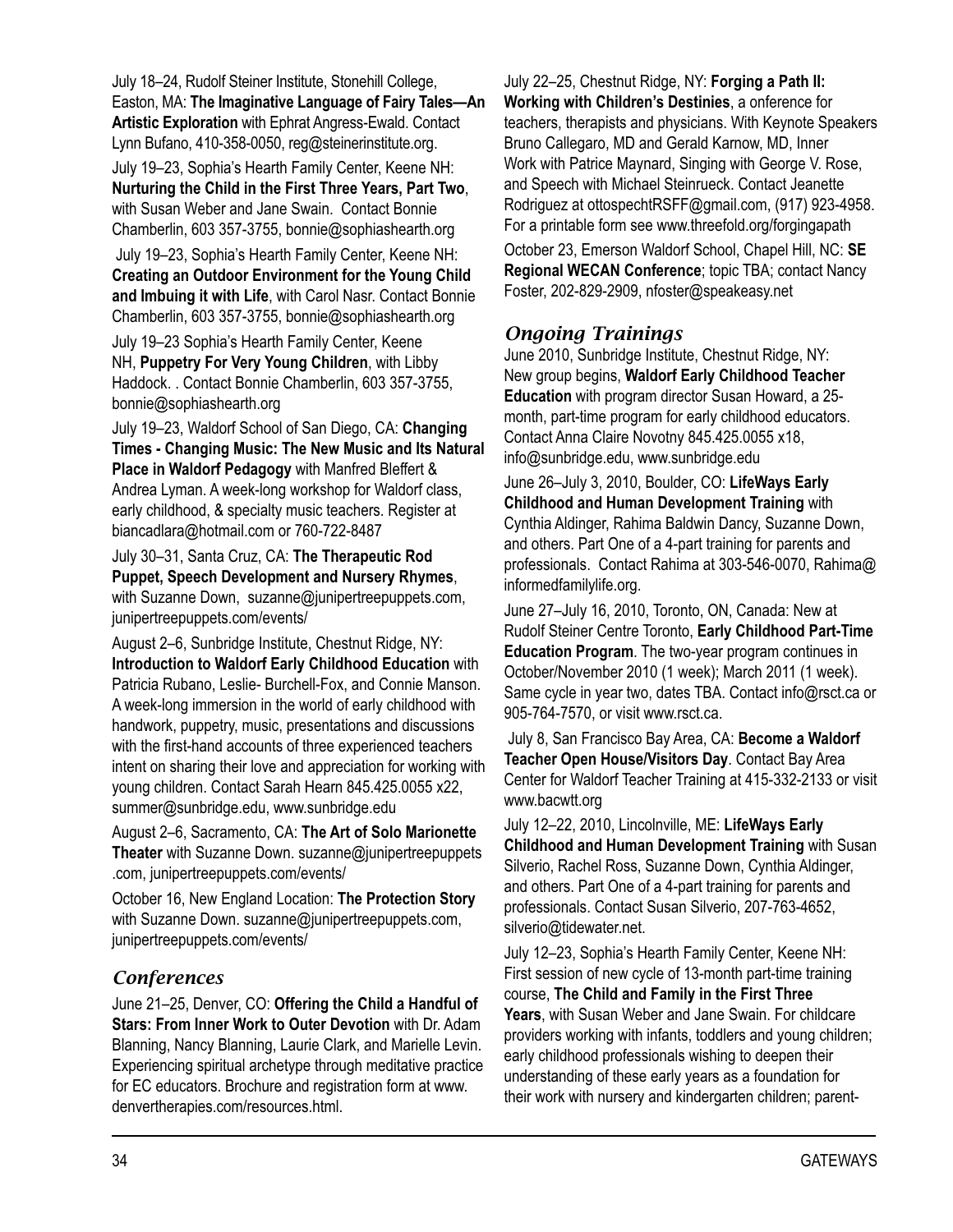July 18–24, Rudolf Steiner Institute, Stonehill College, Easton, MA: **The Imaginative Language of Fairy Tales—An Artistic Exploration** with Ephrat Angress-Ewald. Contact Lynn Bufano, 410-358-0050, reg@steinerinstitute.org.

July 19–23, Sophia's Hearth Family Center, Keene NH: **Nurturing the Child in the First Three Years, Part Two**, with Susan Weber and Jane Swain. Contact Bonnie Chamberlin, 603 357-3755, bonnie@sophiashearth.org

July 19–23, Sophia's Hearth Family Center, Keene NH: **Creating an Outdoor Environment for the Young Child and Imbuing it with Life**, with Carol Nasr. Contact Bonnie Chamberlin, 603 357-3755, bonnie@sophiashearth.org

July 19–23 Sophia's Hearth Family Center, Keene NH, **Puppetry For Very Young Children**, with Libby Haddock. . Contact Bonnie Chamberlin, 603 357-3755, bonnie@sophiashearth.org

July 19–23, Waldorf School of San Diego, CA: **Changing Times - Changing Music: The New Music and Its Natural Place in Waldorf Pedagogy** with Manfred Bleffert & Andrea Lyman. A week-long workshop for Waldorf class, early childhood, & specialty music teachers. Register at biancadlara@hotmail.com or 760-722-8487

July 30–31, Santa Cruz, CA: **The Therapeutic Rod Puppet, Speech Development and Nursery Rhymes**, with Suzanne Down, suzanne@junipertreepuppets.com, junipertreepuppets.com/events/

August 2–6, Sunbridge Institute, Chestnut Ridge, NY: **Introduction to Waldorf Early Childhood Education** with Patricia Rubano, Leslie- Burchell-Fox, and Connie Manson. A week-long immersion in the world of early childhood with handwork, puppetry, music, presentations and discussions with the first-hand accounts of three experienced teachers intent on sharing their love and appreciation for working with young children. Contact Sarah Hearn 845.425.0055 x22, summer@sunbridge.edu, www.sunbridge.edu

August 2–6, Sacramento, CA: **The Art of Solo Marionette Theater** with Suzanne Down. suzanne@junipertreepuppets .com, junipertreepuppets.com/events/

October 16, New England Location: **The Protection Story** with Suzanne Down. suzanne@junipertreepuppets.com, junipertreepuppets.com/events/

## *Conferences*

June 21–25, Denver, CO: **Offering the Child a Handful of Stars: From Inner Work to Outer Devotion** with Dr. Adam Blanning, Nancy Blanning, Laurie Clark, and Marielle Levin. Experiencing spiritual archetype through meditative practice for EC educators. Brochure and registration form at www.denvertherapies.com/resources.html.

July 22–25, Chestnut Ridge, NY: **Forging a Path II: Working with Children's Destinies**, a onference for teachers, therapists and physicians. With Keynote Speakers Bruno Callegaro, MD and Gerald Karnow, MD, Inner Work with Patrice Maynard, Singing with George V. Rose, and Speech with Michael Steinrueck. Contact Jeanette Rodriguez at ottospechtRSFF@gmail.com, (917) 923-4958. For a printable form see www.threefold.org/forgingapath

October 23, Emerson Waldorf School, Chapel Hill, NC: **SE Regional WECAN Conference**; topic TBA; contact Nancy Foster, 202-829-2909, nfoster@speakeasy.net

## *Ongoing Trainings*

June 2010, Sunbridge Institute, Chestnut Ridge, NY: New group begins, **Waldorf Early Childhood Teacher Education** with program director Susan Howard, a 25-month, part-time program for early childhood educators. Contact Anna Claire Novotny 845.425.0055 x18, info@sunbridge.edu, www.sunbridge.edu

June 26–July 3, 2010, Boulder, CO: **LifeWays Early Childhood and Human Development Training** with Cynthia Aldinger, Rahima Baldwin Dancy, Suzanne Down, and others. Part One of a 4-part training for parents and professionals. Contact Rahima at 303-546-0070, Rahima@informedfamilylife.org.

June 27–July 16, 2010, Toronto, ON, Canada: New at Rudolf Steiner Centre Toronto, **Early Childhood Part-Time Education Program**. The two-year program continues in October/November 2010 (1 week); March 2011 (1 week). Same cycle in year two, dates TBA. Contact info@rsct.ca or 905-764-7570, or visit www.rsct.ca.

July 8, San Francisco Bay Area, CA: **Become a Waldorf Teacher Open House/Visitors Day**. Contact Bay Area Center for Waldorf Teacher Training at 415-332-2133 or visit www.bacwtt.org

July 12–22, 2010, Lincolnville, ME: **LifeWays Early Childhood and Human Development Training** with Susan Silverio, Rachel Ross, Suzanne Down, Cynthia Aldinger, and others. Part One of a 4-part training for parents and professionals. Contact Susan Silverio, 207-763-4652, silverio@tidewater.net.

July 12–23, Sophia's Hearth Family Center, Keene NH: First session of new cycle of 13-month part-time training course, **The Child and Family in the First Three Years**, with Susan Weber and Jane Swain. For childcare providers working with infants, toddlers and young children; early childhood professionals wishing to deepen their understanding of these early years as a foundation for their work with nursery and kindergarten children; parent-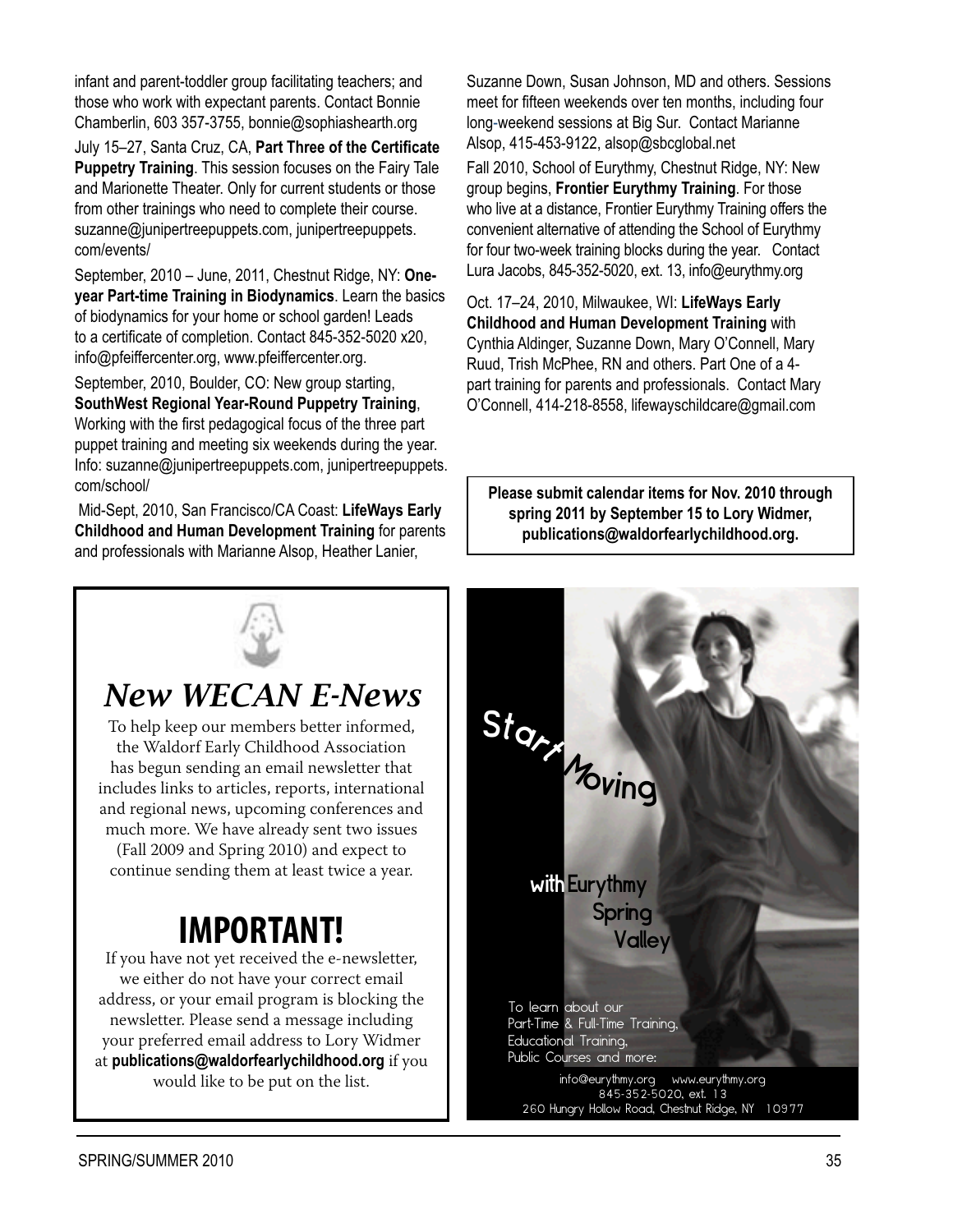infant and parent-toddler group facilitating teachers; and those who work with expectant parents. Contact Bonnie Chamberlin, 603 357-3755, bonnie@sophiashearth.org

July 15–27, Santa Cruz, CA, **Part Three of the Certificate Puppetry Training**. This session focuses on the Fairy Tale and Marionette Theater. Only for current students or those from other trainings who need to complete their course. suzanne@junipertreepuppets.com, junipertreepuppets.com/events/

September, 2010 – June, 2011, Chestnut Ridge, NY: **One-year Part-time Training in Biodynamics**. Learn the basics of biodynamics for your home or school garden! Leads to a certificate of completion. Contact 845-352-5020 x20, info@pfeiffercenter.org, www.pfeiffercenter.org.

September, 2010, Boulder, CO: New group starting, **SouthWest Regional Year-Round Puppetry Training**, Working with the first pedagogical focus of the three part puppet training and meeting six weekends during the year. Info: suzanne@junipertreepuppets.com, junipertreepuppets.com/school/

Mid-Sept, 2010, San Francisco/CA Coast: **LifeWays Early Childhood and Human Development Training** for parents and professionals with Marianne Alsop, Heather Lanier, Suzanne Down, Susan Johnson, MD and others. Sessions meet for fifteen weekends over ten months, including four long-weekend sessions at Big Sur. Contact Marianne Alsop, 415-453-9122, alsop@sbcglobal.net

Fall 2010, School of Eurythmy, Chestnut Ridge, NY: New group begins, **Frontier Eurythmy Training**. For those who live at a distance, Frontier Eurythmy Training offers the convenient alternative of attending the School of Eurythmy for four two-week training blocks during the year. Contact Lura Jacobs, 845-352-5020, ext. 13, info@eurythmy.org

Oct. 17–24, 2010, Milwaukee, WI: **LifeWays Early Childhood and Human Development Training** with Cynthia Aldinger, Suzanne Down, Mary O'Connell, Mary Ruud, Trish McPhee, RN and others. Part One of a 4-part training for parents and professionals. Contact Mary O'Connell, 414-218-8558, lifewayschildcare@gmail.com

**Please submit calendar items for Nov. 2010 through spring 2011 by September 15 to Lory Widmer, publications@waldorfearlychildhood.org.**

## *New WECAN E-News*

To help keep our members better informed, the Waldorf Early Childhood Association has begun sending an email newsletter that includes links to articles, reports, international and regional news, upcoming conferences and much more. We have already sent two issues (Fall 2009 and Spring 2010) and expect to continue sending them at least twice a year.

## IMPORTANT!

If you have not yet received the e-newsletter, we either do not have your correct email address, or your email program is blocking the newsletter. Please send a message including your preferred email address to Lory Widmer at **publications@waldorfearlychildhood.org** if you would like to be put on the list.

Start Moving

with Eurythmy Spring Valley

To learn about our Part-Time & Full-Time Training, Educational Training, Public Courses and more:

info@eurythmy.org www.eurythmy.org
845-352-5020, ext. 13
260 Hungry Hollow Road, Chestnut Ridge, NY 10977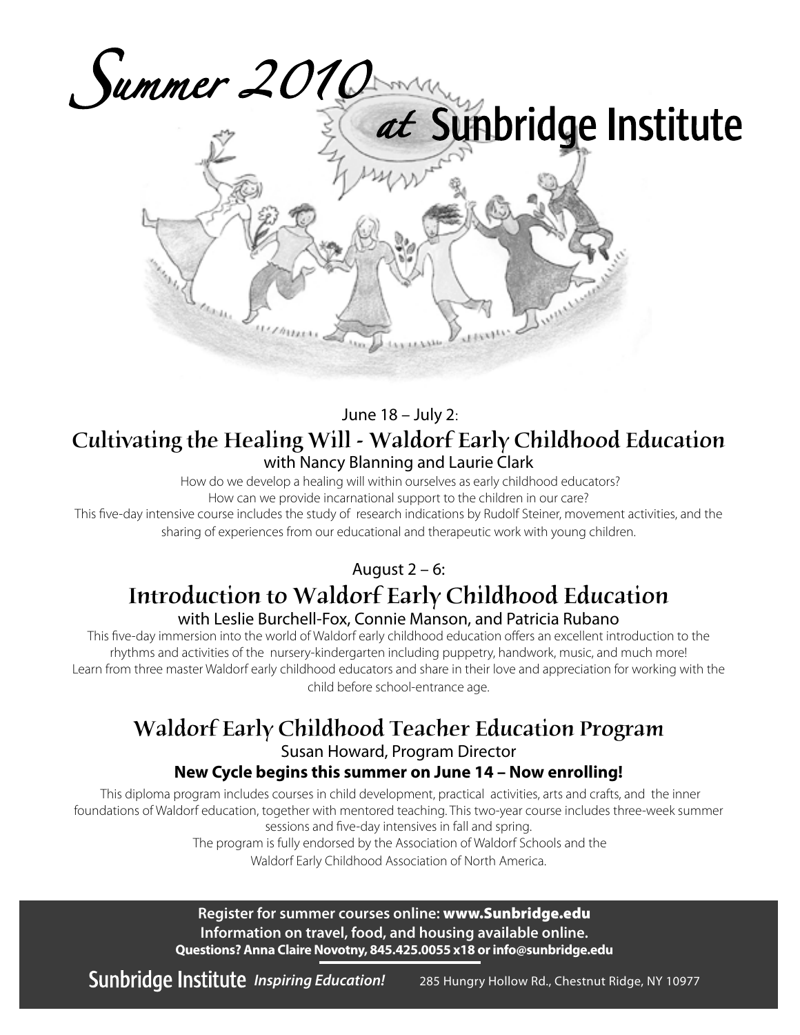# Summer 2010 at Sunbridge Institute

June 18 – July 2:

## Cultivating the Healing Will - Waldorf Early Childhood Education

with Nancy Blanning and Laurie Clark

How do we develop a healing will within ourselves as early childhood educators?
How can we provide incarnational support to the children in our care?
This five-day intensive course includes the study of research indications by Rudolf Steiner, movement activities, and the sharing of experiences from our educational and therapeutic work with young children.

August 2 – 6:

## Introduction to Waldorf Early Childhood Education

with Leslie Burchell-Fox, Connie Manson, and Patricia Rubano

This five-day immersion into the world of Waldorf early childhood education offers an excellent introduction to the rhythms and activities of the nursery-kindergarten including puppetry, handwork, music, and much more! Learn from three master Waldorf early childhood educators and share in their love and appreciation for working with the child before school-entrance age.

## Waldorf Early Childhood Teacher Education Program

Susan Howard, Program Director

**New Cycle begins this summer on June 14 – Now enrolling!**

This diploma program includes courses in child development, practical activities, arts and crafts, and the inner foundations of Waldorf education, together with mentored teaching. This two-year course includes three-week summer sessions and five-day intensives in fall and spring.
The program is fully endorsed by the Association of Waldorf Schools and the Waldorf Early Childhood Association of North America.

**Register for summer courses online: www.Sunbridge.edu**
**Information on travel, food, and housing available online.**
**Questions? Anna Claire Novotny, 845.425.0055 x18 or info@sunbridge.edu**

Sunbridge Institute *Inspiring Education!* 285 Hungry Hollow Rd., Chestnut Ridge, NY 10977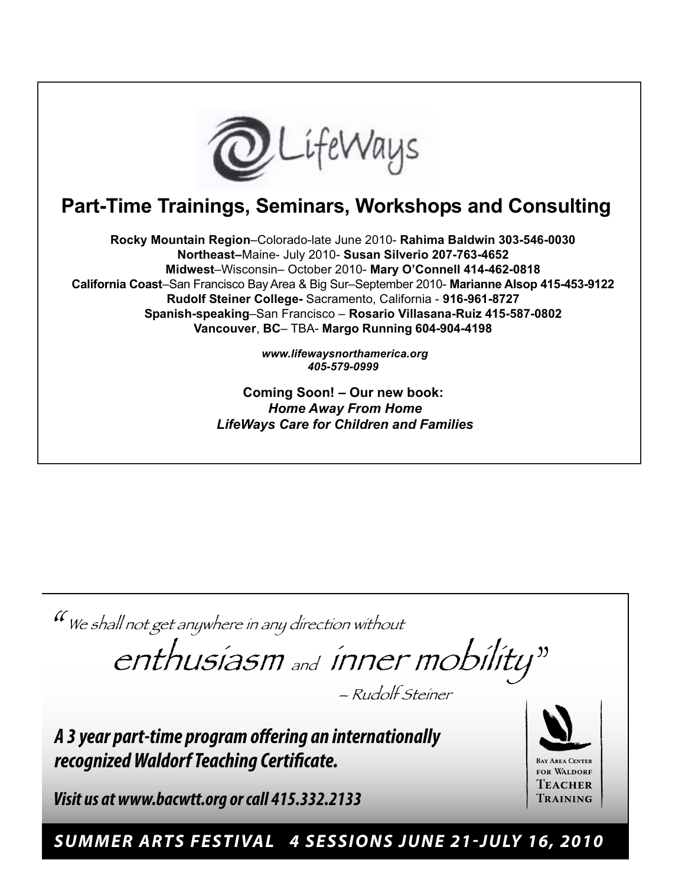LifeWays

## Part-Time Trainings, Seminars, Workshops and Consulting

**Rocky Mountain Region**–Colorado-late June 2010- **Rahima Baldwin 303-546-0030**
**Northeast–**Maine- July 2010- **Susan Silverio 207-763-4652**
**Midwest**–Wisconsin– October 2010- **Mary O'Connell 414-462-0818**
**California Coast**–San Francisco Bay Area & Big Sur–September 2010- **Marianne Alsop 415-453-9122**
**Rudolf Steiner College-** Sacramento, California - **916-961-8727**
**Spanish-speaking**–San Francisco – **Rosario Villasana-Ruiz 415-587-0802**
**Vancouver**, **BC**– TBA- **Margo Running 604-904-4198**

***www.lifewaysnorthamerica.org***
***405-579-0999***

**Coming Soon! – Our new book:**
***Home Away From Home***
***LifeWays Care for Children and Families***

---

*"We shall not get anywhere in any direction without enthusiasm and inner mobility"*

*– Rudolf Steiner*

***A 3 year part-time program offering an internationally recognized Waldorf Teaching Certificate.***

***Visit us at www.bacwtt.org or call 415.332.2133***

Bay Area Center for Waldorf Teacher Training

***SUMMER ARTS FESTIVAL 4 SESSIONS JUNE 21-JULY 16, 2010***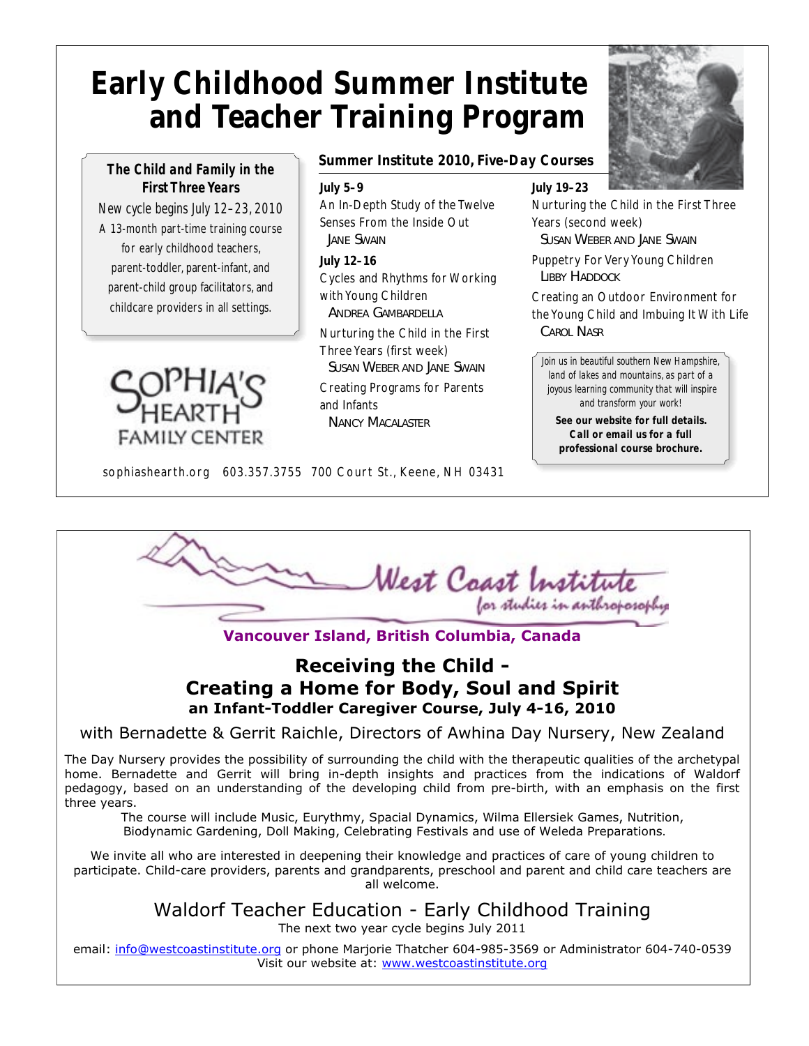# Early Childhood Summer Institute and Teacher Training Program

**The Child and Family in the First Three Years**

New cycle begins July 12–23, 2010

A 13-month part-time training course for early childhood teachers, parent-toddler, parent-infant, and parent-child group facilitators, and childcare providers in all settings.

SOPHIA'S HEARTH FAMILY CENTER

## Summer Institute 2010, Five-Day Courses

**July 5–9**

An In-Depth Study of the Twelve Senses From the Inside Out
JANE SWAIN

**July 12–16**

Cycles and Rhythms for Working with Young Children
ANDREA GAMBARDELLA

Nurturing the Child in the First Three Years (first week)
SUSAN WEBER AND JANE SWAIN

Creating Programs for Parents and Infants
NANCY MACALASTER

**July 19–23**

Nurturing the Child in the First Three Years (second week)
SUSAN WEBER AND JANE SWAIN

Puppetry For Very Young Children
LIBBY HADDOCK

Creating an Outdoor Environment for the Young Child and Imbuing It With Life
CAROL NASR

*Join us in beautiful southern New Hampshire, land of lakes and mountains, as part of a joyous learning community that will inspire and transform your work!*

**See our website for full details. Call or email us for a full professional course brochure.**

sophiashearth.org 603.357.3755 700 Court St., Keene, NH 03431

---

West Coast Institute for studies in anthroposophy

**Vancouver Island, British Columbia, Canada**

## Receiving the Child - Creating a Home for Body, Soul and Spirit

**an Infant-Toddler Caregiver Course, July 4-16, 2010**

with Bernadette & Gerrit Raichle, Directors of Awhina Day Nursery, New Zealand

The Day Nursery provides the possibility of surrounding the child with the therapeutic qualities of the archetypal home. Bernadette and Gerrit will bring in-depth insights and practices from the indications of Waldorf pedagogy, based on an understanding of the developing child from pre-birth, with an emphasis on the first three years.

The course will include Music, Eurythmy, Spacial Dynamics, Wilma Ellersiek Games, Nutrition, Biodynamic Gardening, Doll Making, Celebrating Festivals and use of Weleda Preparations.

We invite all who are interested in deepening their knowledge and practices of care of young children to participate. Child-care providers, parents and grandparents, preschool and parent and child care teachers are all welcome.

### Waldorf Teacher Education - Early Childhood Training

The next two year cycle begins July 2011

email: info@westcoastinstitute.org or phone Marjorie Thatcher 604-985-3569 or Administrator 604-740-0539
Visit our website at: www.westcoastinstitute.org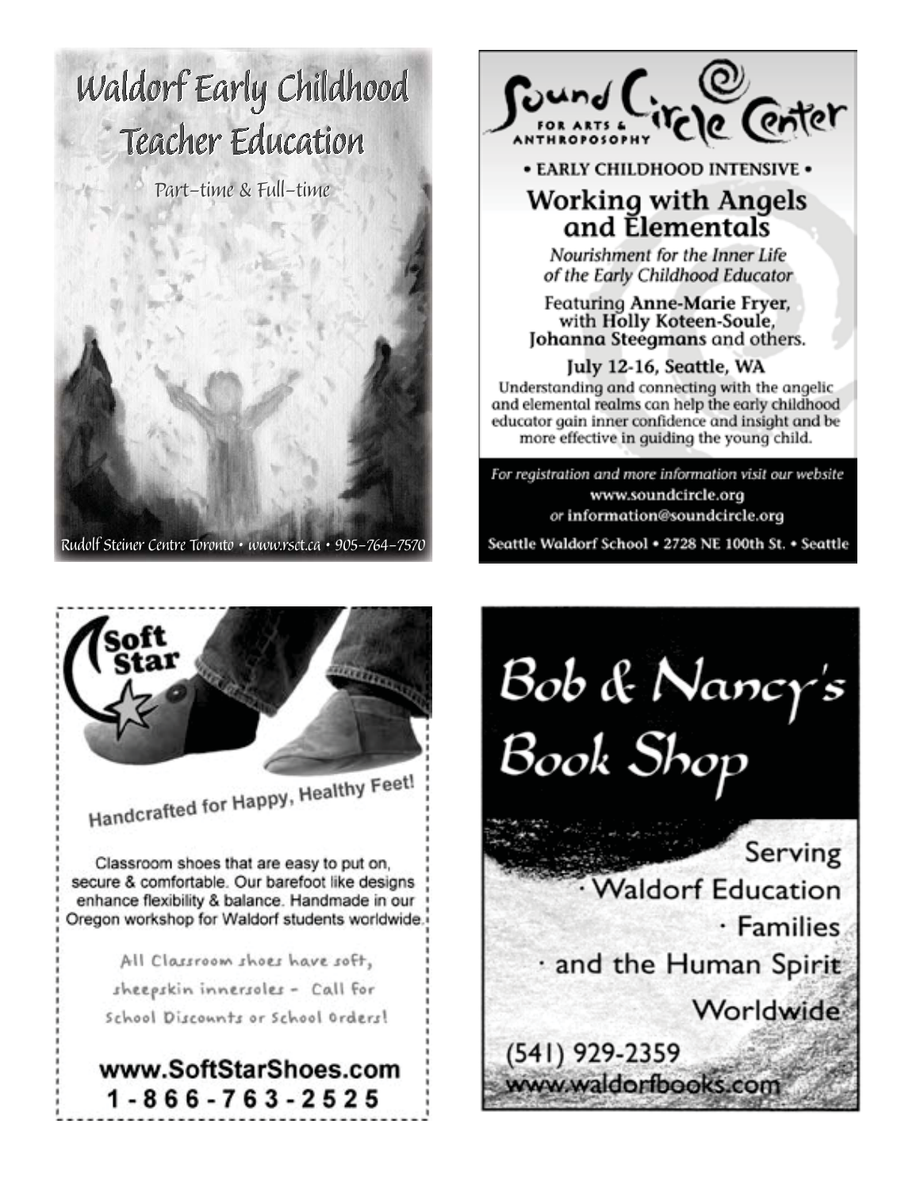# Waldorf Early Childhood Teacher Education

Part-time & Full-time

Rudolf Steiner Centre Toronto • www.rsct.ca • 905-764-7570

---

**Sound Circle Center** FOR ARTS & ANTHROPOSOPHY

• EARLY CHILDHOOD INTENSIVE •

## Working with Angels and Elementals

*Nourishment for the Inner Life of the Early Childhood Educator*

Featuring **Anne-Marie Fryer,** with **Holly Koteen-Soule, Johanna Steegmans** and others.

**July 12-16, Seattle, WA**

Understanding and connecting with the angelic and elemental realms can help the early childhood educator gain inner confidence and insight and be more effective in guiding the young child.

*For registration and more information visit our website*
**www.soundcircle.org**
*or* **information@soundcircle.org**

**Seattle Waldorf School • 2728 NE 100th St. • Seattle**

---

**Soft Star**

**Handcrafted for Happy, Healthy Feet!**

Classroom shoes that are easy to put on, secure & comfortable. Our barefoot like designs enhance flexibility & balance. Handmade in our Oregon workshop for Waldorf students worldwide.

All Classroom shoes have soft, sheepskin innersoles - Call for School Discounts or School Orders!

**www.SoftStarShoes.com**
**1-866-763-2525**

---

# Bob & Nancy's Book Shop

Serving
· Waldorf Education
· Families
· and the Human Spirit
Worldwide

(541) 929-2359
www.waldorfbooks.com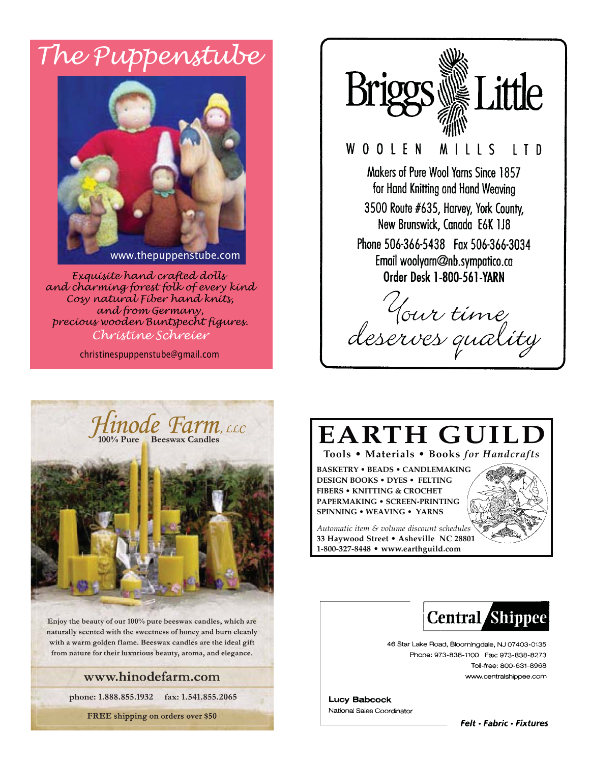# The Puppenstube

www.thepuppenstube.com

*Exquisite hand crafted dolls*
*and charming forest folk of every kind*
*Cosy natural Fiber hand knits,*
*and from Germany,*
*precious wooden Buntspecht figures.*
*Christine Schreier*

christinespuppenstube@gmail.com

---

# Briggs Little

WOOLEN MILLS LTD

Makers of Pure Wool Yarns Since 1857
for Hand Knitting and Hand Weaving

3500 Route #635, Harvey, York County,
New Brunswick, Canada E6K 1J8

Phone 506-366-5438 Fax 506-366-3034
Email woolyarn@nb.sympatico.ca
**Order Desk 1-800-561-YARN**

*Your time deserves quality*

---

# Hinode Farm, LLC

100% Pure Beeswax Candles

Enjoy the beauty of our 100% pure beeswax candles, which are naturally scented with the sweetness of honey and burn cleanly with a warm golden flame. Beeswax candles are the ideal gift from nature for their luxurious beauty, aroma, and elegance.

**www.hinodefarm.com**

phone: 1.888.855.1932 fax: 1.541.855.2065

FREE shipping on orders over $50

---

# EARTH GUILD

**Tools • Materials • Books *for Handcrafts***

**BASKETRY • BEADS • CANDLEMAKING**
**DESIGN BOOKS • DYES • FELTING**
**FIBERS • KNITTING & CROCHET**
**PAPERMAKING • SCREEN-PRINTING**
**SPINNING • WEAVING • YARNS**

*Automatic item & volume discount schedules*
**33 Haywood Street • Asheville NC 28801**
**1-800-327-8448 • www.earthguild.com**

---

# Central Shippee

46 Star Lake Road, Bloomingdale, NJ 07403-0135
Phone: 973-838-1100 Fax: 973-838-8273
Toll-free: 800-631-8968
www.centralshippee.com

**Lucy Babcock**
National Sales Coordinator

***Felt • Fabric • Fixtures***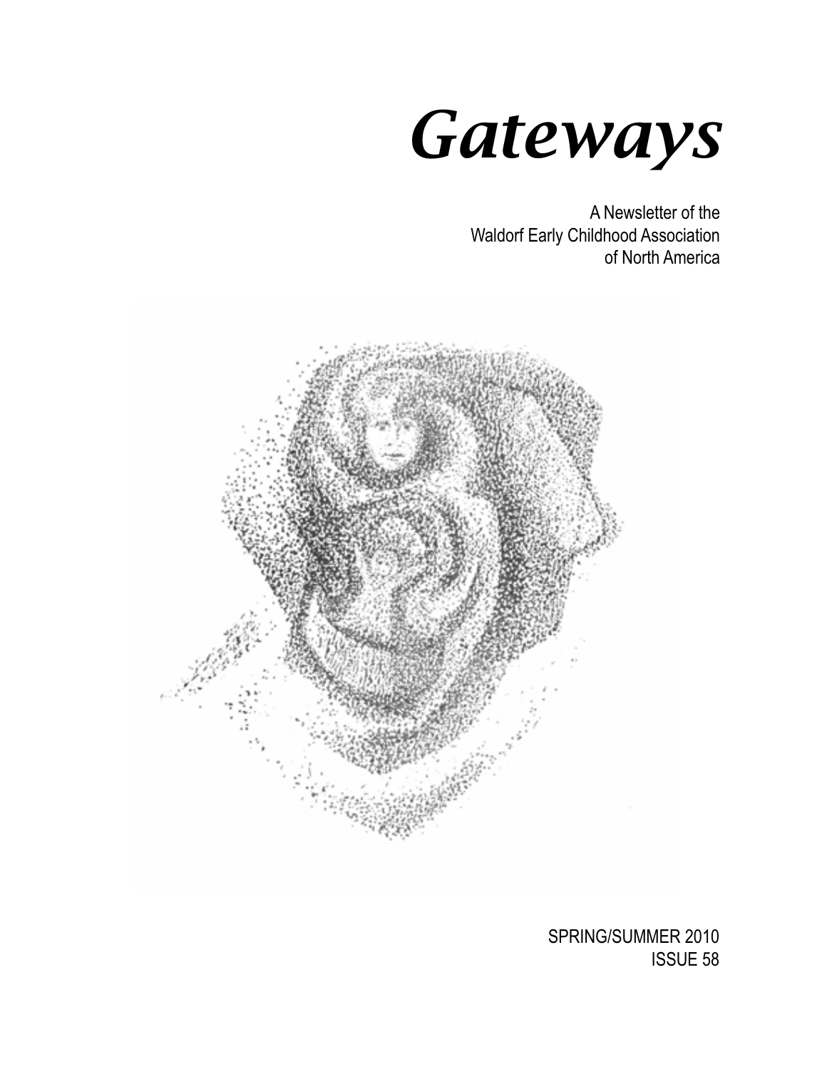# Gateways

A Newsletter of the
Waldorf Early Childhood Association
of North America

SPRING/SUMMER 2010
ISSUE 58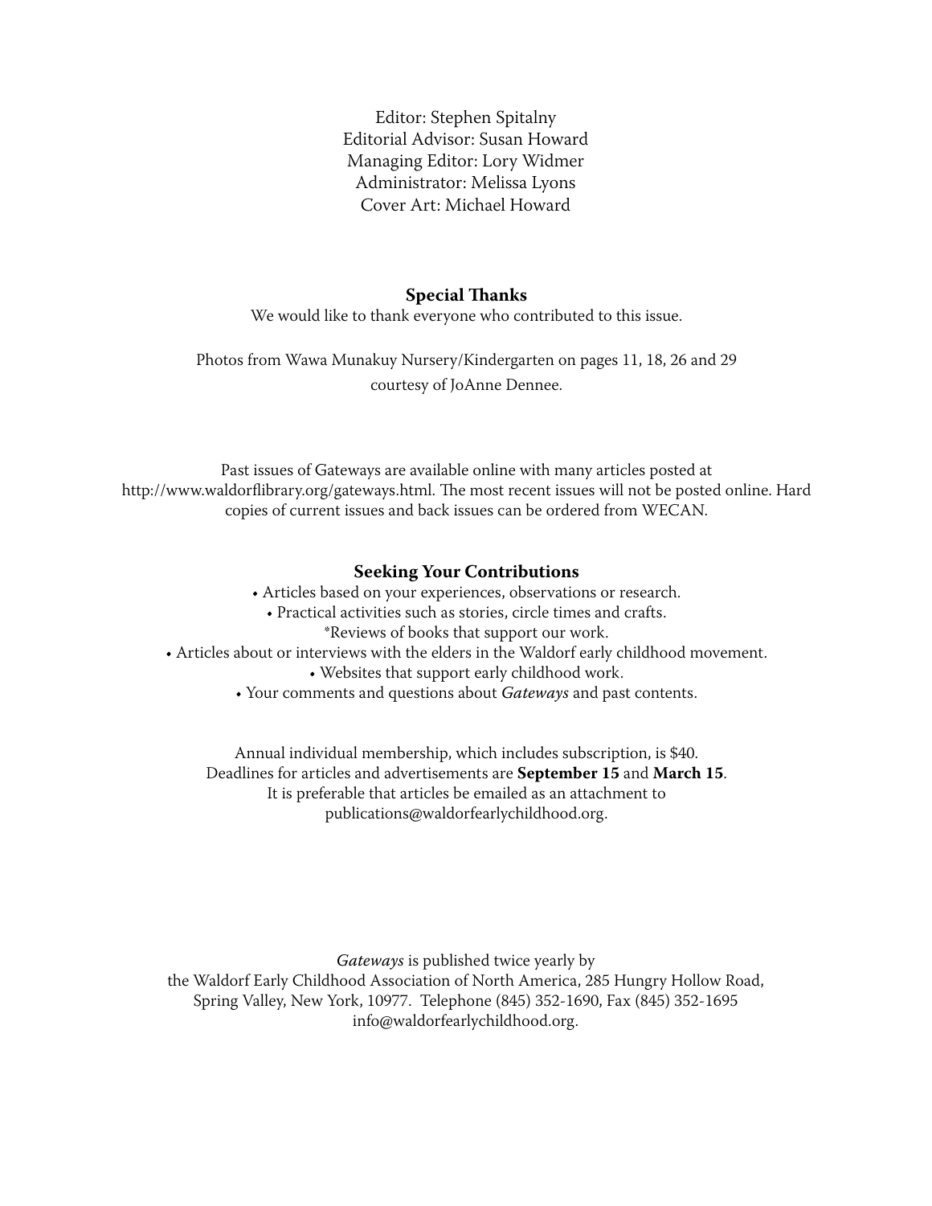Editor: Stephen Spitalny
Editorial Advisor: Susan Howard
Managing Editor: Lory Widmer
Administrator: Melissa Lyons
Cover Art: Michael Howard

**Special Thanks**

We would like to thank everyone who contributed to this issue.

Photos from Wawa Munakuy Nursery/Kindergarten on pages 11, 18, 26 and 29 courtesy of JoAnne Dennee.

Past issues of Gateways are available online with many articles posted at http://www.waldorflibrary.org/gateways.html. The most recent issues will not be posted online. Hard copies of current issues and back issues can be ordered from WECAN.

**Seeking Your Contributions**

- Articles based on your experiences, observations or research.
- Practical activities such as stories, circle times and crafts.
*Reviews of books that support our work.
- Articles about or interviews with the elders in the Waldorf early childhood movement.
- Websites that support early childhood work.
- Your comments and questions about *Gateways* and past contents.

Annual individual membership, which includes subscription, is $40.
Deadlines for articles and advertisements are **September 15** and **March 15**.
It is preferable that articles be emailed as an attachment to publications@waldorfearlychildhood.org.

*Gateways* is published twice yearly by the Waldorf Early Childhood Association of North America, 285 Hungry Hollow Road, Spring Valley, New York, 10977. Telephone (845) 352-1690, Fax (845) 352-1695 info@waldorfearlychildhood.org.